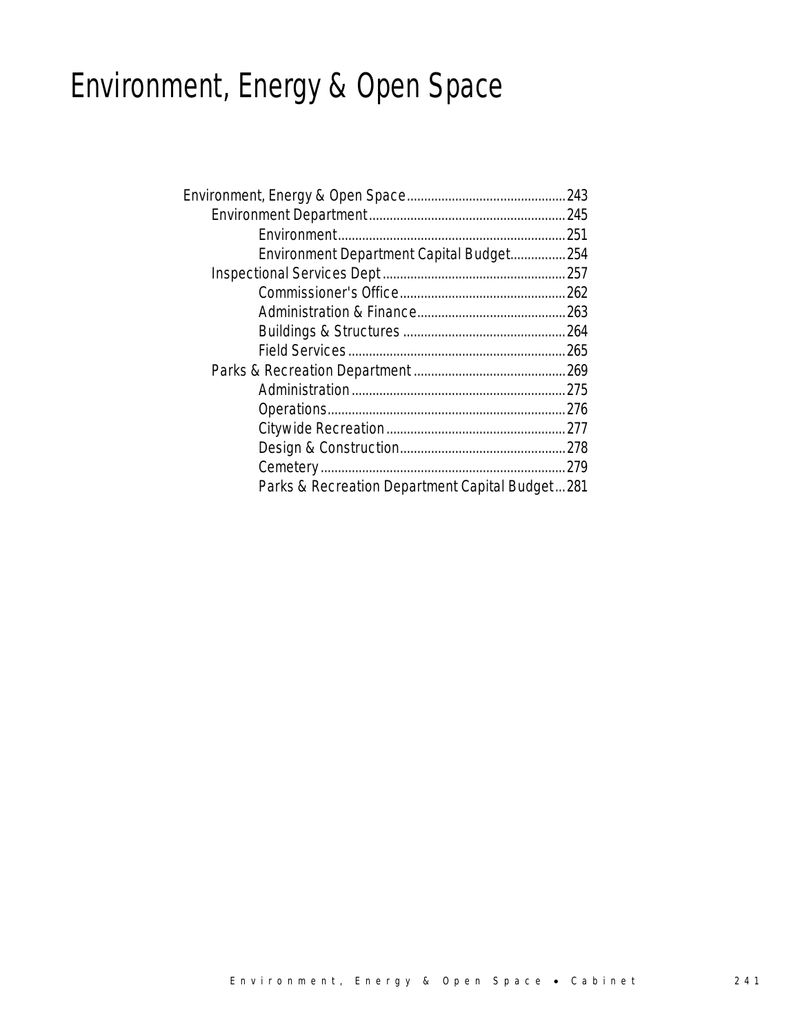# Environment, Energy & Open Space

- Environment, Energy & Open Space .......... 243
  - Environment Department .......... 245
    - Environment .......... 251
    - Environment Department Capital Budget .......... 254
  - Inspectional Services Dept .......... 257
    - Commissioner's Office .......... 262
    - Administration & Finance .......... 263
    - Buildings & Structures .......... 264
    - Field Services .......... 265
  - Parks & Recreation Department .......... 269
    - Administration .......... 275
    - Operations .......... 276
    - Citywide Recreation .......... 277
    - Design & Construction .......... 278
    - Cemetery .......... 279
    - Parks & Recreation Department Capital Budget .......... 281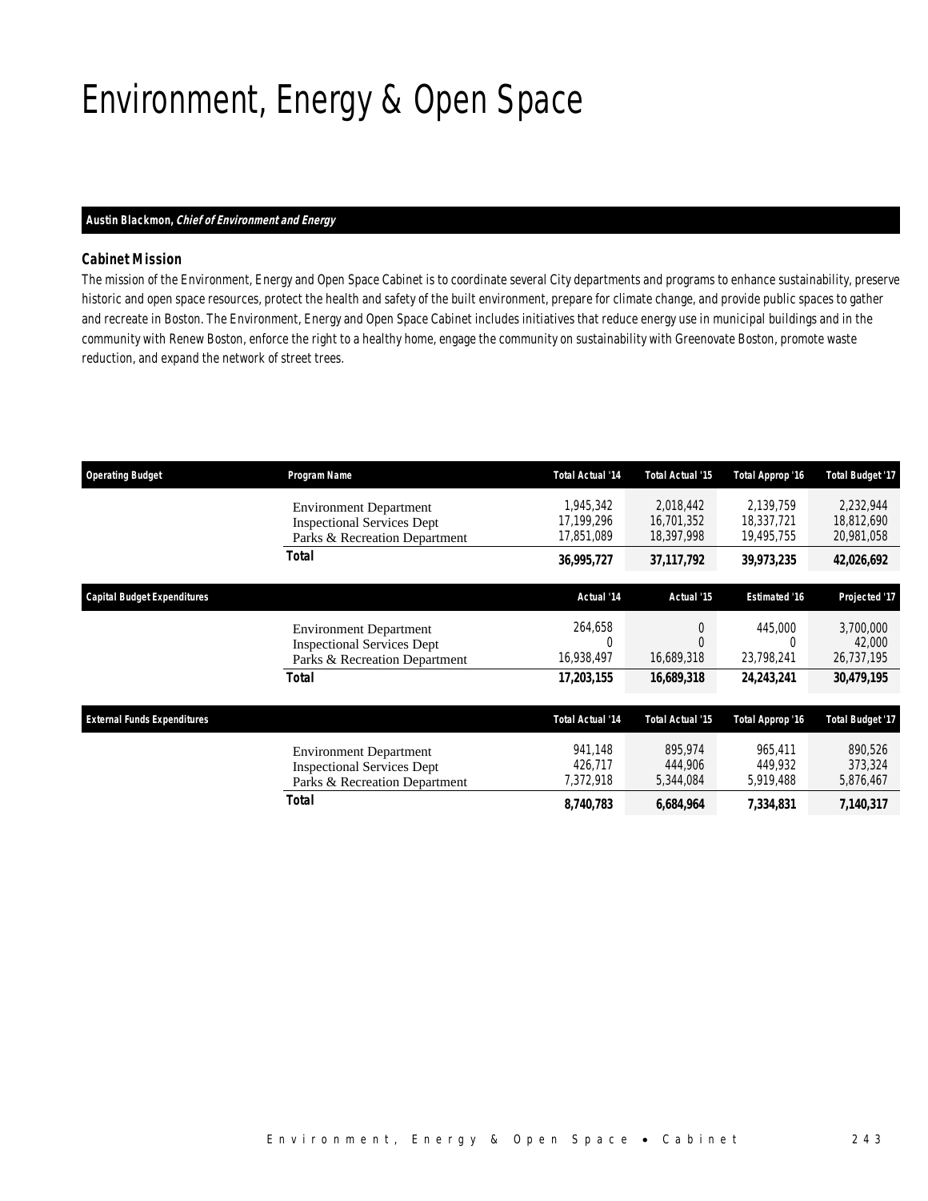# Environment, Energy & Open Space

**Austin Blackmon, *Chief of Environment and Energy***

### Cabinet Mission

The mission of the Environment, Energy and Open Space Cabinet is to coordinate several City departments and programs to enhance sustainability, preserve historic and open space resources, protect the health and safety of the built environment, prepare for climate change, and provide public spaces to gather and recreate in Boston. The Environment, Energy and Open Space Cabinet includes initiatives that reduce energy use in municipal buildings and in the community with Renew Boston, enforce the right to a healthy home, engage the community on sustainability with Greenovate Boston, promote waste reduction, and expand the network of street trees.

| Operating Budget | Program Name | Total Actual '14 | Total Actual '15 | Total Approp '16 | Total Budget '17 |
|---|---|---|---|---|---|
| | Environment Department | 1,945,342 | 2,018,442 | 2,139,759 | 2,232,944 |
| | Inspectional Services Dept | 17,199,296 | 16,701,352 | 18,337,721 | 18,812,690 |
| | Parks & Recreation Department | 17,851,089 | 18,397,998 | 19,495,755 | 20,981,058 |
| | **Total** | **36,995,727** | **37,117,792** | **39,973,235** | **42,026,692** |

| Capital Budget Expenditures | | Actual '14 | Actual '15 | Estimated '16 | Projected '17 |
|---|---|---|---|---|---|
| | Environment Department | 264,658 | 0 | 445,000 | 3,700,000 |
| | Inspectional Services Dept | 0 | 0 | 0 | 42,000 |
| | Parks & Recreation Department | 16,938,497 | 16,689,318 | 23,798,241 | 26,737,195 |
| | **Total** | **17,203,155** | **16,689,318** | **24,243,241** | **30,479,195** |

| External Funds Expenditures | | Total Actual '14 | Total Actual '15 | Total Approp '16 | Total Budget '17 |
|---|---|---|---|---|---|
| | Environment Department | 941,148 | 895,974 | 965,411 | 890,526 |
| | Inspectional Services Dept | 426,717 | 444,906 | 449,932 | 373,324 |
| | Parks & Recreation Department | 7,372,918 | 5,344,084 | 5,919,488 | 5,876,467 |
| | **Total** | **8,740,783** | **6,684,964** | **7,334,831** | **7,140,317** |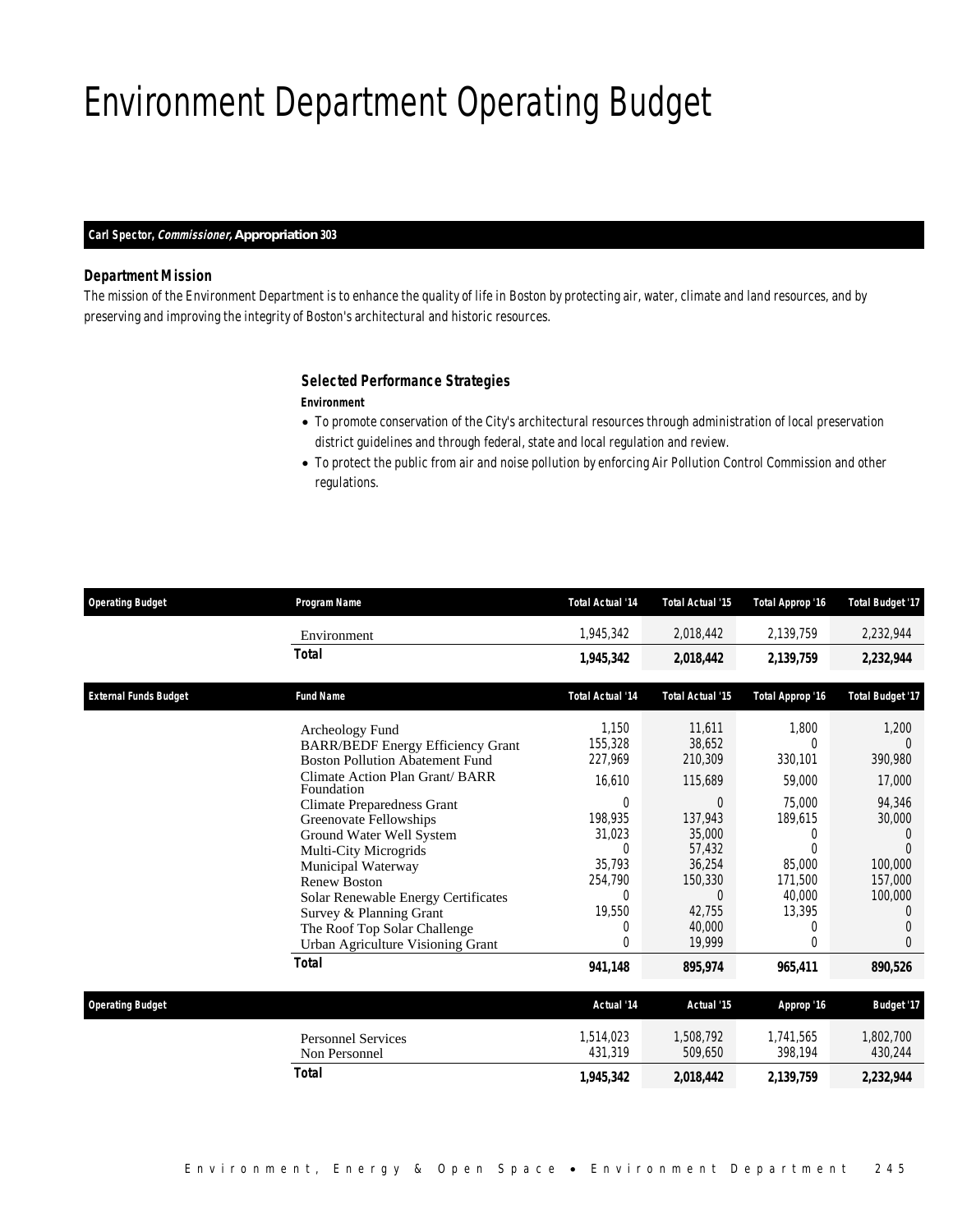# Environment Department Operating Budget

**Carl Spector, *Commissioner,* Appropriation 303**

### *Department Mission*

*The mission of the Environment Department is to enhance the quality of life in Boston by protecting air, water, climate and land resources, and by preserving and improving the integrity of Boston's architectural and historic resources.*

### *Selected Performance Strategies*

**Environment**

- To promote conservation of the City's architectural resources through administration of local preservation district guidelines and through federal, state and local regulation and review.
- To protect the public from air and noise pollution by enforcing Air Pollution Control Commission and other regulations.

| Operating Budget | Program Name | Total Actual '14 | Total Actual '15 | Total Approp '16 | Total Budget '17 |
|---|---|---|---|---|---|
| | Environment | 1,945,342 | 2,018,442 | 2,139,759 | 2,232,944 |
| | **Total** | **1,945,342** | **2,018,442** | **2,139,759** | **2,232,944** |

| External Funds Budget | Fund Name | Total Actual '14 | Total Actual '15 | Total Approp '16 | Total Budget '17 |
|---|---|---|---|---|---|
| | Archeology Fund | 1,150 | 11,611 | 1,800 | 1,200 |
| | BARR/BEDF Energy Efficiency Grant | 155,328 | 38,652 | 0 | 0 |
| | Boston Pollution Abatement Fund | 227,969 | 210,309 | 330,101 | 390,980 |
| | Climate Action Plan Grant/ BARR Foundation | 16,610 | 115,689 | 59,000 | 17,000 |
| | Climate Preparedness Grant | 0 | 0 | 75,000 | 94,346 |
| | Greenovate Fellowships | 198,935 | 137,943 | 189,615 | 30,000 |
| | Ground Water Well System | 31,023 | 35,000 | 0 | 0 |
| | Multi-City Microgrids | 0 | 57,432 | 0 | 0 |
| | Municipal Waterway | 35,793 | 36,254 | 85,000 | 100,000 |
| | Renew Boston | 254,790 | 150,330 | 171,500 | 157,000 |
| | Solar Renewable Energy Certificates | 0 | 0 | 40,000 | 100,000 |
| | Survey & Planning Grant | 19,550 | 42,755 | 13,395 | 0 |
| | The Roof Top Solar Challenge | 0 | 40,000 | 0 | 0 |
| | Urban Agriculture Visioning Grant | 0 | 19,999 | 0 | 0 |
| | **Total** | **941,148** | **895,974** | **965,411** | **890,526** |

| Operating Budget | | Actual '14 | Actual '15 | Approp '16 | Budget '17 |
|---|---|---|---|---|---|
| | Personnel Services | 1,514,023 | 1,508,792 | 1,741,565 | 1,802,700 |
| | Non Personnel | 431,319 | 509,650 | 398,194 | 430,244 |
| | **Total** | **1,945,342** | **2,018,442** | **2,139,759** | **2,232,944** |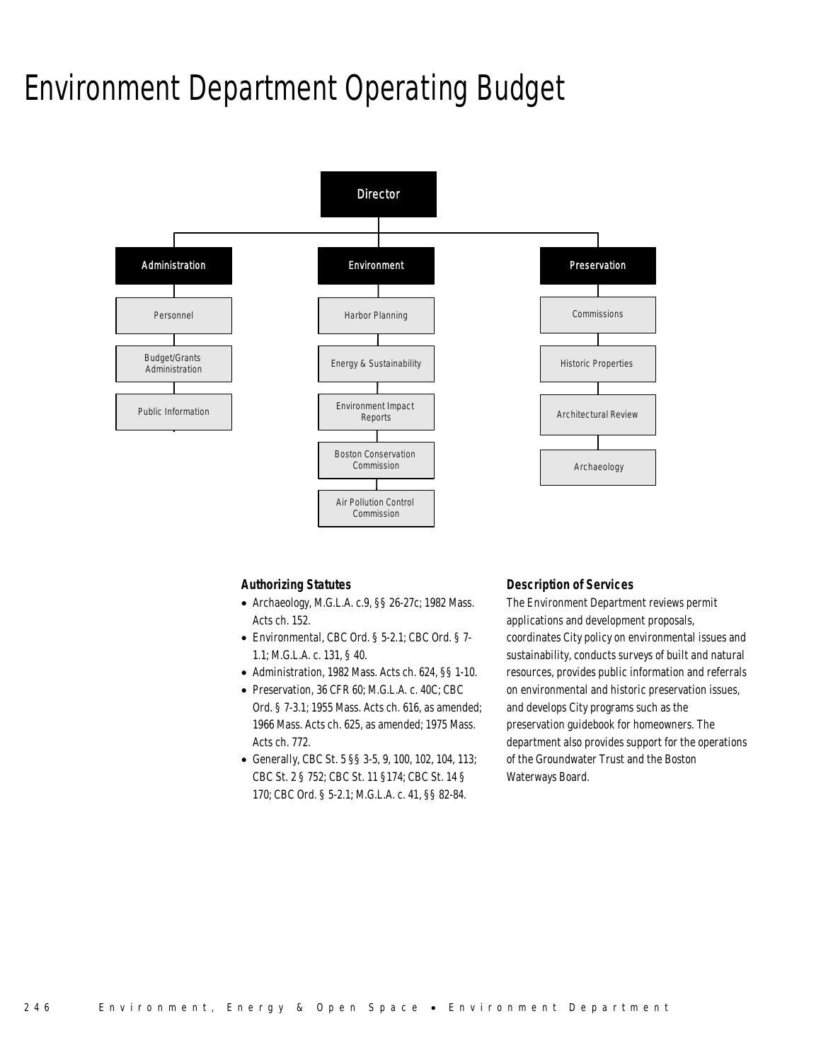# Environment Department Operating Budget

Director

Administration
- Personnel
- Budget/Grants Administration
- Public Information

Environment
- Harbor Planning
- Energy & Sustainability
- Environment Impact Reports
- Boston Conservation Commission
- Air Pollution Control Commission

Preservation
- Commissions
- Historic Properties
- Architectural Review
- Archaeology

### Authorizing Statutes

- Archaeology, M.G.L.A. c.9, §§ 26-27c; 1982 Mass. Acts ch. 152.
- Environmental, CBC Ord. § 5-2.1; CBC Ord. § 7-1.1; M.G.L.A. c. 131, § 40.
- Administration, 1982 Mass. Acts ch. 624, §§ 1-10.
- Preservation, 36 CFR 60; M.G.L.A. c. 40C; CBC Ord. § 7-3.1; 1955 Mass. Acts ch. 616, as amended; 1966 Mass. Acts ch. 625, as amended; 1975 Mass. Acts ch. 772.
- Generally, CBC St. 5 §§ 3-5, 9, 100, 102, 104, 113; CBC St. 2 § 752; CBC St. 11 §174; CBC St. 14 § 170; CBC Ord. § 5-2.1; M.G.L.A. c. 41, §§ 82-84.

### Description of Services

The Environment Department reviews permit applications and development proposals, coordinates City policy on environmental issues and sustainability, conducts surveys of built and natural resources, provides public information and referrals on environmental and historic preservation issues, and develops City programs such as the preservation guidebook for homeowners. The department also provides support for the operations of the Groundwater Trust and the Boston Waterways Board.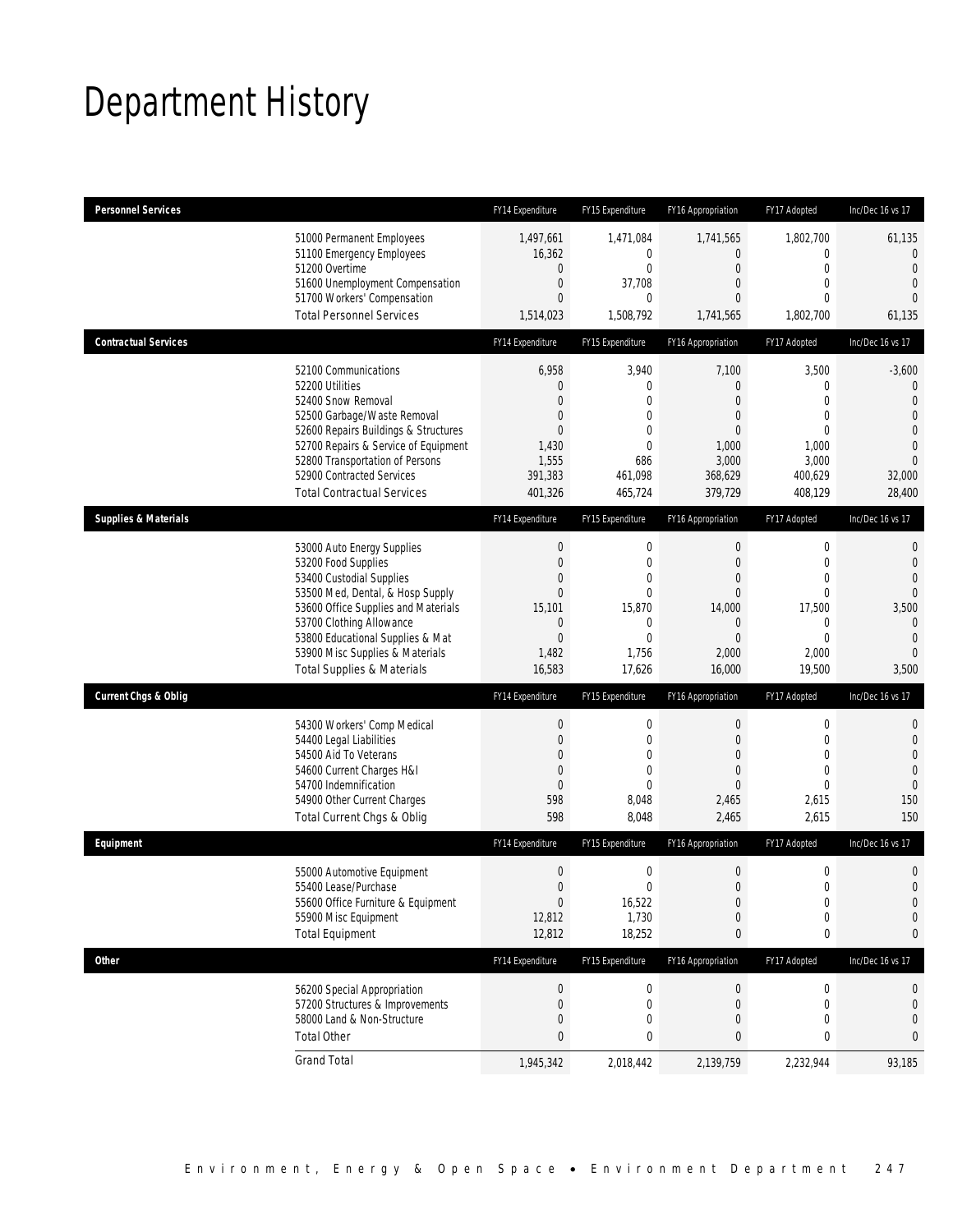# Department History

| Personnel Services | FY14 Expenditure | FY15 Expenditure | FY16 Appropriation | FY17 Adopted | Inc/Dec 16 vs 17 |
|---|---|---|---|---|---|
| 51000 Permanent Employees | 1,497,661 | 1,471,084 | 1,741,565 | 1,802,700 | 61,135 |
| 51100 Emergency Employees | 16,362 | 0 | 0 | 0 | 0 |
| 51200 Overtime | 0 | 0 | 0 | 0 | 0 |
| 51600 Unemployment Compensation | 0 | 37,708 | 0 | 0 | 0 |
| 51700 Workers' Compensation | 0 | 0 | 0 | 0 | 0 |
| Total Personnel Services | 1,514,023 | 1,508,792 | 1,741,565 | 1,802,700 | 61,135 |

| Contractual Services | FY14 Expenditure | FY15 Expenditure | FY16 Appropriation | FY17 Adopted | Inc/Dec 16 vs 17 |
|---|---|---|---|---|---|
| 52100 Communications | 6,958 | 3,940 | 7,100 | 3,500 | -3,600 |
| 52200 Utilities | 0 | 0 | 0 | 0 | 0 |
| 52400 Snow Removal | 0 | 0 | 0 | 0 | 0 |
| 52500 Garbage/Waste Removal | 0 | 0 | 0 | 0 | 0 |
| 52600 Repairs Buildings & Structures | 0 | 0 | 0 | 0 | 0 |
| 52700 Repairs & Service of Equipment | 1,430 | 0 | 1,000 | 1,000 | 0 |
| 52800 Transportation of Persons | 1,555 | 686 | 3,000 | 3,000 | 0 |
| 52900 Contracted Services | 391,383 | 461,098 | 368,629 | 400,629 | 32,000 |
| Total Contractual Services | 401,326 | 465,724 | 379,729 | 408,129 | 28,400 |

| Supplies & Materials | FY14 Expenditure | FY15 Expenditure | FY16 Appropriation | FY17 Adopted | Inc/Dec 16 vs 17 |
|---|---|---|---|---|---|
| 53000 Auto Energy Supplies | 0 | 0 | 0 | 0 | 0 |
| 53200 Food Supplies | 0 | 0 | 0 | 0 | 0 |
| 53400 Custodial Supplies | 0 | 0 | 0 | 0 | 0 |
| 53500 Med, Dental, & Hosp Supply | 0 | 0 | 0 | 0 | 0 |
| 53600 Office Supplies and Materials | 15,101 | 15,870 | 14,000 | 17,500 | 3,500 |
| 53700 Clothing Allowance | 0 | 0 | 0 | 0 | 0 |
| 53800 Educational Supplies & Mat | 0 | 0 | 0 | 0 | 0 |
| 53900 Misc Supplies & Materials | 1,482 | 1,756 | 2,000 | 2,000 | 0 |
| Total Supplies & Materials | 16,583 | 17,626 | 16,000 | 19,500 | 3,500 |

| Current Chgs & Oblig | FY14 Expenditure | FY15 Expenditure | FY16 Appropriation | FY17 Adopted | Inc/Dec 16 vs 17 |
|---|---|---|---|---|---|
| 54300 Workers' Comp Medical | 0 | 0 | 0 | 0 | 0 |
| 54400 Legal Liabilities | 0 | 0 | 0 | 0 | 0 |
| 54500 Aid To Veterans | 0 | 0 | 0 | 0 | 0 |
| 54600 Current Charges H&I | 0 | 0 | 0 | 0 | 0 |
| 54700 Indemnification | 0 | 0 | 0 | 0 | 0 |
| 54900 Other Current Charges | 598 | 8,048 | 2,465 | 2,615 | 150 |
| Total Current Chgs & Oblig | 598 | 8,048 | 2,465 | 2,615 | 150 |

| Equipment | FY14 Expenditure | FY15 Expenditure | FY16 Appropriation | FY17 Adopted | Inc/Dec 16 vs 17 |
|---|---|---|---|---|---|
| 55000 Automotive Equipment | 0 | 0 | 0 | 0 | 0 |
| 55400 Lease/Purchase | 0 | 0 | 0 | 0 | 0 |
| 55600 Office Furniture & Equipment | 0 | 16,522 | 0 | 0 | 0 |
| 55900 Misc Equipment | 12,812 | 1,730 | 0 | 0 | 0 |
| Total Equipment | 12,812 | 18,252 | 0 | 0 | 0 |

| Other | FY14 Expenditure | FY15 Expenditure | FY16 Appropriation | FY17 Adopted | Inc/Dec 16 vs 17 |
|---|---|---|---|---|---|
| 56200 Special Appropriation | 0 | 0 | 0 | 0 | 0 |
| 57200 Structures & Improvements | 0 | 0 | 0 | 0 | 0 |
| 58000 Land & Non-Structure | 0 | 0 | 0 | 0 | 0 |
| Total Other | 0 | 0 | 0 | 0 | 0 |
| Grand Total | 1,945,342 | 2,018,442 | 2,139,759 | 2,232,944 | 93,185 |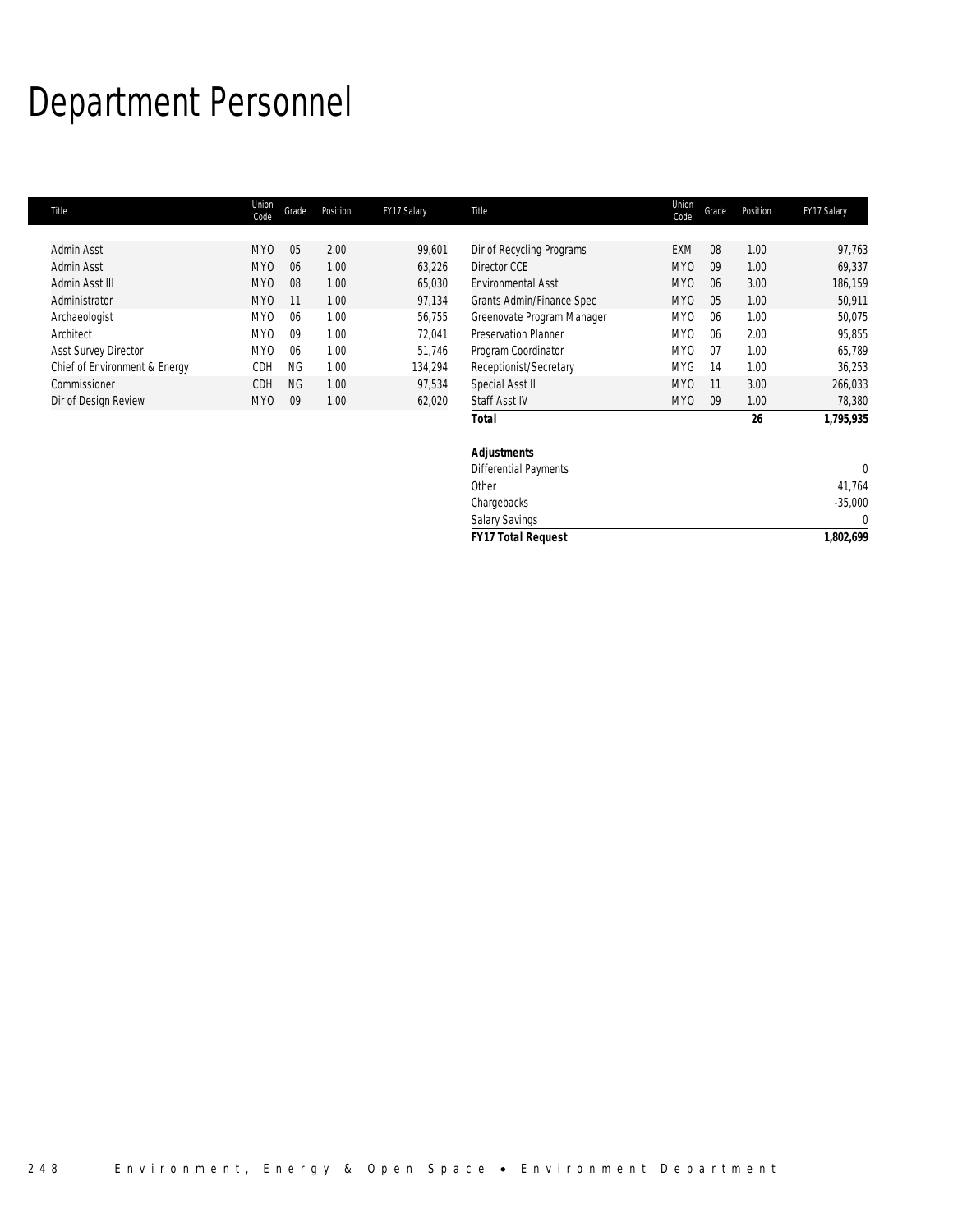# Department Personnel

| Title | Union Code | Grade | Position | FY17 Salary |
|---|---|---|---|---|
| Admin Asst | MYO | 05 | 2.00 | 99,601 |
| Admin Asst | MYO | 06 | 1.00 | 63,226 |
| Admin Asst III | MYO | 08 | 1.00 | 65,030 |
| Administrator | MYO | 11 | 1.00 | 97,134 |
| Archaeologist | MYO | 06 | 1.00 | 56,755 |
| Architect | MYO | 09 | 1.00 | 72,041 |
| Asst Survey Director | MYO | 06 | 1.00 | 51,746 |
| Chief of Environment & Energy | CDH | NG | 1.00 | 134,294 |
| Commissioner | CDH | NG | 1.00 | 97,534 |
| Dir of Design Review | MYO | 09 | 1.00 | 62,020 |
| Dir of Recycling Programs | EXM | 08 | 1.00 | 97,763 |
| Director CCE | MYO | 09 | 1.00 | 69,337 |
| Environmental Asst | MYO | 06 | 3.00 | 186,159 |
| Grants Admin/Finance Spec | MYO | 05 | 1.00 | 50,911 |
| Greenovate Program Manager | MYO | 06 | 1.00 | 50,075 |
| Preservation Planner | MYO | 06 | 2.00 | 95,855 |
| Program Coordinator | MYO | 07 | 1.00 | 65,789 |
| Receptionist/Secretary | MYG | 14 | 1.00 | 36,253 |
| Special Asst II | MYO | 11 | 3.00 | 266,033 |
| Staff Asst IV | MYO | 09 | 1.00 | 78,380 |
| **Total** | | | **26** | **1,795,935** |

| **Adjustments** | |
|---|---|
| Differential Payments | 0 |
| Other | 41,764 |
| Chargebacks | -35,000 |
| Salary Savings | 0 |
| **FY17 Total Request** | **1,802,699** |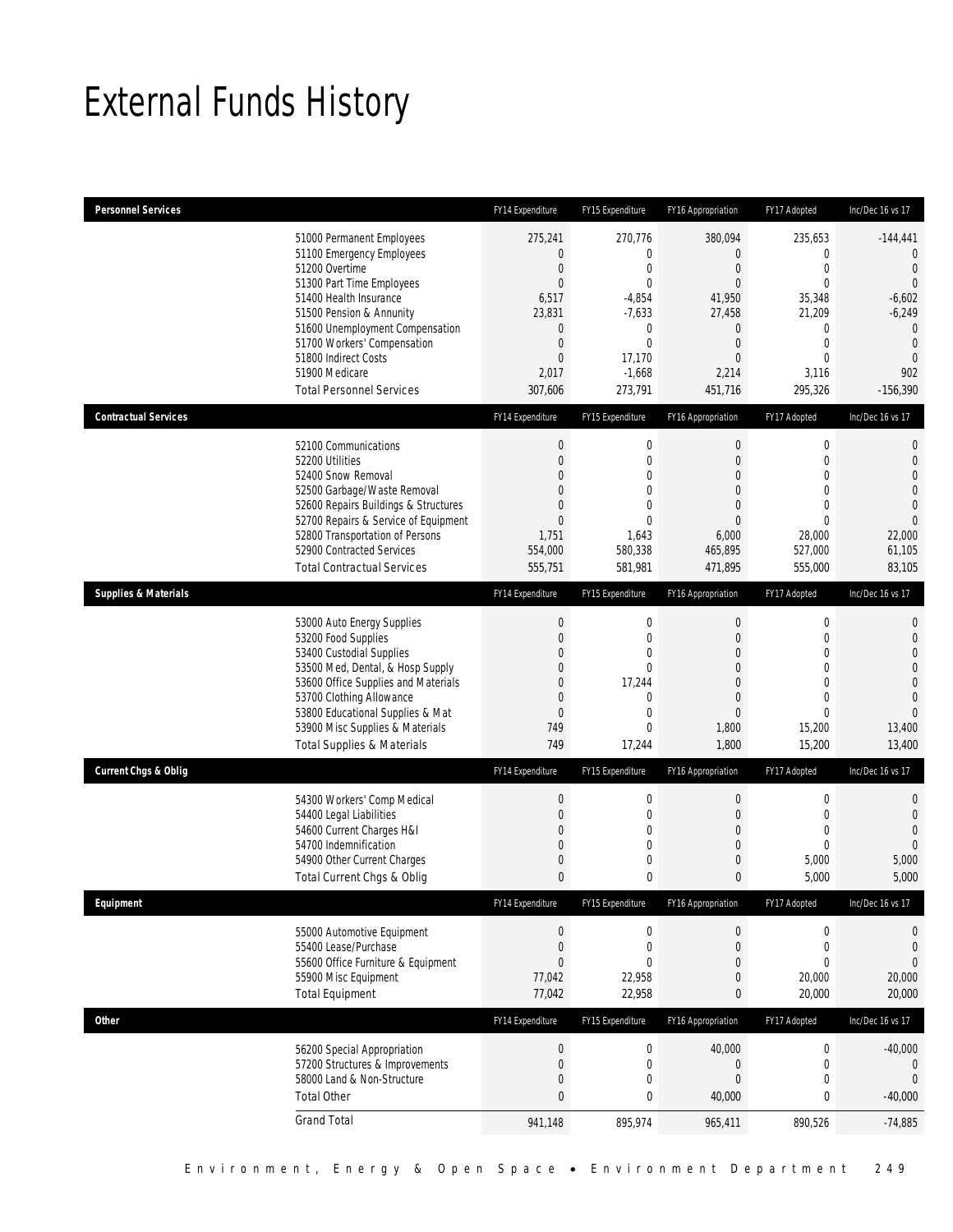# External Funds History

| Personnel Services | FY14 Expenditure | FY15 Expenditure | FY16 Appropriation | FY17 Adopted | Inc/Dec 16 vs 17 |
|---|---|---|---|---|---|
| 51000 Permanent Employees | 275,241 | 270,776 | 380,094 | 235,653 | -144,441 |
| 51100 Emergency Employees | 0 | 0 | 0 | 0 | 0 |
| 51200 Overtime | 0 | 0 | 0 | 0 | 0 |
| 51300 Part Time Employees | 0 | 0 | 0 | 0 | 0 |
| 51400 Health Insurance | 6,517 | -4,854 | 41,950 | 35,348 | -6,602 |
| 51500 Pension & Annunity | 23,831 | -7,633 | 27,458 | 21,209 | -6,249 |
| 51600 Unemployment Compensation | 0 | 0 | 0 | 0 | 0 |
| 51700 Workers' Compensation | 0 | 0 | 0 | 0 | 0 |
| 51800 Indirect Costs | 0 | 17,170 | 0 | 0 | 0 |
| 51900 Medicare | 2,017 | -1,668 | 2,214 | 3,116 | 902 |
| Total Personnel Services | 307,606 | 273,791 | 451,716 | 295,326 | -156,390 |

| Contractual Services | FY14 Expenditure | FY15 Expenditure | FY16 Appropriation | FY17 Adopted | Inc/Dec 16 vs 17 |
|---|---|---|---|---|---|
| 52100 Communications | 0 | 0 | 0 | 0 | 0 |
| 52200 Utilities | 0 | 0 | 0 | 0 | 0 |
| 52400 Snow Removal | 0 | 0 | 0 | 0 | 0 |
| 52500 Garbage/Waste Removal | 0 | 0 | 0 | 0 | 0 |
| 52600 Repairs Buildings & Structures | 0 | 0 | 0 | 0 | 0 |
| 52700 Repairs & Service of Equipment | 0 | 0 | 0 | 0 | 0 |
| 52800 Transportation of Persons | 1,751 | 1,643 | 6,000 | 28,000 | 22,000 |
| 52900 Contracted Services | 554,000 | 580,338 | 465,895 | 527,000 | 61,105 |
| Total Contractual Services | 555,751 | 581,981 | 471,895 | 555,000 | 83,105 |

| Supplies & Materials | FY14 Expenditure | FY15 Expenditure | FY16 Appropriation | FY17 Adopted | Inc/Dec 16 vs 17 |
|---|---|---|---|---|---|
| 53000 Auto Energy Supplies | 0 | 0 | 0 | 0 | 0 |
| 53200 Food Supplies | 0 | 0 | 0 | 0 | 0 |
| 53400 Custodial Supplies | 0 | 0 | 0 | 0 | 0 |
| 53500 Med, Dental, & Hosp Supply | 0 | 0 | 0 | 0 | 0 |
| 53600 Office Supplies and Materials | 0 | 17,244 | 0 | 0 | 0 |
| 53700 Clothing Allowance | 0 | 0 | 0 | 0 | 0 |
| 53800 Educational Supplies & Mat | 0 | 0 | 0 | 0 | 0 |
| 53900 Misc Supplies & Materials | 749 | 0 | 1,800 | 15,200 | 13,400 |
| Total Supplies & Materials | 749 | 17,244 | 1,800 | 15,200 | 13,400 |

| Current Chgs & Oblig | FY14 Expenditure | FY15 Expenditure | FY16 Appropriation | FY17 Adopted | Inc/Dec 16 vs 17 |
|---|---|---|---|---|---|
| 54300 Workers' Comp Medical | 0 | 0 | 0 | 0 | 0 |
| 54400 Legal Liabilities | 0 | 0 | 0 | 0 | 0 |
| 54600 Current Charges H&I | 0 | 0 | 0 | 0 | 0 |
| 54700 Indemnification | 0 | 0 | 0 | 0 | 0 |
| 54900 Other Current Charges | 0 | 0 | 0 | 5,000 | 5,000 |
| Total Current Chgs & Oblig | 0 | 0 | 0 | 5,000 | 5,000 |

| Equipment | FY14 Expenditure | FY15 Expenditure | FY16 Appropriation | FY17 Adopted | Inc/Dec 16 vs 17 |
|---|---|---|---|---|---|
| 55000 Automotive Equipment | 0 | 0 | 0 | 0 | 0 |
| 55400 Lease/Purchase | 0 | 0 | 0 | 0 | 0 |
| 55600 Office Furniture & Equipment | 0 | 0 | 0 | 0 | 0 |
| 55900 Misc Equipment | 77,042 | 22,958 | 0 | 20,000 | 20,000 |
| Total Equipment | 77,042 | 22,958 | 0 | 20,000 | 20,000 |

| Other | FY14 Expenditure | FY15 Expenditure | FY16 Appropriation | FY17 Adopted | Inc/Dec 16 vs 17 |
|---|---|---|---|---|---|
| 56200 Special Appropriation | 0 | 0 | 40,000 | 0 | -40,000 |
| 57200 Structures & Improvements | 0 | 0 | 0 | 0 | 0 |
| 58000 Land & Non-Structure | 0 | 0 | 0 | 0 | 0 |
| Total Other | 0 | 0 | 40,000 | 0 | -40,000 |
| Grand Total | 941,148 | 895,974 | 965,411 | 890,526 | -74,885 |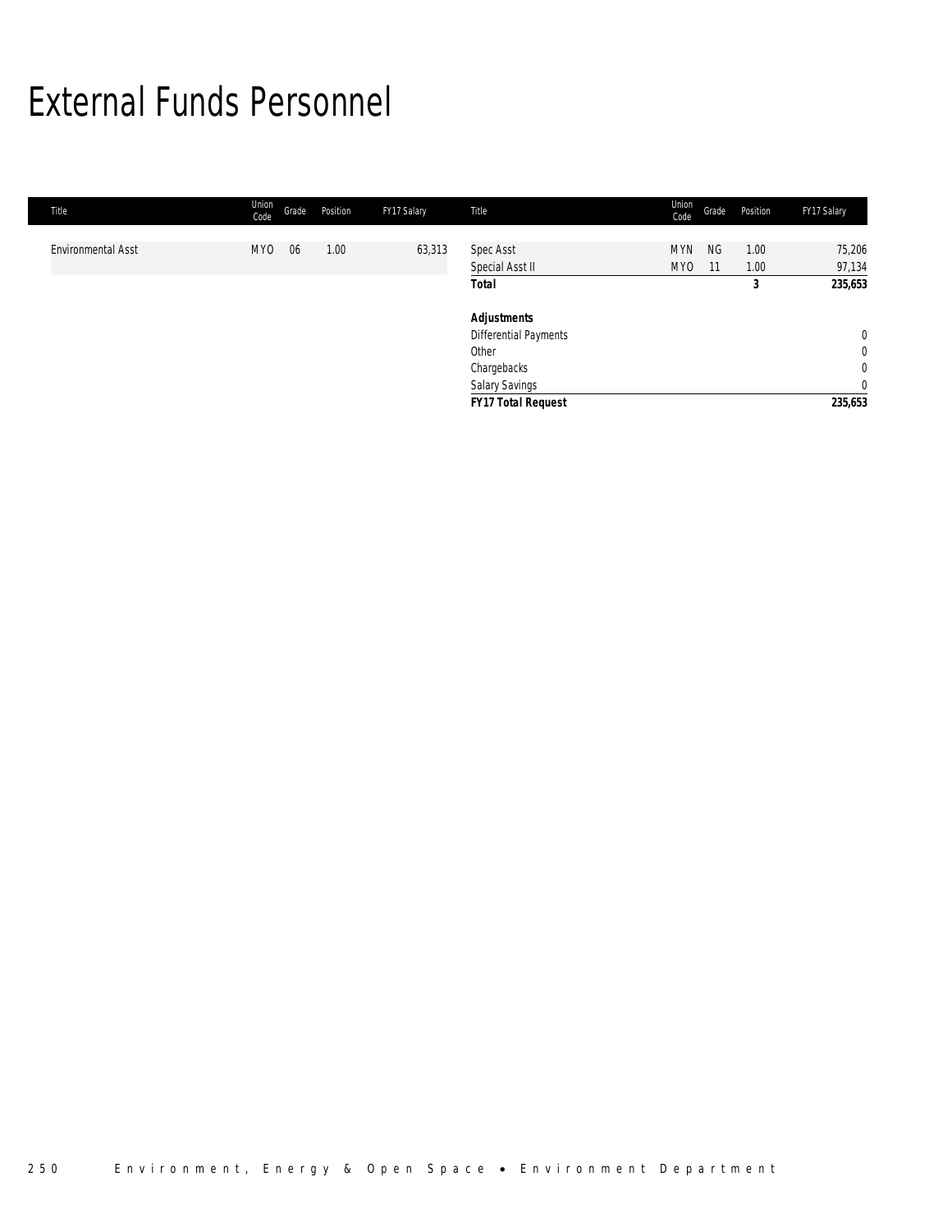# External Funds Personnel

| Title | Union Code | Grade | Position | FY17 Salary |
|---|---|---|---|---|
| Environmental Asst | MYO | 06 | 1.00 | 63,313 |
| Spec Asst | MYN | NG | 1.00 | 75,206 |
| Special Asst II | MYO | 11 | 1.00 | 97,134 |
| **Total** | | | **3** | **235,653** |
| | | | | |
| ***Adjustments*** | | | | |
| Differential Payments | | | | 0 |
| Other | | | | 0 |
| Chargebacks | | | | 0 |
| Salary Savings | | | | 0 |
| ***FY17 Total Request*** | | | | **235,653** |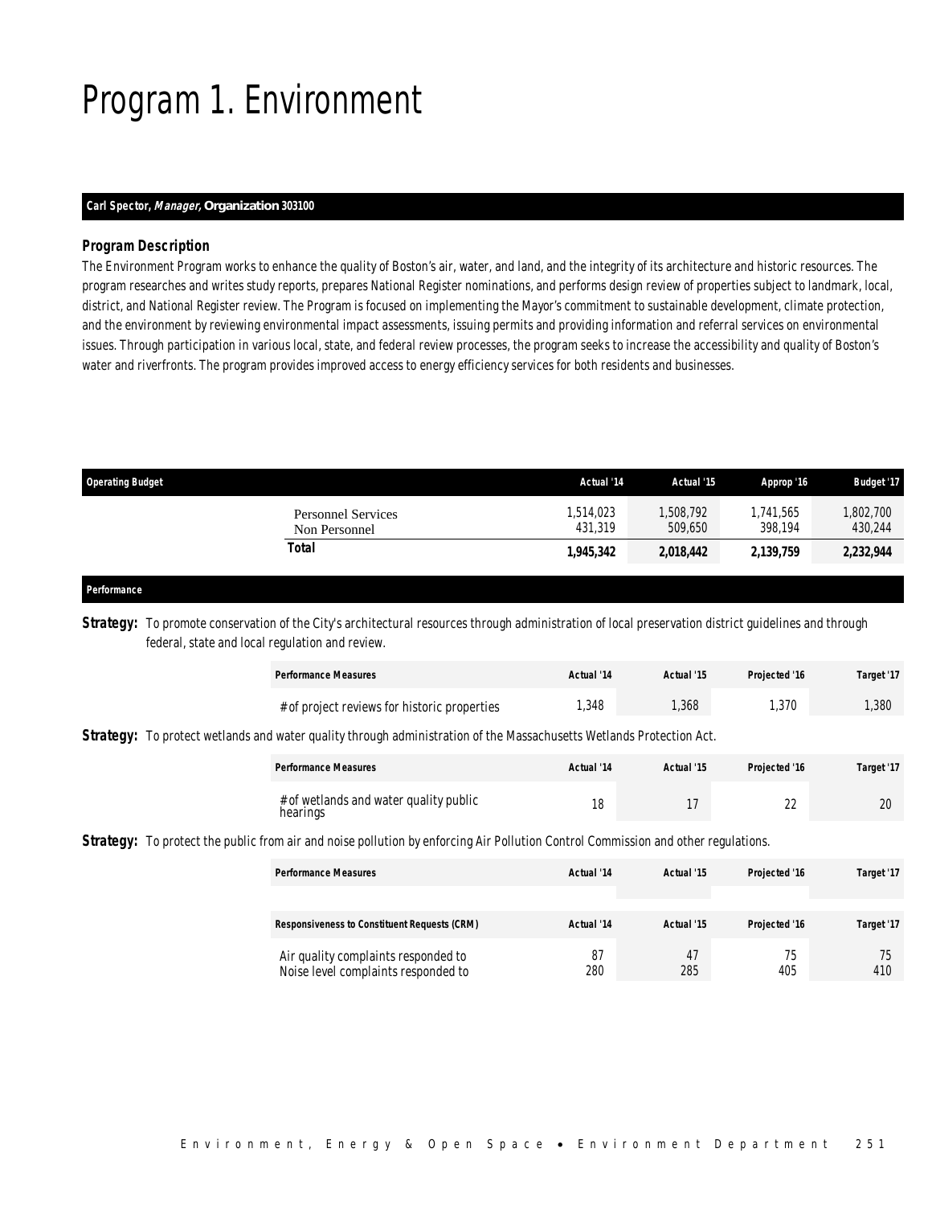# Program 1. Environment

**Carl Spector, *Manager,* Organization 303100**

### *Program Description*

The Environment Program works to enhance the quality of Boston's air, water, and land, and the integrity of its architecture and historic resources. The program researches and writes study reports, prepares National Register nominations, and performs design review of properties subject to landmark, local, district, and National Register review. The Program is focused on implementing the Mayor's commitment to sustainable development, climate protection, and the environment by reviewing environmental impact assessments, issuing permits and providing information and referral services on environmental issues. Through participation in various local, state, and federal review processes, the program seeks to increase the accessibility and quality of Boston's water and riverfronts. The program provides improved access to energy efficiency services for both residents and businesses.

| Operating Budget | Actual '14 | Actual '15 | Approp '16 | Budget '17 |
|---|---|---|---|---|
| Personnel Services | 1,514,023 | 1,508,792 | 1,741,565 | 1,802,700 |
| Non Personnel | 431,319 | 509,650 | 398,194 | 430,244 |
| **Total** | **1,945,342** | **2,018,442** | **2,139,759** | **2,232,944** |

### Performance

**Strategy:** To promote conservation of the City's architectural resources through administration of local preservation district guidelines and through federal, state and local regulation and review.

| Performance Measures | Actual '14 | Actual '15 | Projected '16 | Target '17 |
|---|---|---|---|---|
| # of project reviews for historic properties | 1,348 | 1,368 | 1,370 | 1,380 |

**Strategy:** To protect wetlands and water quality through administration of the Massachusetts Wetlands Protection Act.

| Performance Measures | Actual '14 | Actual '15 | Projected '16 | Target '17 |
|---|---|---|---|---|
| # of wetlands and water quality public hearings | 18 | 17 | 22 | 20 |

**Strategy:** To protect the public from air and noise pollution by enforcing Air Pollution Control Commission and other regulations.

| Performance Measures | Actual '14 | Actual '15 | Projected '16 | Target '17 |
|---|---|---|---|---|
| | | | | |
| **Responsiveness to Constituent Requests (CRM)** | **Actual '14** | **Actual '15** | **Projected '16** | **Target '17** |
| Air quality complaints responded to | 87 | 47 | 75 | 75 |
| Noise level complaints responded to | 280 | 285 | 405 | 410 |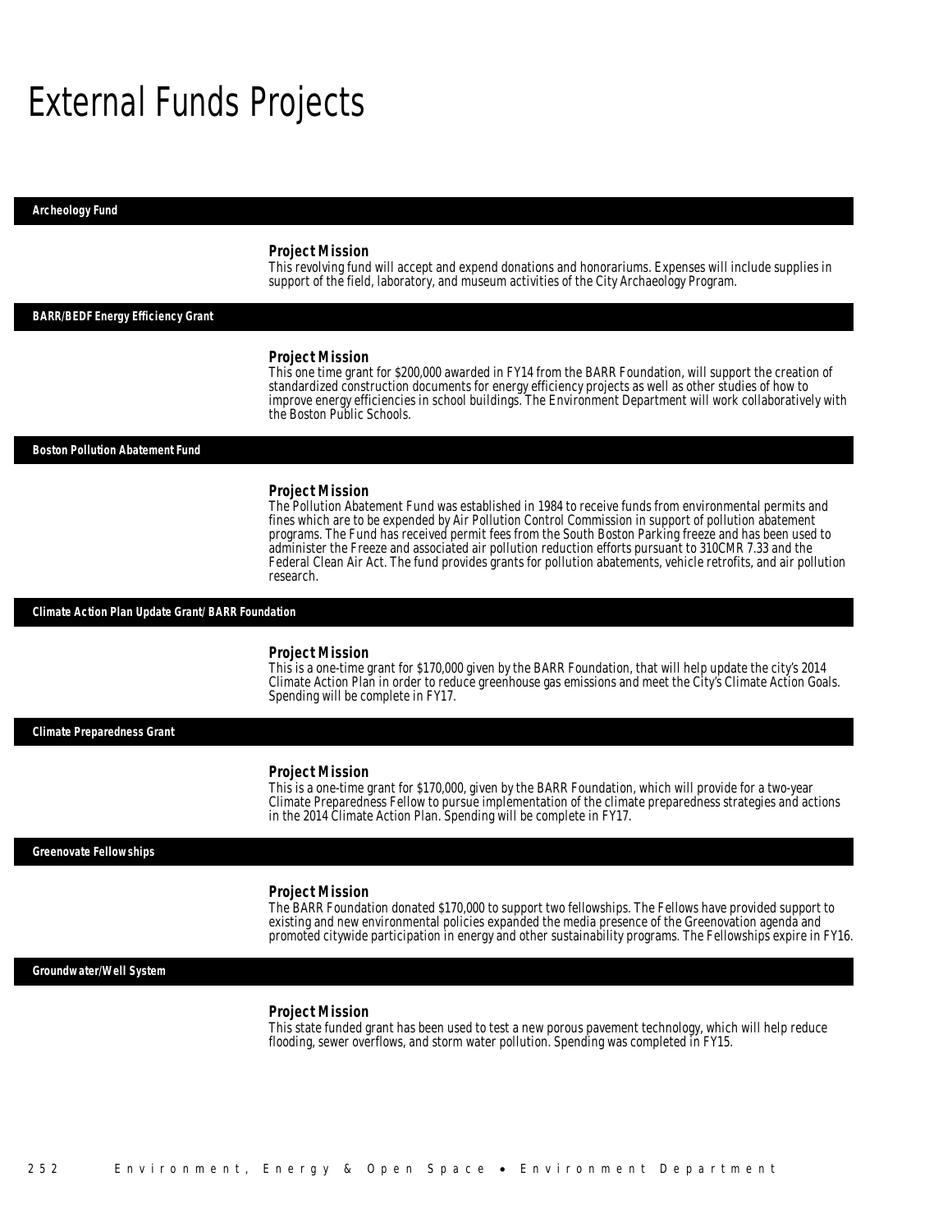# External Funds Projects

## Archeology Fund

### Project Mission

This revolving fund will accept and expend donations and honorariums. Expenses will include supplies in support of the field, laboratory, and museum activities of the City Archaeology Program.

## BARR/BEDF Energy Efficiency Grant

### Project Mission

This one time grant for $200,000 awarded in FY14 from the BARR Foundation, will support the creation of standardized construction documents for energy efficiency projects as well as other studies of how to improve energy efficiencies in school buildings. The Environment Department will work collaboratively with the Boston Public Schools.

## Boston Pollution Abatement Fund

### Project Mission

The Pollution Abatement Fund was established in 1984 to receive funds from environmental permits and fines which are to be expended by Air Pollution Control Commission in support of pollution abatement programs. The Fund has received permit fees from the South Boston Parking freeze and has been used to administer the Freeze and associated air pollution reduction efforts pursuant to 310CMR 7.33 and the Federal Clean Air Act. The fund provides grants for pollution abatements, vehicle retrofits, and air pollution research.

## Climate Action Plan Update Grant/ BARR Foundation

### Project Mission

This is a one-time grant for $170,000 given by the BARR Foundation, that will help update the city's 2014 Climate Action Plan in order to reduce greenhouse gas emissions and meet the City's Climate Action Goals. Spending will be complete in FY17.

## Climate Preparedness Grant

### Project Mission

This is a one-time grant for $170,000, given by the BARR Foundation, which will provide for a two-year Climate Preparedness Fellow to pursue implementation of the climate preparedness strategies and actions in the 2014 Climate Action Plan. Spending will be complete in FY17.

## Greenovate Fellowships

### Project Mission

The BARR Foundation donated $170,000 to support two fellowships. The Fellows have provided support to existing and new environmental policies expanded the media presence of the Greenovation agenda and promoted citywide participation in energy and other sustainability programs. The Fellowships expire in FY16.

## Groundwater/Well System

### Project Mission

This state funded grant has been used to test a new porous pavement technology, which will help reduce flooding, sewer overflows, and storm water pollution. Spending was completed in FY15.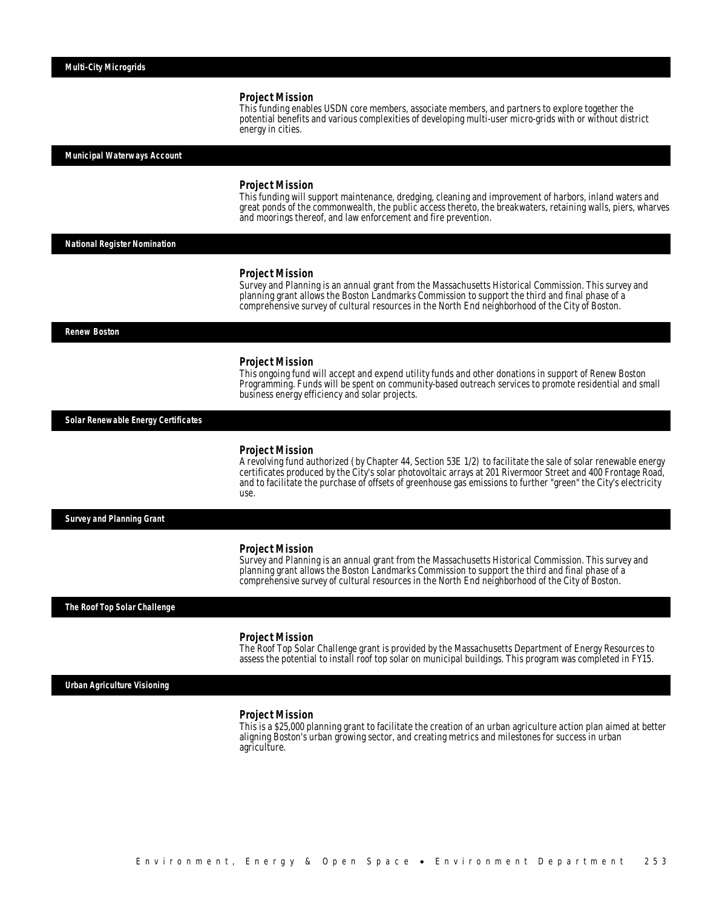## Multi-City Microgrids

### *Project Mission*

This funding enables USDN core members, associate members, and partners to explore together the potential benefits and various complexities of developing multi-user micro-grids with or without district energy in cities.

## Municipal Waterways Account

### *Project Mission*

This funding will support maintenance, dredging, cleaning and improvement of harbors, inland waters and great ponds of the commonwealth, the public access thereto, the breakwaters, retaining walls, piers, wharves and moorings thereof, and law enforcement and fire prevention.

## National Register Nomination

### *Project Mission*

Survey and Planning is an annual grant from the Massachusetts Historical Commission. This survey and planning grant allows the Boston Landmarks Commission to support the third and final phase of a comprehensive survey of cultural resources in the North End neighborhood of the City of Boston.

## Renew Boston

### *Project Mission*

This ongoing fund will accept and expend utility funds and other donations in support of Renew Boston Programming. Funds will be spent on community-based outreach services to promote residential and small business energy efficiency and solar projects.

## Solar Renewable Energy Certificates

### *Project Mission*

A revolving fund authorized (by Chapter 44, Section 53E 1/2) to facilitate the sale of solar renewable energy certificates produced by the City's solar photovoltaic arrays at 201 Rivermoor Street and 400 Frontage Road, and to facilitate the purchase of offsets of greenhouse gas emissions to further "green" the City's electricity use.

## Survey and Planning Grant

### *Project Mission*

Survey and Planning is an annual grant from the Massachusetts Historical Commission. This survey and planning grant allows the Boston Landmarks Commission to support the third and final phase of a comprehensive survey of cultural resources in the North End neighborhood of the City of Boston.

## The Roof Top Solar Challenge

### *Project Mission*

The Roof Top Solar Challenge grant is provided by the Massachusetts Department of Energy Resources to assess the potential to install roof top solar on municipal buildings. This program was completed in FY15.

## Urban Agriculture Visioning

### *Project Mission*

This is a $25,000 planning grant to facilitate the creation of an urban agriculture action plan aimed at better aligning Boston's urban growing sector, and creating metrics and milestones for success in urban agriculture.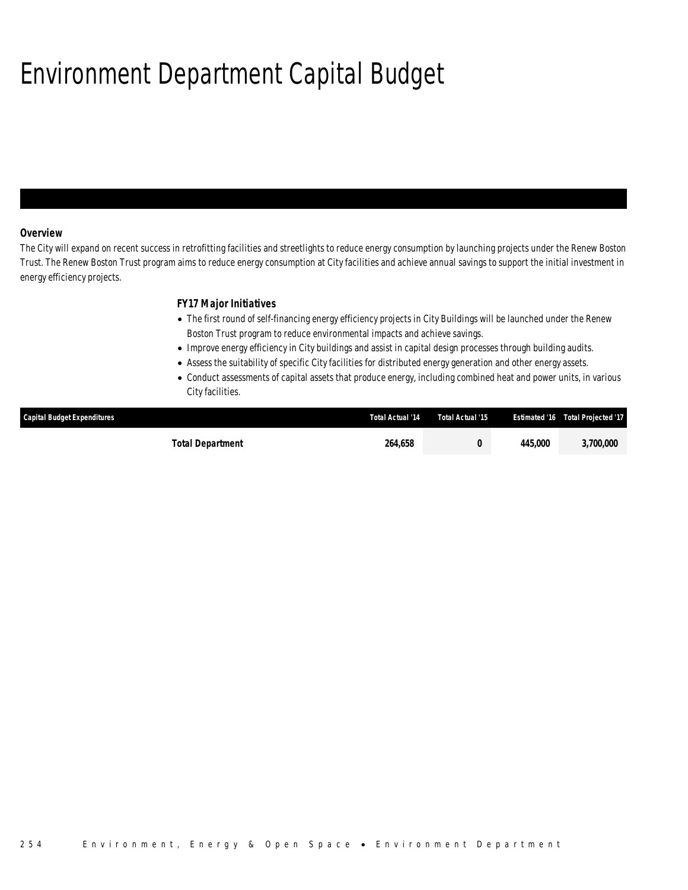# Environment Department Capital Budget

### Overview

The City will expand on recent success in retrofitting facilities and streetlights to reduce energy consumption by launching projects under the Renew Boston Trust. The Renew Boston Trust program aims to reduce energy consumption at City facilities and achieve annual savings to support the initial investment in energy efficiency projects.

### FY17 Major Initiatives

- The first round of self-financing energy efficiency projects in City Buildings will be launched under the Renew Boston Trust program to reduce environmental impacts and achieve savings.
- Improve energy efficiency in City buildings and assist in capital design processes through building audits.
- Assess the suitability of specific City facilities for distributed energy generation and other energy assets.
- Conduct assessments of capital assets that produce energy, including combined heat and power units, in various City facilities.

| Capital Budget Expenditures | Total Actual '14 | Total Actual '15 | Estimated '16 | Total Projected '17 |
|---|---|---|---|---|
| Total Department | 264,658 | 0 | 445,000 | 3,700,000 |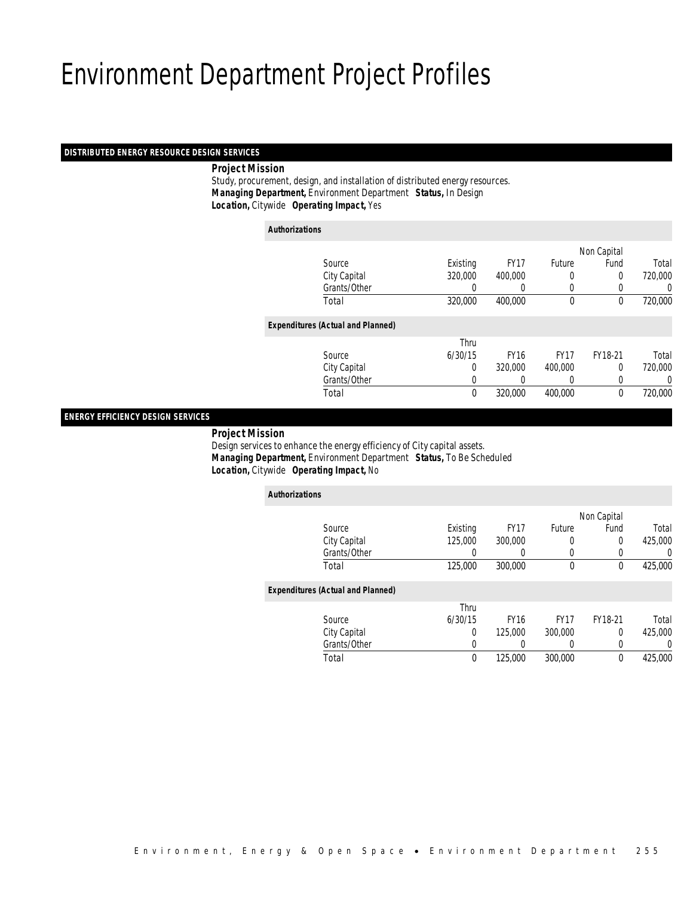# Environment Department Project Profiles

## DISTRIBUTED ENERGY RESOURCE DESIGN SERVICES

***Project Mission***

Study, procurement, design, and installation of distributed energy resources.

***Managing Department,*** Environment Department ***Status,*** In Design

***Location,*** Citywide ***Operating Impact,*** Yes

***Authorizations***

| Source | Existing | FY17 | Future | Non Capital Fund | Total |
|---|---|---|---|---|---|
| City Capital | 320,000 | 400,000 | 0 | 0 | 720,000 |
| Grants/Other | 0 | 0 | 0 | 0 | 0 |
| Total | 320,000 | 400,000 | 0 | 0 | 720,000 |

***Expenditures (Actual and Planned)***

| Source | Thru 6/30/15 | FY16 | FY17 | FY18-21 | Total |
|---|---|---|---|---|---|
| City Capital | 0 | 320,000 | 400,000 | 0 | 720,000 |
| Grants/Other | 0 | 0 | 0 | 0 | 0 |
| Total | 0 | 320,000 | 400,000 | 0 | 720,000 |

## ENERGY EFFICIENCY DESIGN SERVICES

***Project Mission***

Design services to enhance the energy efficiency of City capital assets.

***Managing Department,*** Environment Department ***Status,*** To Be Scheduled

***Location,*** Citywide ***Operating Impact,*** No

***Authorizations***

| Source | Existing | FY17 | Future | Non Capital Fund | Total |
|---|---|---|---|---|---|
| City Capital | 125,000 | 300,000 | 0 | 0 | 425,000 |
| Grants/Other | 0 | 0 | 0 | 0 | 0 |
| Total | 125,000 | 300,000 | 0 | 0 | 425,000 |

***Expenditures (Actual and Planned)***

| Source | Thru 6/30/15 | FY16 | FY17 | FY18-21 | Total |
|---|---|---|---|---|---|
| City Capital | 0 | 125,000 | 300,000 | 0 | 425,000 |
| Grants/Other | 0 | 0 | 0 | 0 | 0 |
| Total | 0 | 125,000 | 300,000 | 0 | 425,000 |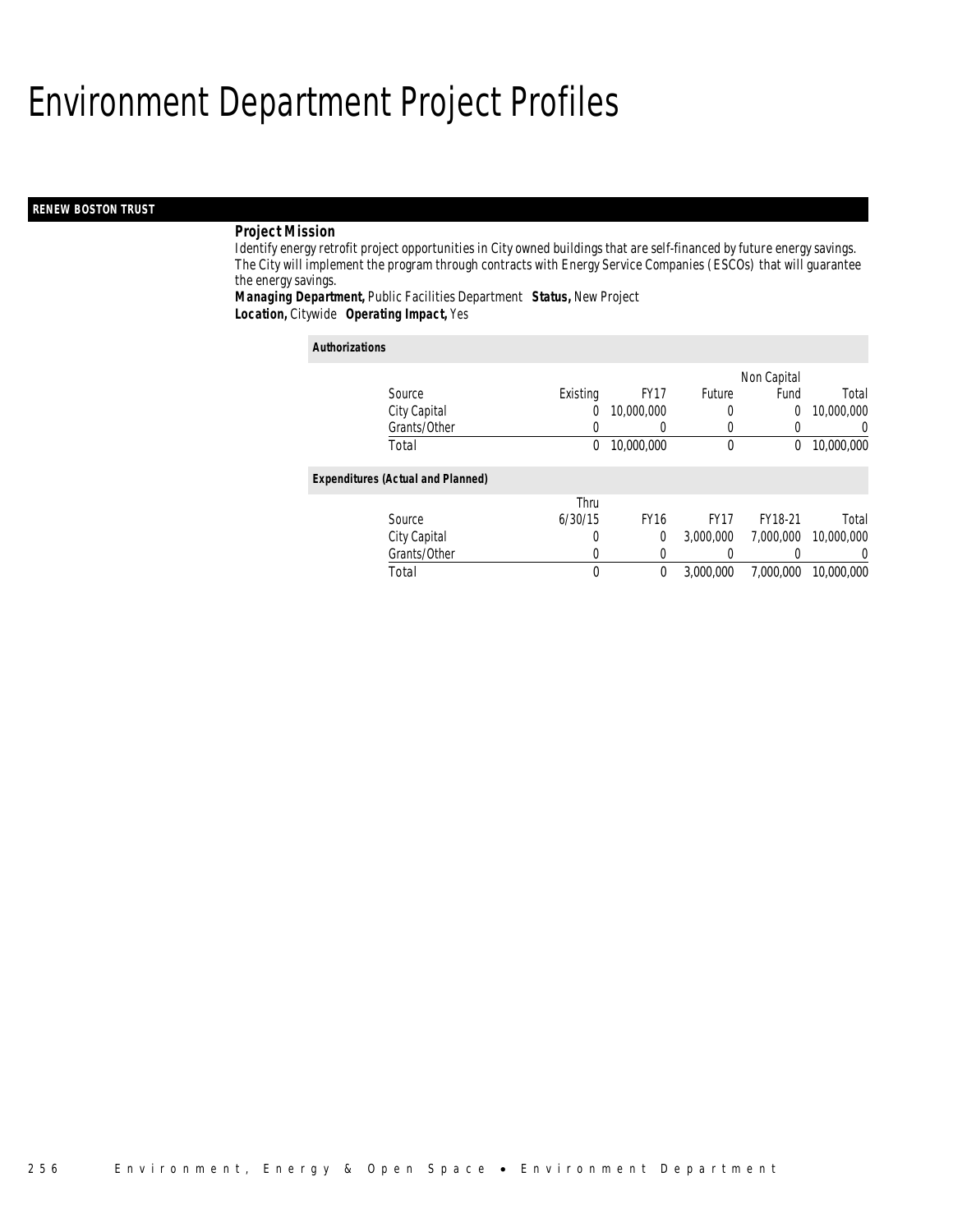# Environment Department Project Profiles

## RENEW BOSTON TRUST

**Project Mission**

Identify energy retrofit project opportunities in City owned buildings that are self-financed by future energy savings. The City will implement the program through contracts with Energy Service Companies (ESCOs) that will guarantee the energy savings.

**Managing Department,** Public Facilities Department **Status,** New Project
**Location,** Citywide **Operating Impact,** Yes

*Authorizations*

| Source | Existing | FY17 | Future | Non Capital Fund | Total |
|---|---|---|---|---|---|
| City Capital | 0 | 10,000,000 | 0 | 0 | 10,000,000 |
| Grants/Other | 0 | 0 | 0 | 0 | 0 |
| Total | 0 | 10,000,000 | 0 | 0 | 10,000,000 |

*Expenditures (Actual and Planned)*

| Source | Thru 6/30/15 | FY16 | FY17 | FY18-21 | Total |
|---|---|---|---|---|---|
| City Capital | 0 | 0 | 3,000,000 | 7,000,000 | 10,000,000 |
| Grants/Other | 0 | 0 | 0 | 0 | 0 |
| Total | 0 | 0 | 3,000,000 | 7,000,000 | 10,000,000 |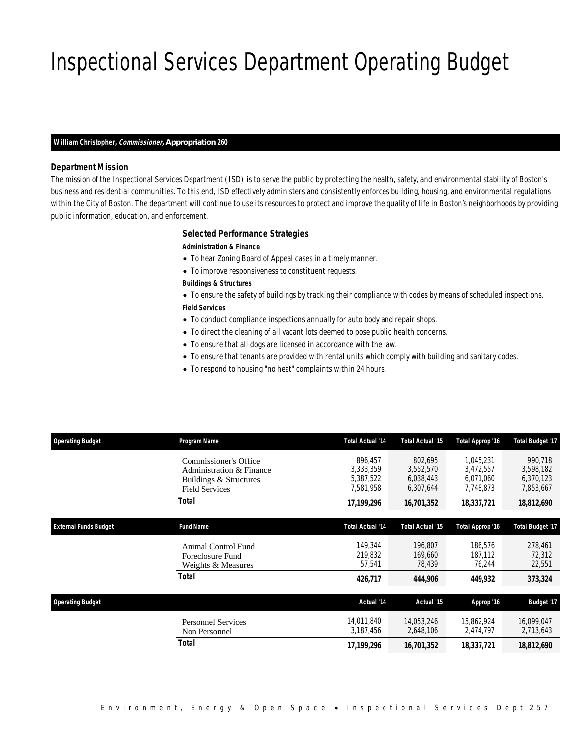# Inspectional Services Department Operating Budget

**William Christopher, *Commissioner,* Appropriation 260**

### Department Mission

The mission of the Inspectional Services Department (ISD) is to serve the public by protecting the health, safety, and environmental stability of Boston's business and residential communities. To this end, ISD effectively administers and consistently enforces building, housing, and environmental regulations within the City of Boston. The department will continue to use its resources to protect and improve the quality of life in Boston's neighborhoods by providing public information, education, and enforcement.

### Selected Performance Strategies

**Administration & Finance**

- To hear Zoning Board of Appeal cases in a timely manner.
- To improve responsiveness to constituent requests.

**Buildings & Structures**

- To ensure the safety of buildings by tracking their compliance with codes by means of scheduled inspections.

**Field Services**

- To conduct compliance inspections annually for auto body and repair shops.
- To direct the cleaning of all vacant lots deemed to pose public health concerns.
- To ensure that all dogs are licensed in accordance with the law.
- To ensure that tenants are provided with rental units which comply with building and sanitary codes.
- To respond to housing "no heat" complaints within 24 hours.

| Operating Budget | Program Name | Total Actual '14 | Total Actual '15 | Total Approp '16 | Total Budget '17 |
|---|---|---|---|---|---|
| | Commissioner's Office | 896,457 | 802,695 | 1,045,231 | 990,718 |
| | Administration & Finance | 3,333,359 | 3,552,570 | 3,472,557 | 3,598,182 |
| | Buildings & Structures | 5,387,522 | 6,038,443 | 6,071,060 | 6,370,123 |
| | Field Services | 7,581,958 | 6,307,644 | 7,748,873 | 7,853,667 |
| | **Total** | **17,199,296** | **16,701,352** | **18,337,721** | **18,812,690** |

| External Funds Budget | Fund Name | Total Actual '14 | Total Actual '15 | Total Approp '16 | Total Budget '17 |
|---|---|---|---|---|---|
| | Animal Control Fund | 149,344 | 196,807 | 186,576 | 278,461 |
| | Foreclosure Fund | 219,832 | 169,660 | 187,112 | 72,312 |
| | Weights & Measures | 57,541 | 78,439 | 76,244 | 22,551 |
| | **Total** | **426,717** | **444,906** | **449,932** | **373,324** |

| Operating Budget | | Actual '14 | Actual '15 | Approp '16 | Budget '17 |
|---|---|---|---|---|---|
| | Personnel Services | 14,011,840 | 14,053,246 | 15,862,924 | 16,099,047 |
| | Non Personnel | 3,187,456 | 2,648,106 | 2,474,797 | 2,713,643 |
| | **Total** | **17,199,296** | **16,701,352** | **18,337,721** | **18,812,690** |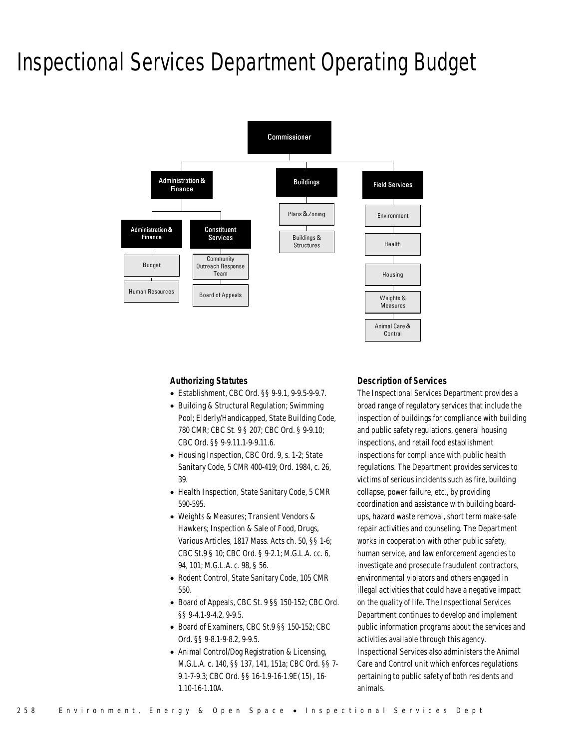# Inspectional Services Department Operating Budget

- Commissioner
  - Administration & Finance
    - Administration & Finance
      - Budget
      - Human Resources
    - Constituent Services
      - Community Outreach Response Team
      - Board of Appeals
  - Buildings
    - Plans & Zoning
    - Buildings & Structures
  - Field Services
    - Environment
    - Health
    - Housing
    - Weights & Measures
    - Animal Care & Control

### Authorizing Statutes

- Establishment, CBC Ord. §§ 9-9.1, 9-9.5-9-9.7.
- Building & Structural Regulation; Swimming Pool; Elderly/Handicapped, State Building Code, 780 CMR; CBC St. 9 § 207; CBC Ord. § 9-9.10; CBC Ord. §§ 9-9.11.1-9-9.11.6.
- Housing Inspection, CBC Ord. 9, s. 1-2; State Sanitary Code, 5 CMR 400-419; Ord. 1984, c. 26, 39.
- Health Inspection, State Sanitary Code, 5 CMR 590-595.
- Weights & Measures; Transient Vendors & Hawkers; Inspection & Sale of Food, Drugs, Various Articles, 1817 Mass. Acts ch. 50, §§ 1-6; CBC St.9 § 10; CBC Ord. § 9-2.1; M.G.L.A. cc. 6, 94, 101; M.G.L.A. c. 98, § 56.
- Rodent Control, State Sanitary Code, 105 CMR 550.
- Board of Appeals, CBC St. 9 §§ 150-152; CBC Ord. §§ 9-4.1-9-4.2, 9-9.5.
- Board of Examiners, CBC St.9 §§ 150-152; CBC Ord. §§ 9-8.1-9-8.2, 9-9.5.
- Animal Control/Dog Registration & Licensing, M.G.L.A. c. 140, §§ 137, 141, 151a; CBC Ord. §§ 7-9.1-7-9.3; CBC Ord. §§ 16-1.9-16-1.9E(15), 16-1.10-16-1.10A.

### Description of Services

The Inspectional Services Department provides a broad range of regulatory services that include the inspection of buildings for compliance with building and public safety regulations, general housing inspections, and retail food establishment inspections for compliance with public health regulations. The Department provides services to victims of serious incidents such as fire, building collapse, power failure, etc., by providing coordination and assistance with building board-ups, hazard waste removal, short term make-safe repair activities and counseling. The Department works in cooperation with other public safety, human service, and law enforcement agencies to investigate and prosecute fraudulent contractors, environmental violators and others engaged in illegal activities that could have a negative impact on the quality of life. The Inspectional Services Department continues to develop and implement public information programs about the services and activities available through this agency. Inspectional Services also administers the Animal Care and Control unit which enforces regulations pertaining to public safety of both residents and animals.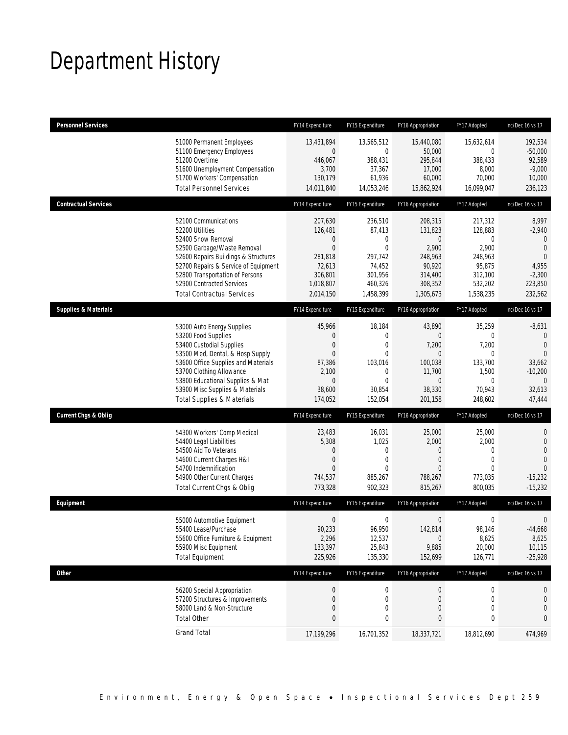# Department History

| Personnel Services | FY14 Expenditure | FY15 Expenditure | FY16 Appropriation | FY17 Adopted | Inc/Dec 16 vs 17 |
|---|---|---|---|---|---|
| 51000 Permanent Employees | 13,431,894 | 13,565,512 | 15,440,080 | 15,632,614 | 192,534 |
| 51100 Emergency Employees | 0 | 0 | 50,000 | 0 | -50,000 |
| 51200 Overtime | 446,067 | 388,431 | 295,844 | 388,433 | 92,589 |
| 51600 Unemployment Compensation | 3,700 | 37,367 | 17,000 | 8,000 | -9,000 |
| 51700 Workers' Compensation | 130,179 | 61,936 | 60,000 | 70,000 | 10,000 |
| Total Personnel Services | 14,011,840 | 14,053,246 | 15,862,924 | 16,099,047 | 236,123 |

| Contractual Services | FY14 Expenditure | FY15 Expenditure | FY16 Appropriation | FY17 Adopted | Inc/Dec 16 vs 17 |
|---|---|---|---|---|---|
| 52100 Communications | 207,630 | 236,510 | 208,315 | 217,312 | 8,997 |
| 52200 Utilities | 126,481 | 87,413 | 131,823 | 128,883 | -2,940 |
| 52400 Snow Removal | 0 | 0 | 0 | 0 | 0 |
| 52500 Garbage/Waste Removal | 0 | 0 | 2,900 | 2,900 | 0 |
| 52600 Repairs Buildings & Structures | 281,818 | 297,742 | 248,963 | 248,963 | 0 |
| 52700 Repairs & Service of Equipment | 72,613 | 74,452 | 90,920 | 95,875 | 4,955 |
| 52800 Transportation of Persons | 306,801 | 301,956 | 314,400 | 312,100 | -2,300 |
| 52900 Contracted Services | 1,018,807 | 460,326 | 308,352 | 532,202 | 223,850 |
| Total Contractual Services | 2,014,150 | 1,458,399 | 1,305,673 | 1,538,235 | 232,562 |

| Supplies & Materials | FY14 Expenditure | FY15 Expenditure | FY16 Appropriation | FY17 Adopted | Inc/Dec 16 vs 17 |
|---|---|---|---|---|---|
| 53000 Auto Energy Supplies | 45,966 | 18,184 | 43,890 | 35,259 | -8,631 |
| 53200 Food Supplies | 0 | 0 | 0 | 0 | 0 |
| 53400 Custodial Supplies | 0 | 0 | 7,200 | 7,200 | 0 |
| 53500 Med, Dental, & Hosp Supply | 0 | 0 | 0 | 0 | 0 |
| 53600 Office Supplies and Materials | 87,386 | 103,016 | 100,038 | 133,700 | 33,662 |
| 53700 Clothing Allowance | 2,100 | 0 | 11,700 | 1,500 | -10,200 |
| 53800 Educational Supplies & Mat | 0 | 0 | 0 | 0 | 0 |
| 53900 Misc Supplies & Materials | 38,600 | 30,854 | 38,330 | 70,943 | 32,613 |
| Total Supplies & Materials | 174,052 | 152,054 | 201,158 | 248,602 | 47,444 |

| Current Chgs & Oblig | FY14 Expenditure | FY15 Expenditure | FY16 Appropriation | FY17 Adopted | Inc/Dec 16 vs 17 |
|---|---|---|---|---|---|
| 54300 Workers' Comp Medical | 23,483 | 16,031 | 25,000 | 25,000 | 0 |
| 54400 Legal Liabilities | 5,308 | 1,025 | 2,000 | 2,000 | 0 |
| 54500 Aid To Veterans | 0 | 0 | 0 | 0 | 0 |
| 54600 Current Charges H&I | 0 | 0 | 0 | 0 | 0 |
| 54700 Indemnification | 0 | 0 | 0 | 0 | 0 |
| 54900 Other Current Charges | 744,537 | 885,267 | 788,267 | 773,035 | -15,232 |
| Total Current Chgs & Oblig | 773,328 | 902,323 | 815,267 | 800,035 | -15,232 |

| Equipment | FY14 Expenditure | FY15 Expenditure | FY16 Appropriation | FY17 Adopted | Inc/Dec 16 vs 17 |
|---|---|---|---|---|---|
| 55000 Automotive Equipment | 0 | 0 | 0 | 0 | 0 |
| 55400 Lease/Purchase | 90,233 | 96,950 | 142,814 | 98,146 | -44,668 |
| 55600 Office Furniture & Equipment | 2,296 | 12,537 | 0 | 8,625 | 8,625 |
| 55900 Misc Equipment | 133,397 | 25,843 | 9,885 | 20,000 | 10,115 |
| Total Equipment | 225,926 | 135,330 | 152,699 | 126,771 | -25,928 |

| Other | FY14 Expenditure | FY15 Expenditure | FY16 Appropriation | FY17 Adopted | Inc/Dec 16 vs 17 |
|---|---|---|---|---|---|
| 56200 Special Appropriation | 0 | 0 | 0 | 0 | 0 |
| 57200 Structures & Improvements | 0 | 0 | 0 | 0 | 0 |
| 58000 Land & Non-Structure | 0 | 0 | 0 | 0 | 0 |
| Total Other | 0 | 0 | 0 | 0 | 0 |
| Grand Total | 17,199,296 | 16,701,352 | 18,337,721 | 18,812,690 | 474,969 |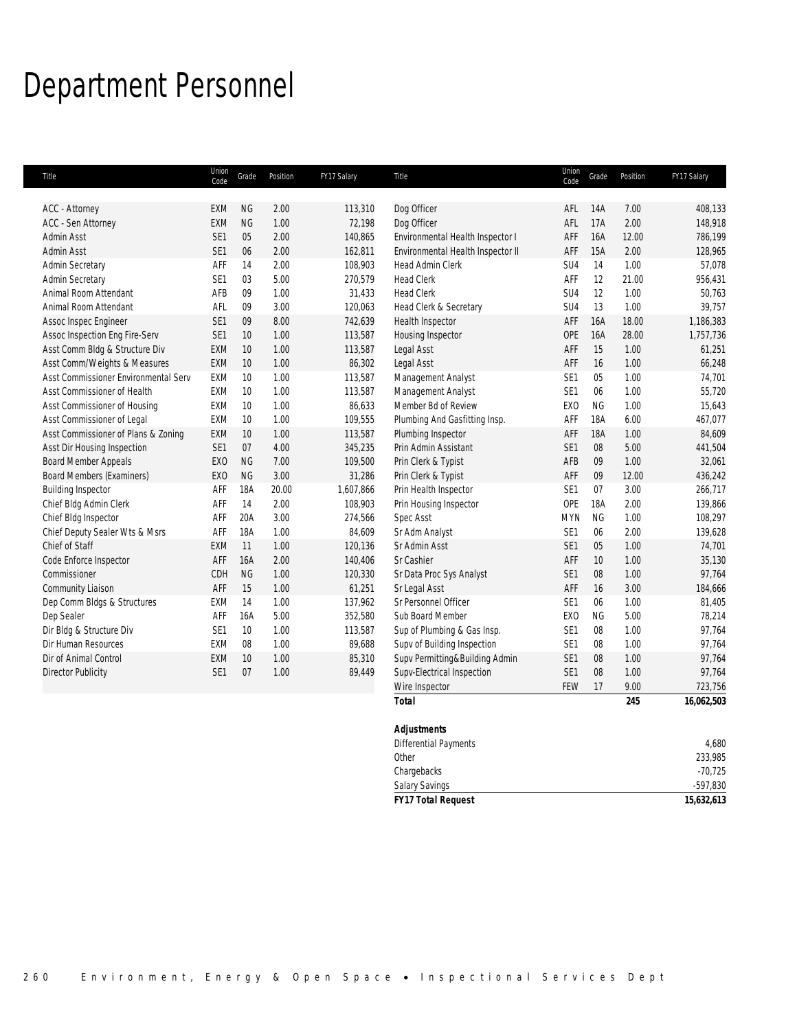# Department Personnel

| Title | Union Code | Grade | Position | FY17 Salary |
|---|---|---|---|---|
| ACC - Attorney | EXM | NG | 2.00 | 113,310 |
| ACC - Sen Attorney | EXM | NG | 1.00 | 72,198 |
| Admin Asst | SE1 | 05 | 2.00 | 140,865 |
| Admin Asst | SE1 | 06 | 2.00 | 162,811 |
| Admin Secretary | AFF | 14 | 2.00 | 108,903 |
| Admin Secretary | SE1 | 03 | 5.00 | 270,579 |
| Animal Room Attendant | AFB | 09 | 1.00 | 31,433 |
| Animal Room Attendant | AFL | 09 | 3.00 | 120,063 |
| Assoc Inspec Engineer | SE1 | 09 | 8.00 | 742,639 |
| Assoc Inspection Eng Fire-Serv | SE1 | 10 | 1.00 | 113,587 |
| Asst Comm Bldg & Structure Div | EXM | 10 | 1.00 | 113,587 |
| Asst Comm/Weights & Measures | EXM | 10 | 1.00 | 86,302 |
| Asst Commissioner Environmental Serv | EXM | 10 | 1.00 | 113,587 |
| Asst Commissioner of Health | EXM | 10 | 1.00 | 113,587 |
| Asst Commissioner of Housing | EXM | 10 | 1.00 | 86,633 |
| Asst Commissioner of Legal | EXM | 10 | 1.00 | 109,555 |
| Asst Commissioner of Plans & Zoning | EXM | 10 | 1.00 | 113,587 |
| Asst Dir Housing Inspection | SE1 | 07 | 4.00 | 345,235 |
| Board Member Appeals | EXO | NG | 7.00 | 109,500 |
| Board Members (Examiners) | EXO | NG | 3.00 | 31,286 |
| Building Inspector | AFF | 18A | 20.00 | 1,607,866 |
| Chief Bldg Admin Clerk | AFF | 14 | 2.00 | 108,903 |
| Chief Bldg Inspector | AFF | 20A | 3.00 | 274,566 |
| Chief Deputy Sealer Wts & Msrs | AFF | 18A | 1.00 | 84,609 |
| Chief of Staff | EXM | 11 | 1.00 | 120,136 |
| Code Enforce Inspector | AFF | 16A | 2.00 | 140,406 |
| Commissioner | CDH | NG | 1.00 | 120,330 |
| Community Liaison | AFF | 15 | 1.00 | 61,251 |
| Dep Comm Bldgs & Structures | EXM | 14 | 1.00 | 137,962 |
| Dep Sealer | AFF | 16A | 5.00 | 352,580 |
| Dir Bldg & Structure Div | SE1 | 10 | 1.00 | 113,587 |
| Dir Human Resources | EXM | 08 | 1.00 | 89,688 |
| Dir of Animal Control | EXM | 10 | 1.00 | 85,310 |
| Director Publicity | SE1 | 07 | 1.00 | 89,449 |
| Dog Officer | AFL | 14A | 7.00 | 408,133 |
| Dog Officer | AFL | 17A | 2.00 | 148,918 |
| Environmental Health Inspector I | AFF | 16A | 12.00 | 786,199 |
| Environmental Health Inspector II | AFF | 15A | 2.00 | 128,965 |
| Head Admin Clerk | SU4 | 14 | 1.00 | 57,078 |
| Head Clerk | AFF | 12 | 21.00 | 956,431 |
| Head Clerk | SU4 | 12 | 1.00 | 50,763 |
| Head Clerk & Secretary | SU4 | 13 | 1.00 | 39,757 |
| Health Inspector | AFF | 16A | 18.00 | 1,186,383 |
| Housing Inspector | OPE | 16A | 28.00 | 1,757,736 |
| Legal Asst | AFF | 15 | 1.00 | 61,251 |
| Legal Asst | AFF | 16 | 1.00 | 66,248 |
| Management Analyst | SE1 | 05 | 1.00 | 74,701 |
| Management Analyst | SE1 | 06 | 1.00 | 55,720 |
| Member Bd of Review | EXO | NG | 1.00 | 15,643 |
| Plumbing And Gasfitting Insp. | AFF | 18A | 6.00 | 467,077 |
| Plumbing Inspector | AFF | 18A | 1.00 | 84,609 |
| Prin Admin Assistant | SE1 | 08 | 5.00 | 441,504 |
| Prin Clerk & Typist | AFB | 09 | 1.00 | 32,061 |
| Prin Clerk & Typist | AFF | 09 | 12.00 | 436,242 |
| Prin Health Inspector | SE1 | 07 | 3.00 | 266,717 |
| Prin Housing Inspector | OPE | 18A | 2.00 | 139,866 |
| Spec Asst | MYN | NG | 1.00 | 108,297 |
| Sr Adm Analyst | SE1 | 06 | 2.00 | 139,628 |
| Sr Admin Asst | SE1 | 05 | 1.00 | 74,701 |
| Sr Cashier | AFF | 10 | 1.00 | 35,130 |
| Sr Data Proc Sys Analyst | SE1 | 08 | 1.00 | 97,764 |
| Sr Legal Asst | AFF | 16 | 3.00 | 184,666 |
| Sr Personnel Officer | SE1 | 06 | 1.00 | 81,405 |
| Sub Board Member | EXO | NG | 5.00 | 78,214 |
| Sup of Plumbing & Gas Insp. | SE1 | 08 | 1.00 | 97,764 |
| Supv of Building Inspection | SE1 | 08 | 1.00 | 97,764 |
| Supv Permitting&Building Admin | SE1 | 08 | 1.00 | 97,764 |
| Supv-Electrical Inspection | SE1 | 08 | 1.00 | 97,764 |
| Wire Inspector | FEW | 17 | 9.00 | 723,756 |
| ***Total*** | | | **245** | **16,062,503** |

| ***Adjustments*** | |
|---|---|
| Differential Payments | 4,680 |
| Other | 233,985 |
| Chargebacks | -70,725 |
| Salary Savings | -597,830 |
| ***FY17 Total Request*** | **15,632,613** |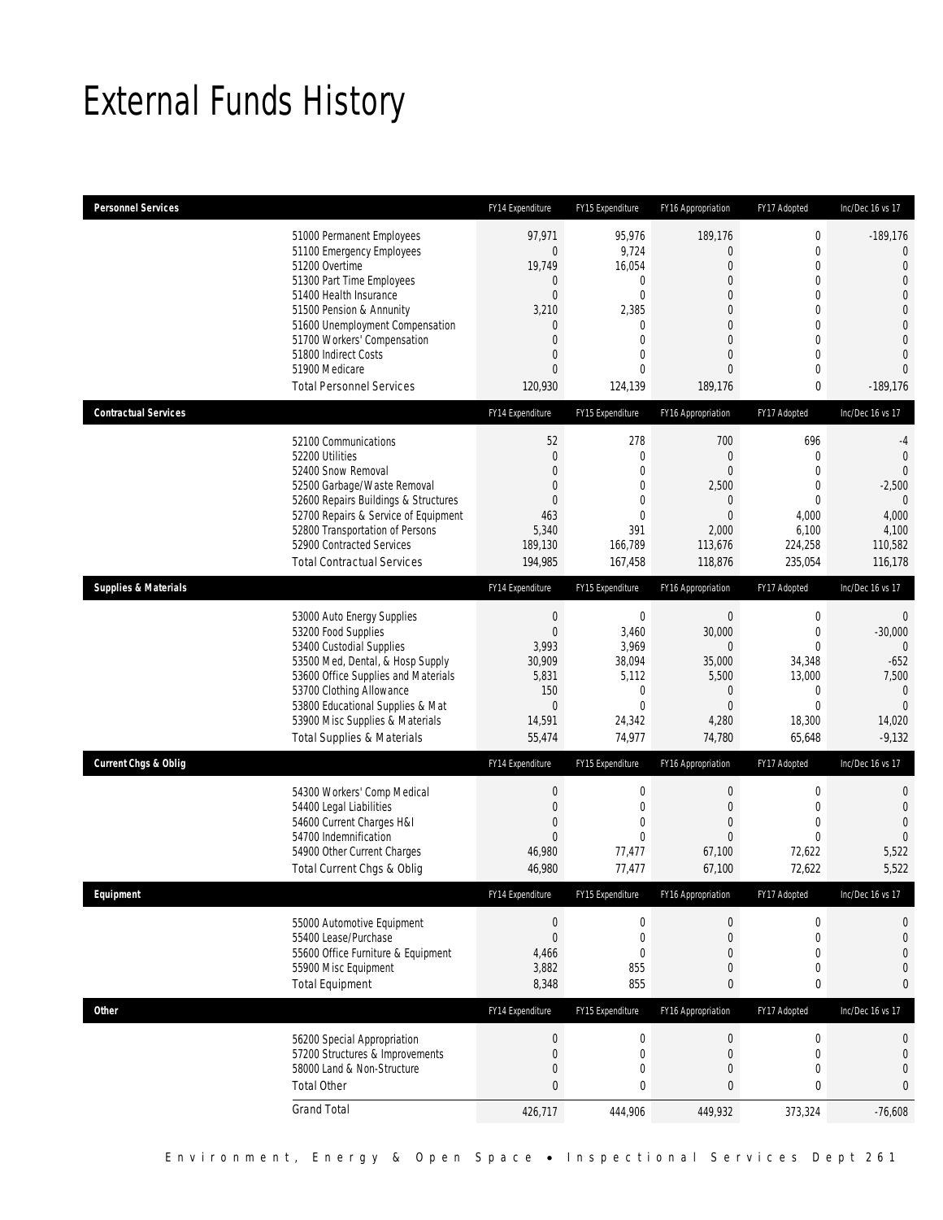# External Funds History

| Personnel Services | FY14 Expenditure | FY15 Expenditure | FY16 Appropriation | FY17 Adopted | Inc/Dec 16 vs 17 |
|---|---|---|---|---|---|
| 51000 Permanent Employees | 97,971 | 95,976 | 189,176 | 0 | -189,176 |
| 51100 Emergency Employees | 0 | 9,724 | 0 | 0 | 0 |
| 51200 Overtime | 19,749 | 16,054 | 0 | 0 | 0 |
| 51300 Part Time Employees | 0 | 0 | 0 | 0 | 0 |
| 51400 Health Insurance | 0 | 0 | 0 | 0 | 0 |
| 51500 Pension & Annunity | 3,210 | 2,385 | 0 | 0 | 0 |
| 51600 Unemployment Compensation | 0 | 0 | 0 | 0 | 0 |
| 51700 Workers' Compensation | 0 | 0 | 0 | 0 | 0 |
| 51800 Indirect Costs | 0 | 0 | 0 | 0 | 0 |
| 51900 Medicare | 0 | 0 | 0 | 0 | 0 |
| Total Personnel Services | 120,930 | 124,139 | 189,176 | 0 | -189,176 |

| Contractual Services | FY14 Expenditure | FY15 Expenditure | FY16 Appropriation | FY17 Adopted | Inc/Dec 16 vs 17 |
|---|---|---|---|---|---|
| 52100 Communications | 52 | 278 | 700 | 696 | -4 |
| 52200 Utilities | 0 | 0 | 0 | 0 | 0 |
| 52400 Snow Removal | 0 | 0 | 0 | 0 | 0 |
| 52500 Garbage/Waste Removal | 0 | 0 | 2,500 | 0 | -2,500 |
| 52600 Repairs Buildings & Structures | 0 | 0 | 0 | 0 | 0 |
| 52700 Repairs & Service of Equipment | 463 | 0 | 0 | 4,000 | 4,000 |
| 52800 Transportation of Persons | 5,340 | 391 | 2,000 | 6,100 | 4,100 |
| 52900 Contracted Services | 189,130 | 166,789 | 113,676 | 224,258 | 110,582 |
| Total Contractual Services | 194,985 | 167,458 | 118,876 | 235,054 | 116,178 |

| Supplies & Materials | FY14 Expenditure | FY15 Expenditure | FY16 Appropriation | FY17 Adopted | Inc/Dec 16 vs 17 |
|---|---|---|---|---|---|
| 53000 Auto Energy Supplies | 0 | 0 | 0 | 0 | 0 |
| 53200 Food Supplies | 0 | 3,460 | 30,000 | 0 | -30,000 |
| 53400 Custodial Supplies | 3,993 | 3,969 | 0 | 0 | 0 |
| 53500 Med, Dental, & Hosp Supply | 30,909 | 38,094 | 35,000 | 34,348 | -652 |
| 53600 Office Supplies and Materials | 5,831 | 5,112 | 5,500 | 13,000 | 7,500 |
| 53700 Clothing Allowance | 150 | 0 | 0 | 0 | 0 |
| 53800 Educational Supplies & Mat | 0 | 0 | 0 | 0 | 0 |
| 53900 Misc Supplies & Materials | 14,591 | 24,342 | 4,280 | 18,300 | 14,020 |
| Total Supplies & Materials | 55,474 | 74,977 | 74,780 | 65,648 | -9,132 |

| Current Chgs & Oblig | FY14 Expenditure | FY15 Expenditure | FY16 Appropriation | FY17 Adopted | Inc/Dec 16 vs 17 |
|---|---|---|---|---|---|
| 54300 Workers' Comp Medical | 0 | 0 | 0 | 0 | 0 |
| 54400 Legal Liabilities | 0 | 0 | 0 | 0 | 0 |
| 54600 Current Charges H&I | 0 | 0 | 0 | 0 | 0 |
| 54700 Indemnification | 0 | 0 | 0 | 0 | 0 |
| 54900 Other Current Charges | 46,980 | 77,477 | 67,100 | 72,622 | 5,522 |
| Total Current Chgs & Oblig | 46,980 | 77,477 | 67,100 | 72,622 | 5,522 |

| Equipment | FY14 Expenditure | FY15 Expenditure | FY16 Appropriation | FY17 Adopted | Inc/Dec 16 vs 17 |
|---|---|---|---|---|---|
| 55000 Automotive Equipment | 0 | 0 | 0 | 0 | 0 |
| 55400 Lease/Purchase | 0 | 0 | 0 | 0 | 0 |
| 55600 Office Furniture & Equipment | 4,466 | 0 | 0 | 0 | 0 |
| 55900 Misc Equipment | 3,882 | 855 | 0 | 0 | 0 |
| Total Equipment | 8,348 | 855 | 0 | 0 | 0 |

| Other | FY14 Expenditure | FY15 Expenditure | FY16 Appropriation | FY17 Adopted | Inc/Dec 16 vs 17 |
|---|---|---|---|---|---|
| 56200 Special Appropriation | 0 | 0 | 0 | 0 | 0 |
| 57200 Structures & Improvements | 0 | 0 | 0 | 0 | 0 |
| 58000 Land & Non-Structure | 0 | 0 | 0 | 0 | 0 |
| Total Other | 0 | 0 | 0 | 0 | 0 |
| Grand Total | 426,717 | 444,906 | 449,932 | 373,324 | -76,608 |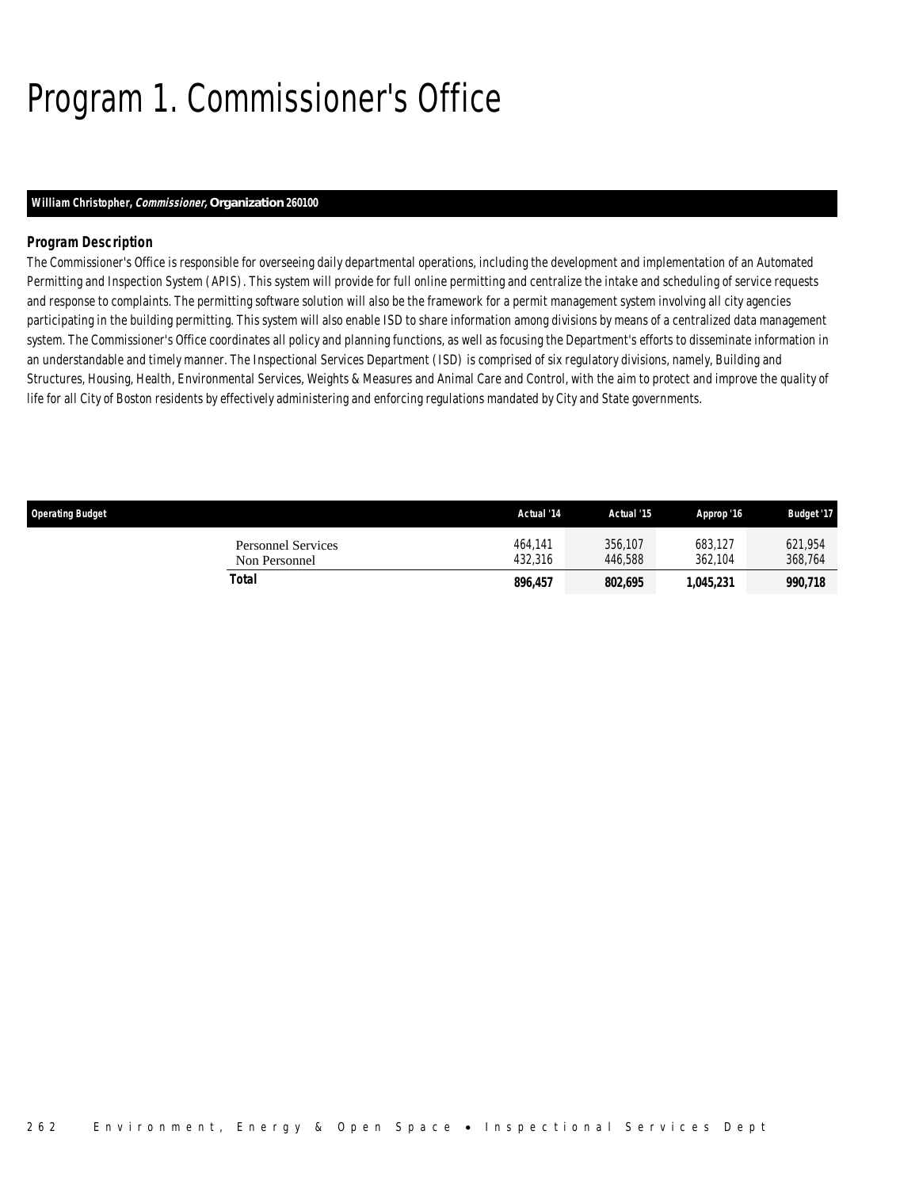# Program 1. Commissioner's Office

**William Christopher, *Commissioner,* Organization 260100**

***Program Description***

The Commissioner's Office is responsible for overseeing daily departmental operations, including the development and implementation of an Automated Permitting and Inspection System (APIS). This system will provide for full online permitting and centralize the intake and scheduling of service requests and response to complaints. The permitting software solution will also be the framework for a permit management system involving all city agencies participating in the building permitting. This system will also enable ISD to share information among divisions by means of a centralized data management system. The Commissioner's Office coordinates all policy and planning functions, as well as focusing the Department's efforts to disseminate information in an understandable and timely manner. The Inspectional Services Department (ISD) is comprised of six regulatory divisions, namely, Building and Structures, Housing, Health, Environmental Services, Weights & Measures and Animal Care and Control, with the aim to protect and improve the quality of life for all City of Boston residents by effectively administering and enforcing regulations mandated by City and State governments.

| Operating Budget | Actual '14 | Actual '15 | Approp '16 | Budget '17 |
|---|---|---|---|---|
| Personnel Services | 464,141 | 356,107 | 683,127 | 621,954 |
| Non Personnel | 432,316 | 446,588 | 362,104 | 368,764 |
| **Total** | **896,457** | **802,695** | **1,045,231** | **990,718** |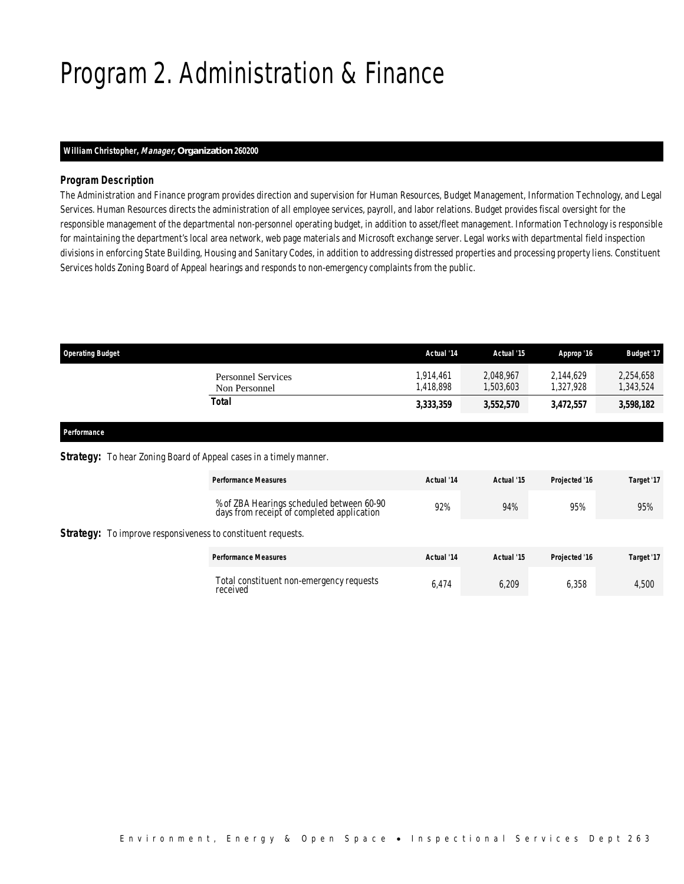# Program 2. Administration & Finance

**William Christopher, *Manager,* Organization 260200**

### *Program Description*

The Administration and Finance program provides direction and supervision for Human Resources, Budget Management, Information Technology, and Legal Services. Human Resources directs the administration of all employee services, payroll, and labor relations. Budget provides fiscal oversight for the responsible management of the departmental non-personnel operating budget, in addition to asset/fleet management. Information Technology is responsible for maintaining the department's local area network, web page materials and Microsoft exchange server. Legal works with departmental field inspection divisions in enforcing State Building, Housing and Sanitary Codes, in addition to addressing distressed properties and processing property liens. Constituent Services holds Zoning Board of Appeal hearings and responds to non-emergency complaints from the public.

| Operating Budget | Actual '14 | Actual '15 | Approp '16 | Budget '17 |
|---|---|---|---|---|
| Personnel Services | 1,914,461 | 2,048,967 | 2,144,629 | 2,254,658 |
| Non Personnel | 1,418,898 | 1,503,603 | 1,327,928 | 1,343,524 |
| **Total** | **3,333,359** | **3,552,570** | **3,472,557** | **3,598,182** |

### *Performance*

**Strategy:** To hear Zoning Board of Appeal cases in a timely manner.

| Performance Measures | Actual '14 | Actual '15 | Projected '16 | Target '17 |
|---|---|---|---|---|
| % of ZBA Hearings scheduled between 60-90 days from receipt of completed application | 92% | 94% | 95% | 95% |

**Strategy:** To improve responsiveness to constituent requests.

| Performance Measures | Actual '14 | Actual '15 | Projected '16 | Target '17 |
|---|---|---|---|---|
| Total constituent non-emergency requests received | 6,474 | 6,209 | 6,358 | 4,500 |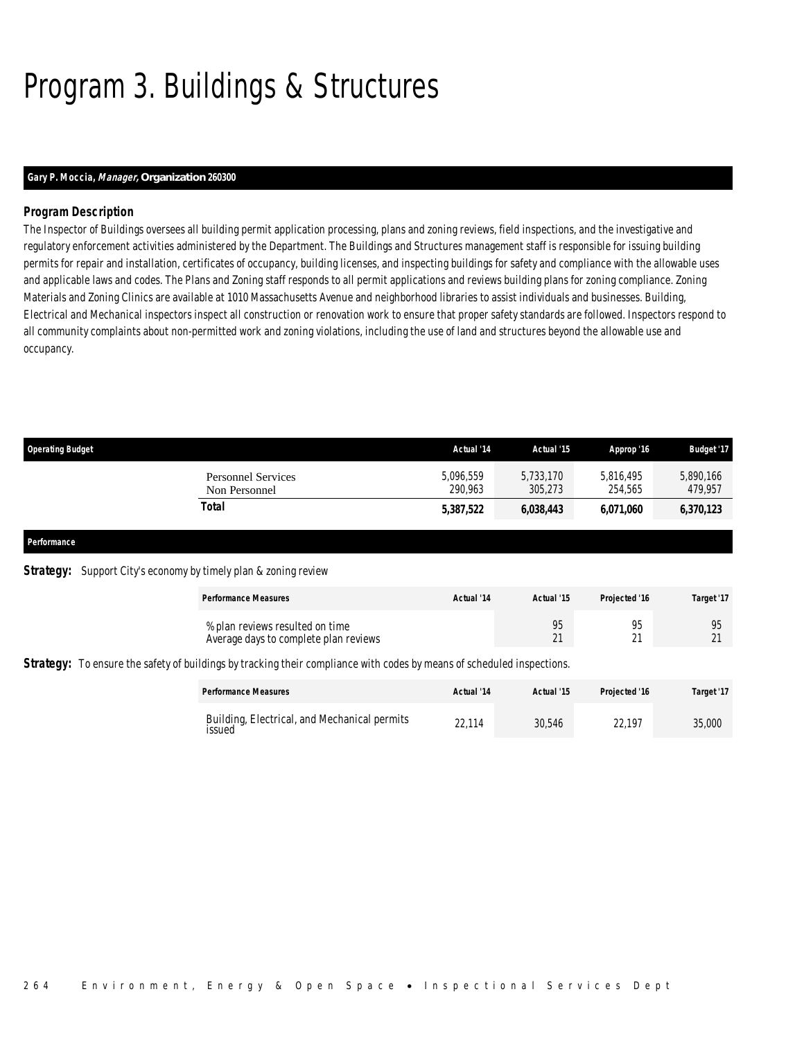# Program 3. Buildings & Structures

**Gary P. Moccia, *Manager*, Organization 260300**

### *Program Description*

The Inspector of Buildings oversees all building permit application processing, plans and zoning reviews, field inspections, and the investigative and regulatory enforcement activities administered by the Department. The Buildings and Structures management staff is responsible for issuing building permits for repair and installation, certificates of occupancy, building licenses, and inspecting buildings for safety and compliance with the allowable uses and applicable laws and codes. The Plans and Zoning staff responds to all permit applications and reviews building plans for zoning compliance. Zoning Materials and Zoning Clinics are available at 1010 Massachusetts Avenue and neighborhood libraries to assist individuals and businesses. Building, Electrical and Mechanical inspectors inspect all construction or renovation work to ensure that proper safety standards are followed. Inspectors respond to all community complaints about non-permitted work and zoning violations, including the use of land and structures beyond the allowable use and occupancy.

| Operating Budget | Actual '14 | Actual '15 | Approp '16 | Budget '17 |
|---|---|---|---|---|
| Personnel Services | 5,096,559 | 5,733,170 | 5,816,495 | 5,890,166 |
| Non Personnel | 290,963 | 305,273 | 254,565 | 479,957 |
| **Total** | **5,387,522** | **6,038,443** | **6,071,060** | **6,370,123** |

### Performance

***Strategy:*** Support City's economy by timely plan & zoning review

| Performance Measures | Actual '14 | Actual '15 | Projected '16 | Target '17 |
|---|---|---|---|---|
| % plan reviews resulted on time | | 95 | 95 | 95 |
| Average days to complete plan reviews | | 21 | 21 | 21 |

***Strategy:*** To ensure the safety of buildings by tracking their compliance with codes by means of scheduled inspections.

| Performance Measures | Actual '14 | Actual '15 | Projected '16 | Target '17 |
|---|---|---|---|---|
| Building, Electrical, and Mechanical permits issued | 22,114 | 30,546 | 22,197 | 35,000 |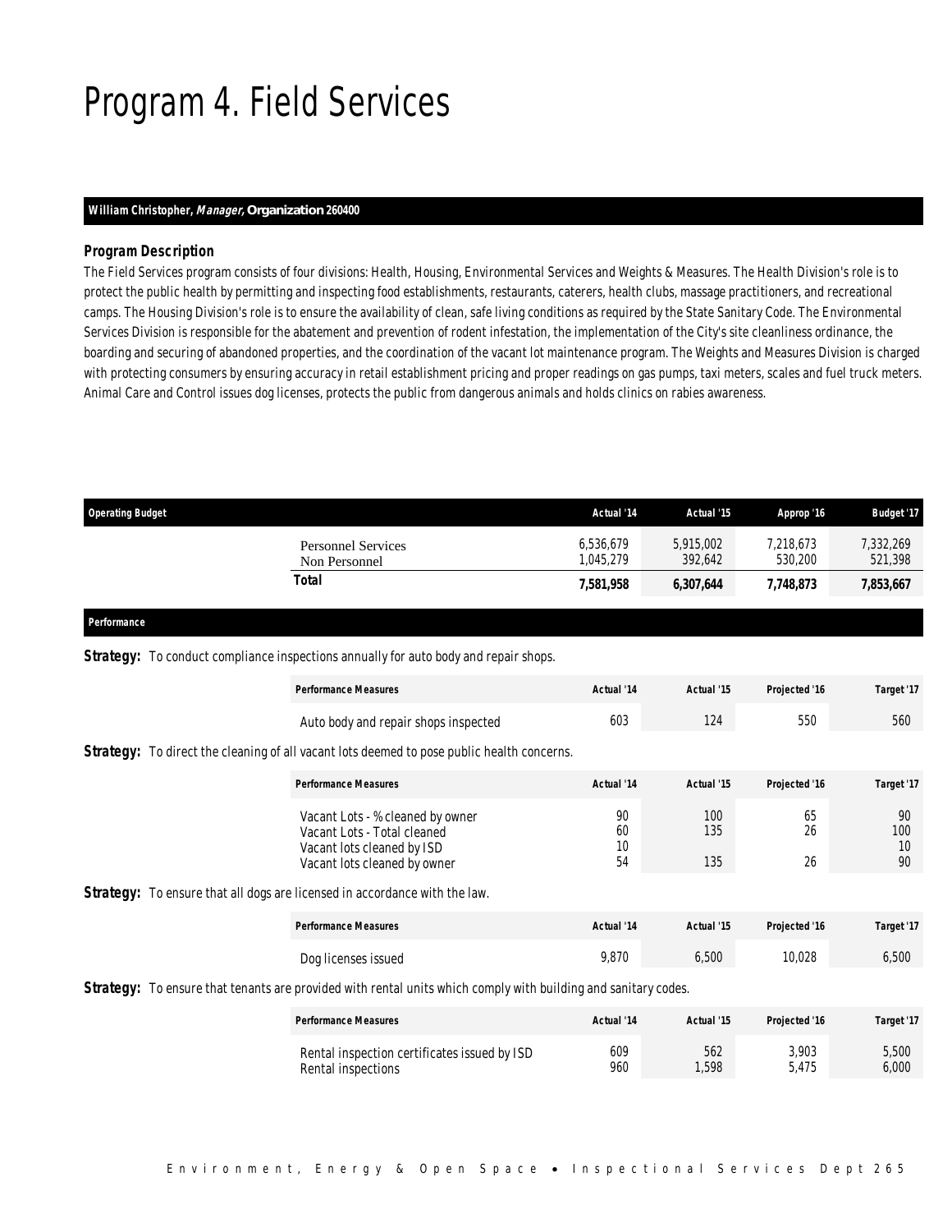# Program 4. Field Services

**William Christopher, *Manager*, Organization 260400**

### *Program Description*

The Field Services program consists of four divisions: Health, Housing, Environmental Services and Weights & Measures. The Health Division's role is to protect the public health by permitting and inspecting food establishments, restaurants, caterers, health clubs, massage practitioners, and recreational camps. The Housing Division's role is to ensure the availability of clean, safe living conditions as required by the State Sanitary Code. The Environmental Services Division is responsible for the abatement and prevention of rodent infestation, the implementation of the City's site cleanliness ordinance, the boarding and securing of abandoned properties, and the coordination of the vacant lot maintenance program. The Weights and Measures Division is charged with protecting consumers by ensuring accuracy in retail establishment pricing and proper readings on gas pumps, taxi meters, scales and fuel truck meters. Animal Care and Control issues dog licenses, protects the public from dangerous animals and holds clinics on rabies awareness.

| Operating Budget | Actual '14 | Actual '15 | Approp '16 | Budget '17 |
|---|---|---|---|---|
| Personnel Services | 6,536,679 | 5,915,002 | 7,218,673 | 7,332,269 |
| Non Personnel | 1,045,279 | 392,642 | 530,200 | 521,398 |
| **Total** | **7,581,958** | **6,307,644** | **7,748,873** | **7,853,667** |

### Performance

***Strategy:*** To conduct compliance inspections annually for auto body and repair shops.

| Performance Measures | Actual '14 | Actual '15 | Projected '16 | Target '17 |
|---|---|---|---|---|
| Auto body and repair shops inspected | 603 | 124 | 550 | 560 |

***Strategy:*** To direct the cleaning of all vacant lots deemed to pose public health concerns.

| Performance Measures | Actual '14 | Actual '15 | Projected '16 | Target '17 |
|---|---|---|---|---|
| Vacant Lots - % cleaned by owner | 90 | 100 | 65 | 90 |
| Vacant Lots - Total cleaned | 60 | 135 | 26 | 100 |
| Vacant lots cleaned by ISD | 10 | | | 10 |
| Vacant lots cleaned by owner | 54 | 135 | 26 | 90 |

***Strategy:*** To ensure that all dogs are licensed in accordance with the law.

| Performance Measures | Actual '14 | Actual '15 | Projected '16 | Target '17 |
|---|---|---|---|---|
| Dog licenses issued | 9,870 | 6,500 | 10,028 | 6,500 |

***Strategy:*** To ensure that tenants are provided with rental units which comply with building and sanitary codes.

| Performance Measures | Actual '14 | Actual '15 | Projected '16 | Target '17 |
|---|---|---|---|---|
| Rental inspection certificates issued by ISD | 609 | 562 | 3,903 | 5,500 |
| Rental inspections | 960 | 1,598 | 5,475 | 6,000 |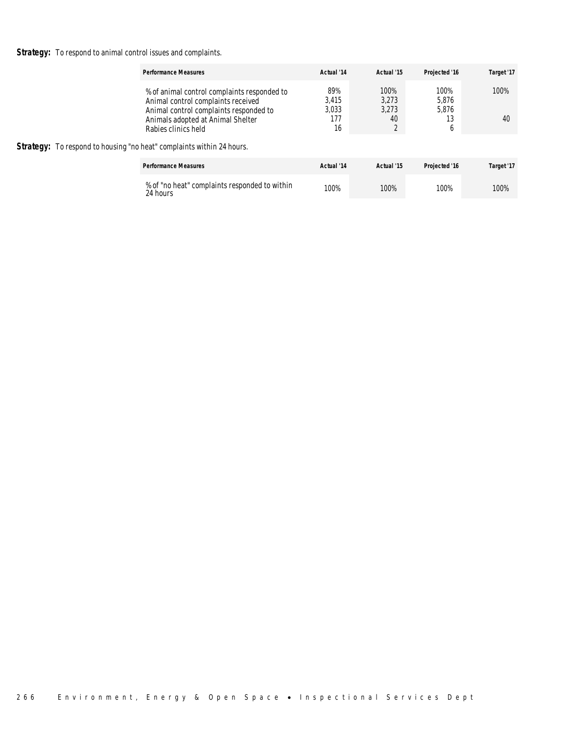**Strategy:** To respond to animal control issues and complaints.

| Performance Measures | Actual '14 | Actual '15 | Projected '16 | Target '17 |
|---|---|---|---|---|
| % of animal control complaints responded to | 89% | 100% | 100% | 100% |
| Animal control complaints received | 3,415 | 3,273 | 5,876 | |
| Animal control complaints responded to | 3,033 | 3,273 | 5,876 | |
| Animals adopted at Animal Shelter | 177 | 40 | 13 | 40 |
| Rabies clinics held | 16 | 2 | 6 | |

**Strategy:** To respond to housing "no heat" complaints within 24 hours.

| Performance Measures | Actual '14 | Actual '15 | Projected '16 | Target '17 |
|---|---|---|---|---|
| % of "no heat" complaints responded to within 24 hours | 100% | 100% | 100% | 100% |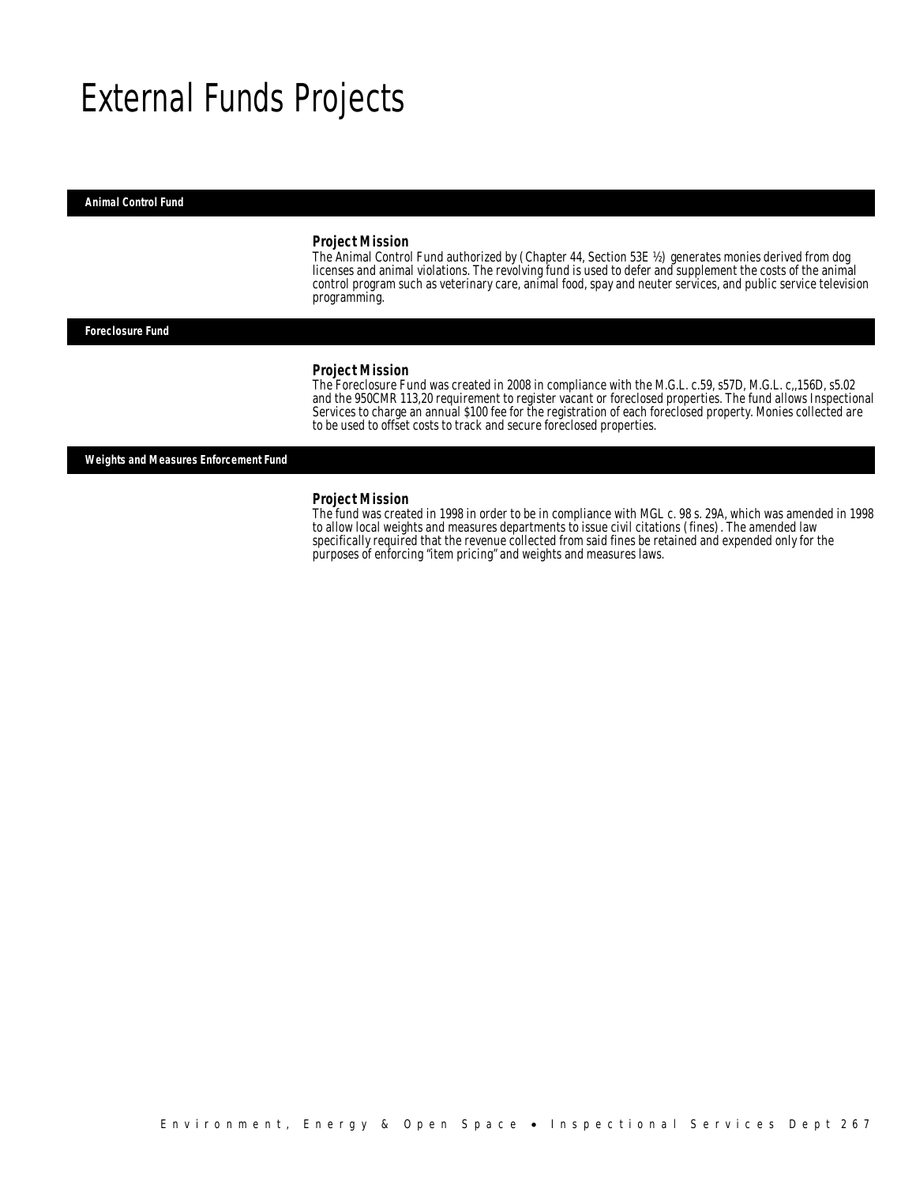# External Funds Projects

## Animal Control Fund

### Project Mission

The Animal Control Fund authorized by (Chapter 44, Section 53E ½) generates monies derived from dog licenses and animal violations. The revolving fund is used to defer and supplement the costs of the animal control program such as veterinary care, animal food, spay and neuter services, and public service television programming.

## Foreclosure Fund

### Project Mission

The Foreclosure Fund was created in 2008 in compliance with the M.G.L. c.59, s57D, M.G.L. c,,156D, s5.02 and the 950CMR 113,20 requirement to register vacant or foreclosed properties. The fund allows Inspectional Services to charge an annual $100 fee for the registration of each foreclosed property. Monies collected are to be used to offset costs to track and secure foreclosed properties.

## Weights and Measures Enforcement Fund

### Project Mission

The fund was created in 1998 in order to be in compliance with MGL c. 98 s. 29A, which was amended in 1998 to allow local weights and measures departments to issue civil citations (fines). The amended law specifically required that the revenue collected from said fines be retained and expended only for the purposes of enforcing "item pricing" and weights and measures laws.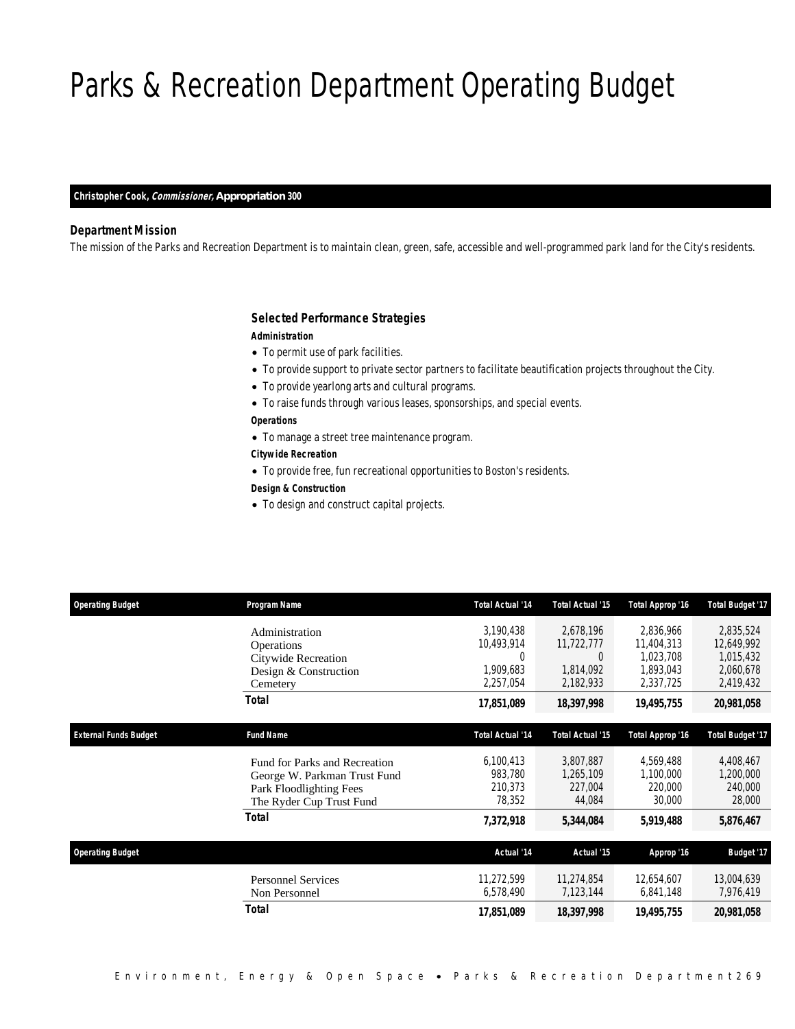# Parks & Recreation Department Operating Budget

**Christopher Cook, *Commissioner,* Appropriation 300**

### Department Mission

The mission of the Parks and Recreation Department is to maintain clean, green, safe, accessible and well-programmed park land for the City's residents.

### Selected Performance Strategies

**Administration**

- To permit use of park facilities.
- To provide support to private sector partners to facilitate beautification projects throughout the City.
- To provide yearlong arts and cultural programs.
- To raise funds through various leases, sponsorships, and special events.

**Operations**

- To manage a street tree maintenance program.

**Citywide Recreation**

- To provide free, fun recreational opportunities to Boston's residents.

**Design & Construction**

- To design and construct capital projects.

| Operating Budget | Program Name | Total Actual '14 | Total Actual '15 | Total Approp '16 | Total Budget '17 |
|---|---|---|---|---|---|
| | Administration | 3,190,438 | 2,678,196 | 2,836,966 | 2,835,524 |
| | Operations | 10,493,914 | 11,722,777 | 11,404,313 | 12,649,992 |
| | Citywide Recreation | 0 | 0 | 1,023,708 | 1,015,432 |
| | Design & Construction | 1,909,683 | 1,814,092 | 1,893,043 | 2,060,678 |
| | Cemetery | 2,257,054 | 2,182,933 | 2,337,725 | 2,419,432 |
| | **Total** | **17,851,089** | **18,397,998** | **19,495,755** | **20,981,058** |

| External Funds Budget | Fund Name | Total Actual '14 | Total Actual '15 | Total Approp '16 | Total Budget '17 |
|---|---|---|---|---|---|
| | Fund for Parks and Recreation | 6,100,413 | 3,807,887 | 4,569,488 | 4,408,467 |
| | George W. Parkman Trust Fund | 983,780 | 1,265,109 | 1,100,000 | 1,200,000 |
| | Park Floodlighting Fees | 210,373 | 227,004 | 220,000 | 240,000 |
| | The Ryder Cup Trust Fund | 78,352 | 44,084 | 30,000 | 28,000 |
| | **Total** | **7,372,918** | **5,344,084** | **5,919,488** | **5,876,467** |

| Operating Budget | | Actual '14 | Actual '15 | Approp '16 | Budget '17 |
|---|---|---|---|---|---|
| | Personnel Services | 11,272,599 | 11,274,854 | 12,654,607 | 13,004,639 |
| | Non Personnel | 6,578,490 | 7,123,144 | 6,841,148 | 7,976,419 |
| | **Total** | **17,851,089** | **18,397,998** | **19,495,755** | **20,981,058** |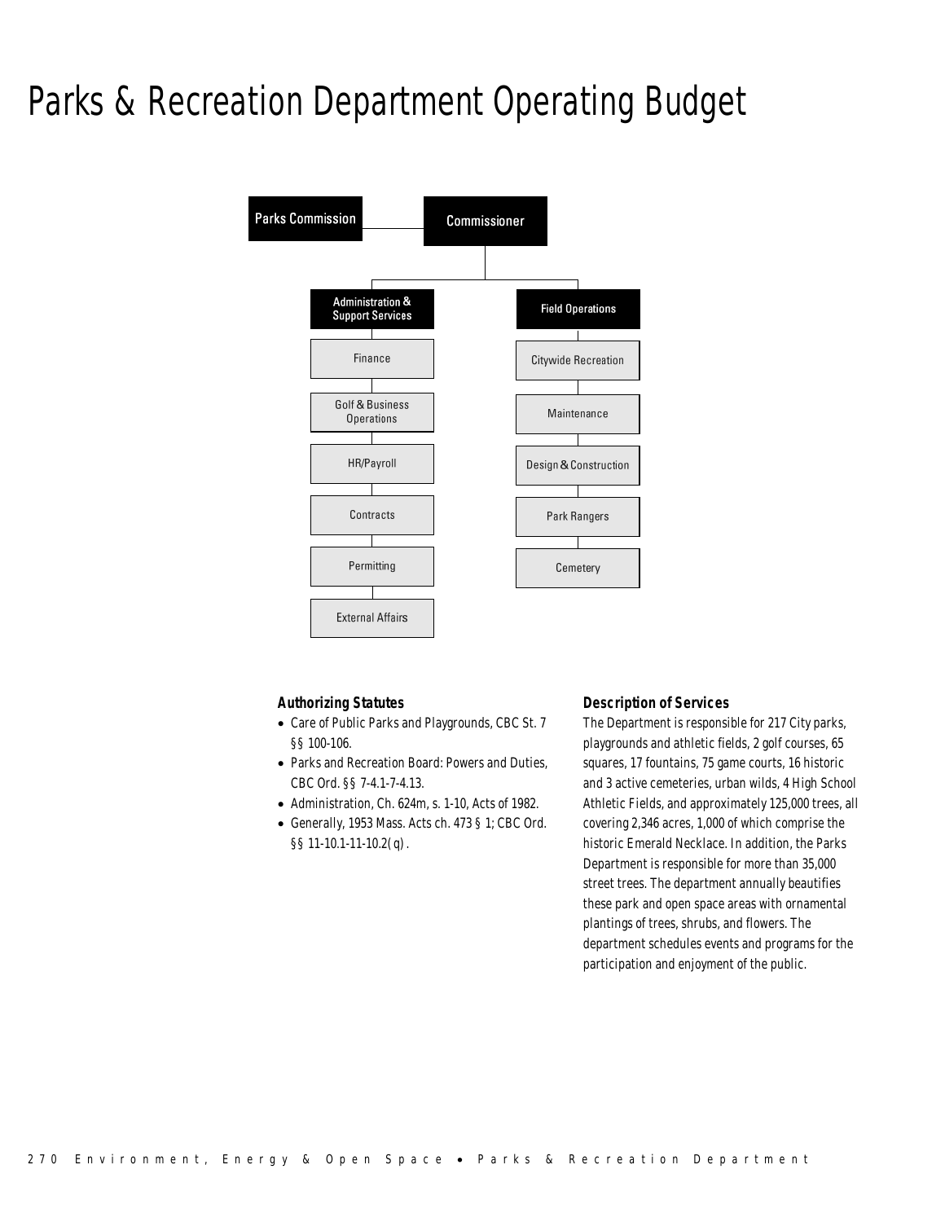# Parks & Recreation Department Operating Budget

Parks Commission

Commissioner

Administration & Support Services
- Finance
- Golf & Business Operations
- HR/Payroll
- Contracts
- Permitting
- External Affairs

Field Operations
- Citywide Recreation
- Maintenance
- Design & Construction
- Park Rangers
- Cemetery

### Authorizing Statutes

- Care of Public Parks and Playgrounds, CBC St. 7 §§ 100-106.
- Parks and Recreation Board: Powers and Duties, CBC Ord. §§ 7-4.1-7-4.13.
- Administration, Ch. 624m, s. 1-10, Acts of 1982.
- Generally, 1953 Mass. Acts ch. 473 § 1; CBC Ord. §§ 11-10.1-11-10.2(q).

### Description of Services

The Department is responsible for 217 City parks, playgrounds and athletic fields, 2 golf courses, 65 squares, 17 fountains, 75 game courts, 16 historic and 3 active cemeteries, urban wilds, 4 High School Athletic Fields, and approximately 125,000 trees, all covering 2,346 acres, 1,000 of which comprise the historic Emerald Necklace. In addition, the Parks Department is responsible for more than 35,000 street trees. The department annually beautifies these park and open space areas with ornamental plantings of trees, shrubs, and flowers. The department schedules events and programs for the participation and enjoyment of the public.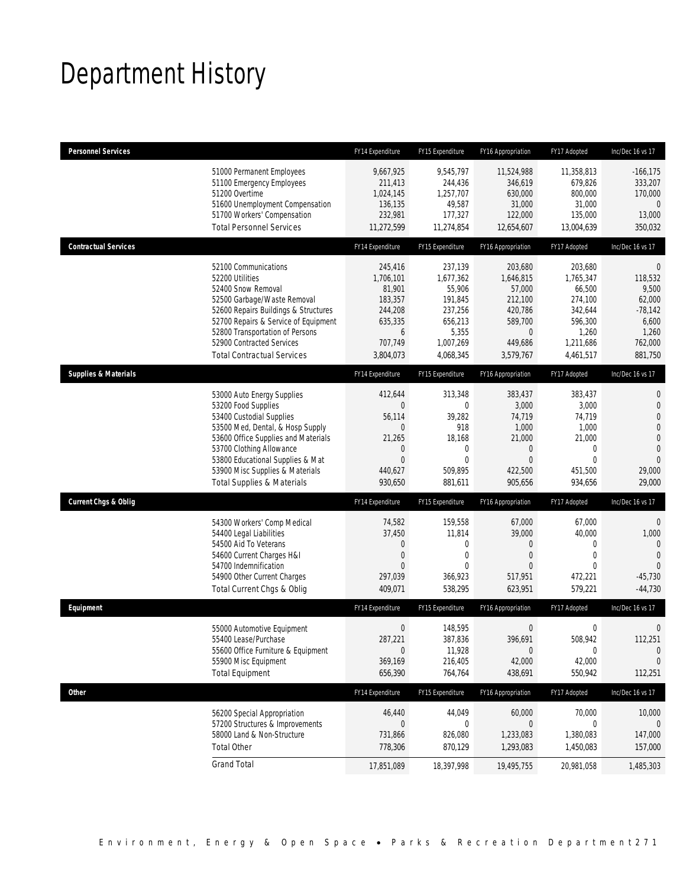# Department History

| Personnel Services | FY14 Expenditure | FY15 Expenditure | FY16 Appropriation | FY17 Adopted | Inc/Dec 16 vs 17 |
|---|---|---|---|---|---|
| 51000 Permanent Employees | 9,667,925 | 9,545,797 | 11,524,988 | 11,358,813 | -166,175 |
| 51100 Emergency Employees | 211,413 | 244,436 | 346,619 | 679,826 | 333,207 |
| 51200 Overtime | 1,024,145 | 1,257,707 | 630,000 | 800,000 | 170,000 |
| 51600 Unemployment Compensation | 136,135 | 49,587 | 31,000 | 31,000 | 0 |
| 51700 Workers' Compensation | 232,981 | 177,327 | 122,000 | 135,000 | 13,000 |
| Total Personnel Services | 11,272,599 | 11,274,854 | 12,654,607 | 13,004,639 | 350,032 |
| **Contractual Services** | FY14 Expenditure | FY15 Expenditure | FY16 Appropriation | FY17 Adopted | Inc/Dec 16 vs 17 |
| 52100 Communications | 245,416 | 237,139 | 203,680 | 203,680 | 0 |
| 52200 Utilities | 1,706,101 | 1,677,362 | 1,646,815 | 1,765,347 | 118,532 |
| 52400 Snow Removal | 81,901 | 55,906 | 57,000 | 66,500 | 9,500 |
| 52500 Garbage/Waste Removal | 183,357 | 191,845 | 212,100 | 274,100 | 62,000 |
| 52600 Repairs Buildings & Structures | 244,208 | 237,256 | 420,786 | 342,644 | -78,142 |
| 52700 Repairs & Service of Equipment | 635,335 | 656,213 | 589,700 | 596,300 | 6,600 |
| 52800 Transportation of Persons | 6 | 5,355 | 0 | 1,260 | 1,260 |
| 52900 Contracted Services | 707,749 | 1,007,269 | 449,686 | 1,211,686 | 762,000 |
| Total Contractual Services | 3,804,073 | 4,068,345 | 3,579,767 | 4,461,517 | 881,750 |
| **Supplies & Materials** | FY14 Expenditure | FY15 Expenditure | FY16 Appropriation | FY17 Adopted | Inc/Dec 16 vs 17 |
| 53000 Auto Energy Supplies | 412,644 | 313,348 | 383,437 | 383,437 | 0 |
| 53200 Food Supplies | 0 | 0 | 3,000 | 3,000 | 0 |
| 53400 Custodial Supplies | 56,114 | 39,282 | 74,719 | 74,719 | 0 |
| 53500 Med, Dental, & Hosp Supply | 0 | 918 | 1,000 | 1,000 | 0 |
| 53600 Office Supplies and Materials | 21,265 | 18,168 | 21,000 | 21,000 | 0 |
| 53700 Clothing Allowance | 0 | 0 | 0 | 0 | 0 |
| 53800 Educational Supplies & Mat | 0 | 0 | 0 | 0 | 0 |
| 53900 Misc Supplies & Materials | 440,627 | 509,895 | 422,500 | 451,500 | 29,000 |
| Total Supplies & Materials | 930,650 | 881,611 | 905,656 | 934,656 | 29,000 |
| **Current Chgs & Oblig** | FY14 Expenditure | FY15 Expenditure | FY16 Appropriation | FY17 Adopted | Inc/Dec 16 vs 17 |
| 54300 Workers' Comp Medical | 74,582 | 159,558 | 67,000 | 67,000 | 0 |
| 54400 Legal Liabilities | 37,450 | 11,814 | 39,000 | 40,000 | 1,000 |
| 54500 Aid To Veterans | 0 | 0 | 0 | 0 | 0 |
| 54600 Current Charges H&I | 0 | 0 | 0 | 0 | 0 |
| 54700 Indemnification | 0 | 0 | 0 | 0 | 0 |
| 54900 Other Current Charges | 297,039 | 366,923 | 517,951 | 472,221 | -45,730 |
| Total Current Chgs & Oblig | 409,071 | 538,295 | 623,951 | 579,221 | -44,730 |
| **Equipment** | FY14 Expenditure | FY15 Expenditure | FY16 Appropriation | FY17 Adopted | Inc/Dec 16 vs 17 |
| 55000 Automotive Equipment | 0 | 148,595 | 0 | 0 | 0 |
| 55400 Lease/Purchase | 287,221 | 387,836 | 396,691 | 508,942 | 112,251 |
| 55600 Office Furniture & Equipment | 0 | 11,928 | 0 | 0 | 0 |
| 55900 Misc Equipment | 369,169 | 216,405 | 42,000 | 42,000 | 0 |
| Total Equipment | 656,390 | 764,764 | 438,691 | 550,942 | 112,251 |
| **Other** | FY14 Expenditure | FY15 Expenditure | FY16 Appropriation | FY17 Adopted | Inc/Dec 16 vs 17 |
| 56200 Special Appropriation | 46,440 | 44,049 | 60,000 | 70,000 | 10,000 |
| 57200 Structures & Improvements | 0 | 0 | 0 | 0 | 0 |
| 58000 Land & Non-Structure | 731,866 | 826,080 | 1,233,083 | 1,380,083 | 147,000 |
| Total Other | 778,306 | 870,129 | 1,293,083 | 1,450,083 | 157,000 |
| Grand Total | 17,851,089 | 18,397,998 | 19,495,755 | 20,981,058 | 1,485,303 |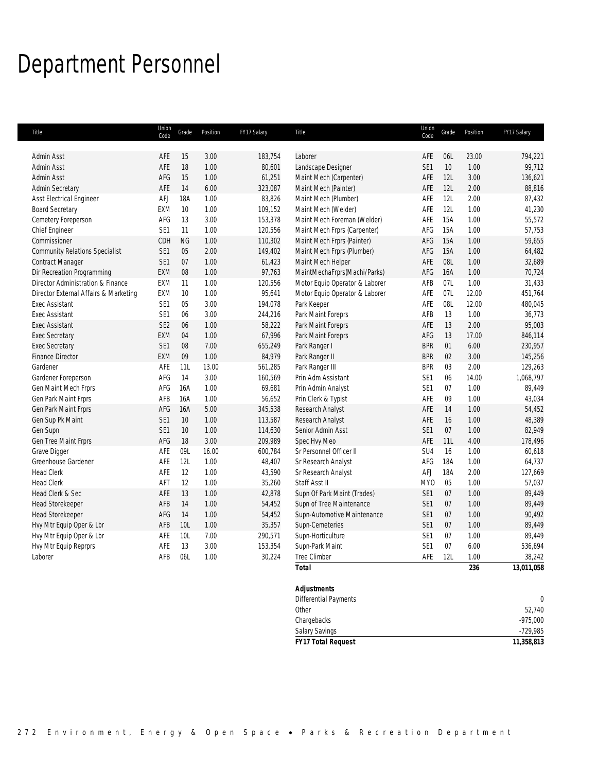# Department Personnel

| Title | Union Code | Grade | Position | FY17 Salary |
|---|---|---|---|---|
| Admin Asst | AFE | 15 | 3.00 | 183,754 |
| Admin Asst | AFE | 18 | 1.00 | 80,601 |
| Admin Asst | AFG | 15 | 1.00 | 61,251 |
| Admin Secretary | AFE | 14 | 6.00 | 323,087 |
| Asst Electrical Engineer | AFJ | 18A | 1.00 | 83,826 |
| Board Secretary | EXM | 10 | 1.00 | 109,152 |
| Cemetery Foreperson | AFG | 13 | 3.00 | 153,378 |
| Chief Engineer | SE1 | 11 | 1.00 | 120,556 |
| Commissioner | CDH | NG | 1.00 | 110,302 |
| Community Relations Specialist | SE1 | 05 | 2.00 | 149,402 |
| Contract Manager | SE1 | 07 | 1.00 | 61,423 |
| Dir Recreation Programming | EXM | 08 | 1.00 | 97,763 |
| Director Administration & Finance | EXM | 11 | 1.00 | 120,556 |
| Director External Affairs & Marketing | EXM | 10 | 1.00 | 95,641 |
| Exec Assistant | SE1 | 05 | 3.00 | 194,078 |
| Exec Assistant | SE1 | 06 | 3.00 | 244,216 |
| Exec Assistant | SE2 | 06 | 1.00 | 58,222 |
| Exec Secretary | EXM | 04 | 1.00 | 67,996 |
| Exec Secretary | SE1 | 08 | 7.00 | 655,249 |
| Finance Director | EXM | 09 | 1.00 | 84,979 |
| Gardener | AFE | 11L | 13.00 | 561,285 |
| Gardener Foreperson | AFG | 14 | 3.00 | 160,569 |
| Gen Maint Mech Frprs | AFG | 16A | 1.00 | 69,681 |
| Gen Park Maint Frprs | AFB | 16A | 1.00 | 56,652 |
| Gen Park Maint Frprs | AFG | 16A | 5.00 | 345,538 |
| Gen Sup Pk Maint | SE1 | 10 | 1.00 | 113,587 |
| Gen Supn | SE1 | 10 | 1.00 | 114,630 |
| Gen Tree Maint Frprs | AFG | 18 | 3.00 | 209,989 |
| Grave Digger | AFE | 09L | 16.00 | 600,784 |
| Greenhouse Gardener | AFE | 12L | 1.00 | 48,407 |
| Head Clerk | AFE | 12 | 1.00 | 43,590 |
| Head Clerk | AFT | 12 | 1.00 | 35,260 |
| Head Clerk & Sec | AFE | 13 | 1.00 | 42,878 |
| Head Storekeeper | AFB | 14 | 1.00 | 54,452 |
| Head Storekeeper | AFG | 14 | 1.00 | 54,452 |
| Hvy Mtr Equip Oper & Lbr | AFB | 10L | 1.00 | 35,357 |
| Hvy Mtr Equip Oper & Lbr | AFE | 10L | 7.00 | 290,571 |
| Hvy Mtr Equip Reprprs | AFE | 13 | 3.00 | 153,354 |
| Laborer | AFB | 06L | 1.00 | 30,224 |
| Laborer | AFE | 06L | 23.00 | 794,221 |
| Landscape Designer | SE1 | 10 | 1.00 | 99,712 |
| Maint Mech (Carpenter) | AFE | 12L | 3.00 | 136,621 |
| Maint Mech (Painter) | AFE | 12L | 2.00 | 88,816 |
| Maint Mech (Plumber) | AFE | 12L | 2.00 | 87,432 |
| Maint Mech (Welder) | AFE | 12L | 1.00 | 41,230 |
| Maint Mech Foreman (Welder) | AFE | 15A | 1.00 | 55,572 |
| Maint Mech Frprs (Carpenter) | AFG | 15A | 1.00 | 57,753 |
| Maint Mech Frprs (Painter) | AFG | 15A | 1.00 | 59,655 |
| Maint Mech Frprs (Plumber) | AFG | 15A | 1.00 | 64,482 |
| Maint Mech Helper | AFE | 08L | 1.00 | 32,689 |
| MaintMechaFrprs(Machi/Parks) | AFG | 16A | 1.00 | 70,724 |
| Motor Equip Operator & Laborer | AFB | 07L | 1.00 | 31,433 |
| Motor Equip Operator & Laborer | AFE | 07L | 12.00 | 451,764 |
| Park Keeper | AFE | 08L | 12.00 | 480,045 |
| Park Maint Foreprs | AFB | 13 | 1.00 | 36,773 |
| Park Maint Foreprs | AFE | 13 | 2.00 | 95,003 |
| Park Maint Foreprs | AFG | 13 | 17.00 | 846,114 |
| Park Ranger I | BPR | 01 | 6.00 | 230,957 |
| Park Ranger II | BPR | 02 | 3.00 | 145,256 |
| Park Ranger III | BPR | 03 | 2.00 | 129,263 |
| Prin Adm Assistant | SE1 | 06 | 14.00 | 1,068,797 |
| Prin Admin Analyst | SE1 | 07 | 1.00 | 89,449 |
| Prin Clerk & Typist | AFE | 09 | 1.00 | 43,034 |
| Research Analyst | AFE | 14 | 1.00 | 54,452 |
| Research Analyst | AFE | 16 | 1.00 | 48,389 |
| Senior Admin Asst | SE1 | 07 | 1.00 | 82,949 |
| Spec Hvy Meo | AFE | 11L | 4.00 | 178,496 |
| Sr Personnel Officer II | SU4 | 16 | 1.00 | 60,618 |
| Sr Research Analyst | AFG | 18A | 1.00 | 64,737 |
| Sr Research Analyst | AFJ | 18A | 2.00 | 127,669 |
| Staff Asst II | MYO | 05 | 1.00 | 57,037 |
| Supn Of Park Maint (Trades) | SE1 | 07 | 1.00 | 89,449 |
| Supn of Tree Maintenance | SE1 | 07 | 1.00 | 89,449 |
| Supn-Automotive Maintenance | SE1 | 07 | 1.00 | 90,492 |
| Supn-Cemeteries | SE1 | 07 | 1.00 | 89,449 |
| Supn-Horticulture | SE1 | 07 | 1.00 | 89,449 |
| Supn-Park Maint | SE1 | 07 | 6.00 | 536,694 |
| Tree Climber | AFE | 12L | 1.00 | 38,242 |
| **Total** | | | **236** | **13,011,058** |

| Adjustments | |
|---|---|
| Differential Payments | 0 |
| Other | 52,740 |
| Chargebacks | -975,000 |
| Salary Savings | -729,985 |
| **FY17 Total Request** | **11,358,813** |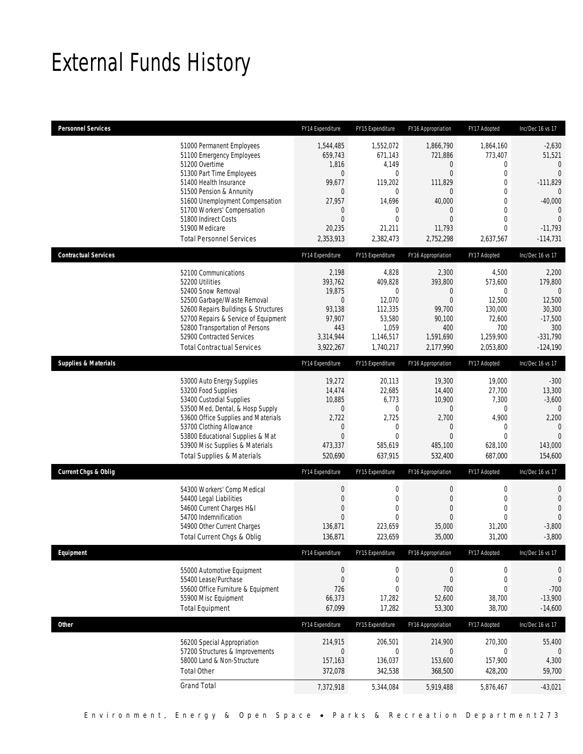# External Funds History

| Personnel Services | | FY14 Expenditure | FY15 Expenditure | FY16 Appropriation | FY17 Adopted | Inc/Dec 16 vs 17 |
|---|---|---|---|---|---|---|
| | 51000 Permanent Employees | 1,544,485 | 1,552,072 | 1,866,790 | 1,864,160 | -2,630 |
| | 51100 Emergency Employees | 659,743 | 671,143 | 721,886 | 773,407 | 51,521 |
| | 51200 Overtime | 1,816 | 4,149 | 0 | 0 | 0 |
| | 51300 Part Time Employees | 0 | 0 | 0 | 0 | 0 |
| | 51400 Health Insurance | 99,677 | 119,202 | 111,829 | 0 | -111,829 |
| | 51500 Pension & Annunity | 0 | 0 | 0 | 0 | 0 |
| | 51600 Unemployment Compensation | 27,957 | 14,696 | 40,000 | 0 | -40,000 |
| | 51700 Workers' Compensation | 0 | 0 | 0 | 0 | 0 |
| | 51800 Indirect Costs | 0 | 0 | 0 | 0 | 0 |
| | 51900 Medicare | 20,235 | 21,211 | 11,793 | 0 | -11,793 |
| | Total Personnel Services | 2,353,913 | 2,382,473 | 2,752,298 | 2,637,567 | -114,731 |

| Contractual Services | | FY14 Expenditure | FY15 Expenditure | FY16 Appropriation | FY17 Adopted | Inc/Dec 16 vs 17 |
|---|---|---|---|---|---|---|
| | 52100 Communications | 2,198 | 4,828 | 2,300 | 4,500 | 2,200 |
| | 52200 Utilities | 393,762 | 409,828 | 393,800 | 573,600 | 179,800 |
| | 52400 Snow Removal | 19,875 | 0 | 0 | 0 | 0 |
| | 52500 Garbage/Waste Removal | 0 | 12,070 | 0 | 12,500 | 12,500 |
| | 52600 Repairs Buildings & Structures | 93,138 | 112,335 | 99,700 | 130,000 | 30,300 |
| | 52700 Repairs & Service of Equipment | 97,907 | 53,580 | 90,100 | 72,600 | -17,500 |
| | 52800 Transportation of Persons | 443 | 1,059 | 400 | 700 | 300 |
| | 52900 Contracted Services | 3,314,944 | 1,146,517 | 1,591,690 | 1,259,900 | -331,790 |
| | Total Contractual Services | 3,922,267 | 1,740,217 | 2,177,990 | 2,053,800 | -124,190 |

| Supplies & Materials | | FY14 Expenditure | FY15 Expenditure | FY16 Appropriation | FY17 Adopted | Inc/Dec 16 vs 17 |
|---|---|---|---|---|---|---|
| | 53000 Auto Energy Supplies | 19,272 | 20,113 | 19,300 | 19,000 | -300 |
| | 53200 Food Supplies | 14,474 | 22,685 | 14,400 | 27,700 | 13,300 |
| | 53400 Custodial Supplies | 10,885 | 6,773 | 10,900 | 7,300 | -3,600 |
| | 53500 Med, Dental, & Hosp Supply | 0 | 0 | 0 | 0 | 0 |
| | 53600 Office Supplies and Materials | 2,722 | 2,725 | 2,700 | 4,900 | 2,200 |
| | 53700 Clothing Allowance | 0 | 0 | 0 | 0 | 0 |
| | 53800 Educational Supplies & Mat | 0 | 0 | 0 | 0 | 0 |
| | 53900 Misc Supplies & Materials | 473,337 | 585,619 | 485,100 | 628,100 | 143,000 |
| | Total Supplies & Materials | 520,690 | 637,915 | 532,400 | 687,000 | 154,600 |

| Current Chgs & Oblig | | FY14 Expenditure | FY15 Expenditure | FY16 Appropriation | FY17 Adopted | Inc/Dec 16 vs 17 |
|---|---|---|---|---|---|---|
| | 54300 Workers' Comp Medical | 0 | 0 | 0 | 0 | 0 |
| | 54400 Legal Liabilities | 0 | 0 | 0 | 0 | 0 |
| | 54600 Current Charges H&I | 0 | 0 | 0 | 0 | 0 |
| | 54700 Indemnification | 0 | 0 | 0 | 0 | 0 |
| | 54900 Other Current Charges | 136,871 | 223,659 | 35,000 | 31,200 | -3,800 |
| | Total Current Chgs & Oblig | 136,871 | 223,659 | 35,000 | 31,200 | -3,800 |

| Equipment | | FY14 Expenditure | FY15 Expenditure | FY16 Appropriation | FY17 Adopted | Inc/Dec 16 vs 17 |
|---|---|---|---|---|---|---|
| | 55000 Automotive Equipment | 0 | 0 | 0 | 0 | 0 |
| | 55400 Lease/Purchase | 0 | 0 | 0 | 0 | 0 |
| | 55600 Office Furniture & Equipment | 726 | 0 | 700 | 0 | -700 |
| | 55900 Misc Equipment | 66,373 | 17,282 | 52,600 | 38,700 | -13,900 |
| | Total Equipment | 67,099 | 17,282 | 53,300 | 38,700 | -14,600 |

| Other | | FY14 Expenditure | FY15 Expenditure | FY16 Appropriation | FY17 Adopted | Inc/Dec 16 vs 17 |
|---|---|---|---|---|---|---|
| | 56200 Special Appropriation | 214,915 | 206,501 | 214,900 | 270,300 | 55,400 |
| | 57200 Structures & Improvements | 0 | 0 | 0 | 0 | 0 |
| | 58000 Land & Non-Structure | 157,163 | 136,037 | 153,600 | 157,900 | 4,300 |
| | Total Other | 372,078 | 342,538 | 368,500 | 428,200 | 59,700 |
| | Grand Total | 7,372,918 | 5,344,084 | 5,919,488 | 5,876,467 | -43,021 |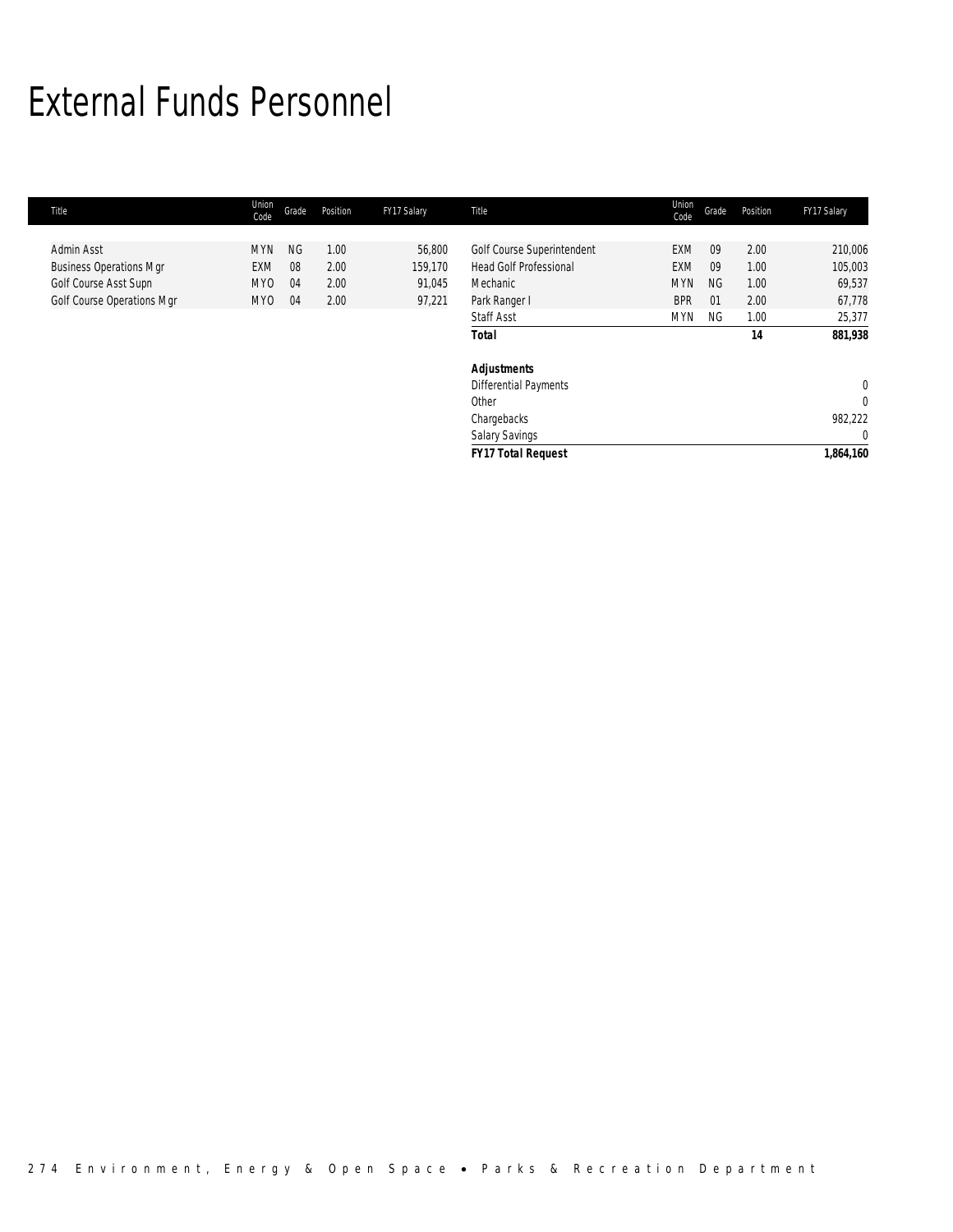# External Funds Personnel

| Title | Union Code | Grade | Position | FY17 Salary |
|---|---|---|---|---|
| Admin Asst | MYN | NG | 1.00 | 56,800 |
| Business Operations Mgr | EXM | 08 | 2.00 | 159,170 |
| Golf Course Asst Supn | MYO | 04 | 2.00 | 91,045 |
| Golf Course Operations Mgr | MYO | 04 | 2.00 | 97,221 |
| Golf Course Superintendent | EXM | 09 | 2.00 | 210,006 |
| Head Golf Professional | EXM | 09 | 1.00 | 105,003 |
| Mechanic | MYN | NG | 1.00 | 69,537 |
| Park Ranger I | BPR | 01 | 2.00 | 67,778 |
| Staff Asst | MYN | NG | 1.00 | 25,377 |
| ***Total*** | | | ***14*** | ***881,938*** |
| ***Adjustments*** | | | | |
| Differential Payments | | | | 0 |
| Other | | | | 0 |
| Chargebacks | | | | 982,222 |
| Salary Savings | | | | 0 |
| ***FY17 Total Request*** | | | | ***1,864,160*** |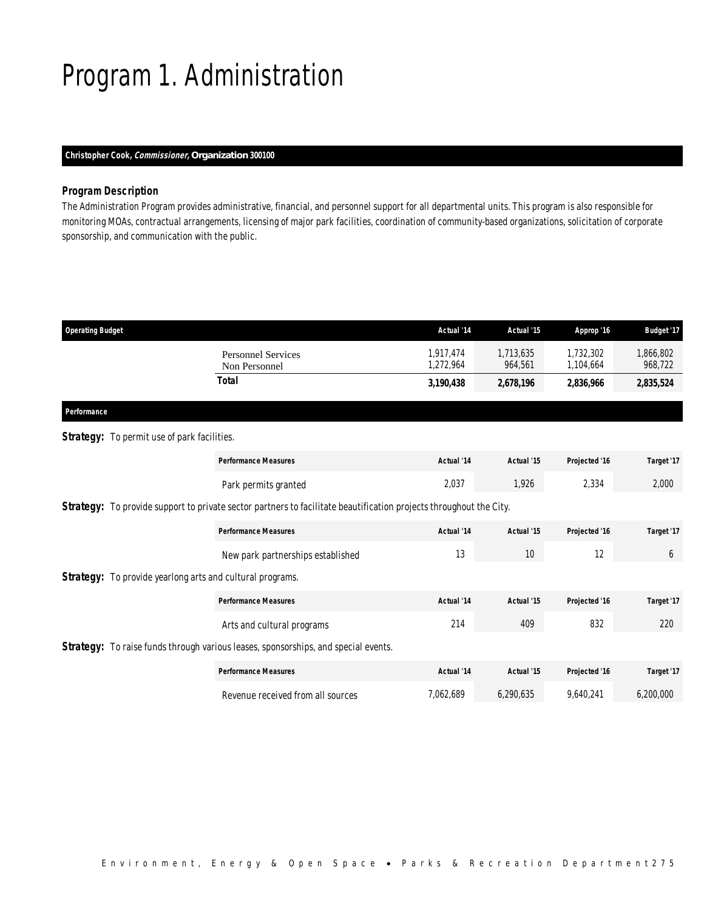# Program 1. Administration

**Christopher Cook, *Commissioner*, Organization 300100**

### *Program Description*

The Administration Program provides administrative, financial, and personnel support for all departmental units. This program is also responsible for monitoring MOAs, contractual arrangements, licensing of major park facilities, coordination of community-based organizations, solicitation of corporate sponsorship, and communication with the public.

| Operating Budget | Actual '14 | Actual '15 | Approp '16 | Budget '17 |
|---|---|---|---|---|
| Personnel Services | 1,917,474 | 1,713,635 | 1,732,302 | 1,866,802 |
| Non Personnel | 1,272,964 | 964,561 | 1,104,664 | 968,722 |
| **Total** | **3,190,438** | **2,678,196** | **2,836,966** | **2,835,524** |

**Performance**

**Strategy:** To permit use of park facilities.

| Performance Measures | Actual '14 | Actual '15 | Projected '16 | Target '17 |
|---|---|---|---|---|
| Park permits granted | 2,037 | 1,926 | 2,334 | 2,000 |

**Strategy:** To provide support to private sector partners to facilitate beautification projects throughout the City.

| Performance Measures | Actual '14 | Actual '15 | Projected '16 | Target '17 |
|---|---|---|---|---|
| New park partnerships established | 13 | 10 | 12 | 6 |

**Strategy:** To provide yearlong arts and cultural programs.

| Performance Measures | Actual '14 | Actual '15 | Projected '16 | Target '17 |
|---|---|---|---|---|
| Arts and cultural programs | 214 | 409 | 832 | 220 |

**Strategy:** To raise funds through various leases, sponsorships, and special events.

| Performance Measures | Actual '14 | Actual '15 | Projected '16 | Target '17 |
|---|---|---|---|---|
| Revenue received from all sources | 7,062,689 | 6,290,635 | 9,640,241 | 6,200,000 |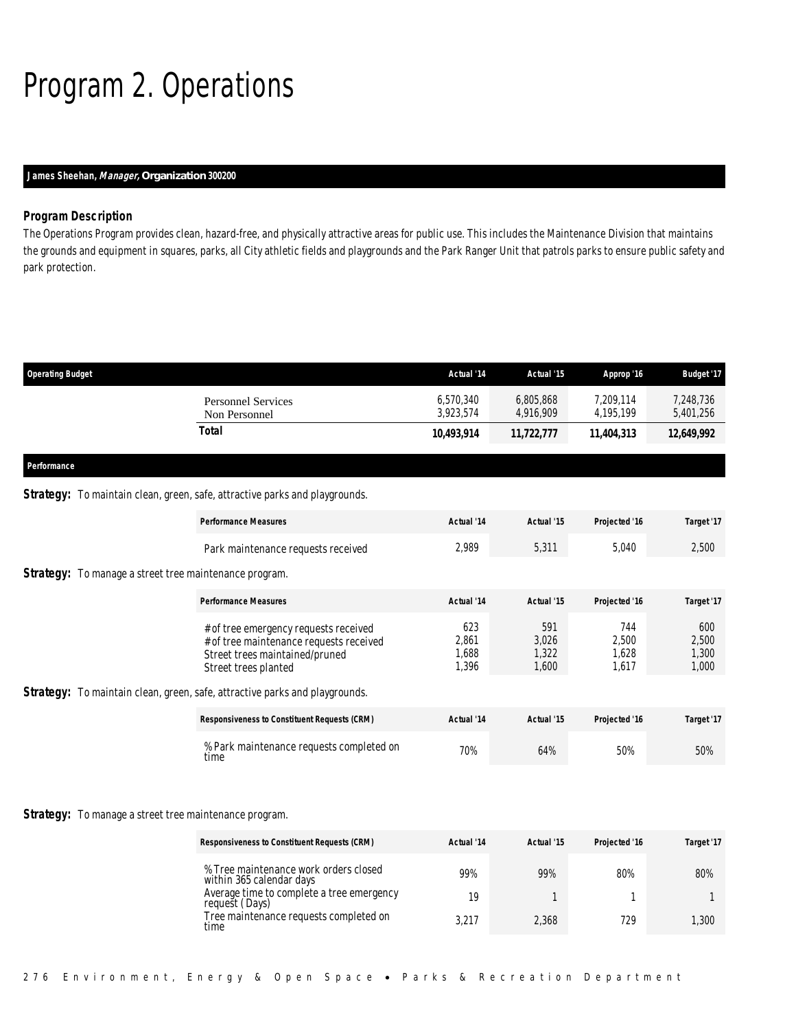# Program 2. Operations

**James Sheehan, *Manager*, Organization 300200**

### Program Description

The Operations Program provides clean, hazard-free, and physically attractive areas for public use. This includes the Maintenance Division that maintains the grounds and equipment in squares, parks, all City athletic fields and playgrounds and the Park Ranger Unit that patrols parks to ensure public safety and park protection.

| Operating Budget | Actual '14 | Actual '15 | Approp '16 | Budget '17 |
|---|---|---|---|---|
| Personnel Services | 6,570,340 | 6,805,868 | 7,209,114 | 7,248,736 |
| Non Personnel | 3,923,574 | 4,916,909 | 4,195,199 | 5,401,256 |
| **Total** | **10,493,914** | **11,722,777** | **11,404,313** | **12,649,992** |

### Performance

**Strategy:** To maintain clean, green, safe, attractive parks and playgrounds.

| Performance Measures | Actual '14 | Actual '15 | Projected '16 | Target '17 |
|---|---|---|---|---|
| Park maintenance requests received | 2,989 | 5,311 | 5,040 | 2,500 |

**Strategy:** To manage a street tree maintenance program.

| Performance Measures | Actual '14 | Actual '15 | Projected '16 | Target '17 |
|---|---|---|---|---|
| # of tree emergency requests received | 623 | 591 | 744 | 600 |
| # of tree maintenance requests received | 2,861 | 3,026 | 2,500 | 2,500 |
| Street trees maintained/pruned | 1,688 | 1,322 | 1,628 | 1,300 |
| Street trees planted | 1,396 | 1,600 | 1,617 | 1,000 |

**Strategy:** To maintain clean, green, safe, attractive parks and playgrounds.

| Responsiveness to Constituent Requests (CRM) | Actual '14 | Actual '15 | Projected '16 | Target '17 |
|---|---|---|---|---|
| % Park maintenance requests completed on time | 70% | 64% | 50% | 50% |

**Strategy:** To manage a street tree maintenance program.

| Responsiveness to Constituent Requests (CRM) | Actual '14 | Actual '15 | Projected '16 | Target '17 |
|---|---|---|---|---|
| % Tree maintenance work orders closed within 365 calendar days | 99% | 99% | 80% | 80% |
| Average time to complete a tree emergency request (Days) | 19 | 1 | 1 | 1 |
| Tree maintenance requests completed on time | 3,217 | 2,368 | 729 | 1,300 |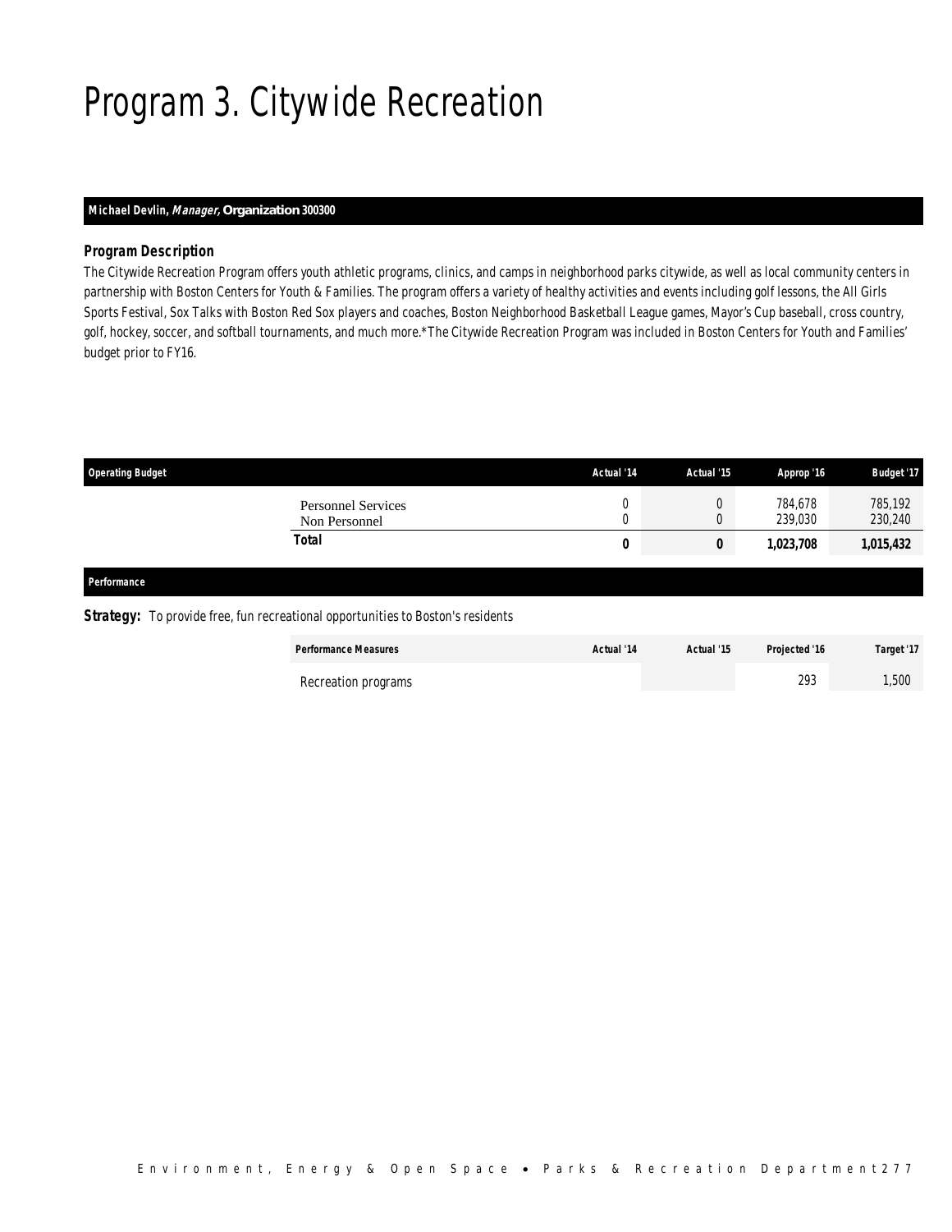# Program 3. Citywide Recreation

**Michael Devlin, *Manager,* Organization 300300**

### *Program Description*

The Citywide Recreation Program offers youth athletic programs, clinics, and camps in neighborhood parks citywide, as well as local community centers in partnership with Boston Centers for Youth & Families. The program offers a variety of healthy activities and events including golf lessons, the All Girls Sports Festival, Sox Talks with Boston Red Sox players and coaches, Boston Neighborhood Basketball League games, Mayor's Cup baseball, cross country, golf, hockey, soccer, and softball tournaments, and much more.*The Citywide Recreation Program was included in Boston Centers for Youth and Families' budget prior to FY16.

| Operating Budget | Actual '14 | Actual '15 | Approp '16 | Budget '17 |
|---|---|---|---|---|
| Personnel Services | 0 | 0 | 784,678 | 785,192 |
| Non Personnel | 0 | 0 | 239,030 | 230,240 |
| **Total** | **0** | **0** | **1,023,708** | **1,015,432** |

**Performance**

**Strategy:** To provide free, fun recreational opportunities to Boston's residents

| Performance Measures | Actual '14 | Actual '15 | Projected '16 | Target '17 |
|---|---|---|---|---|
| Recreation programs | | | 293 | 1,500 |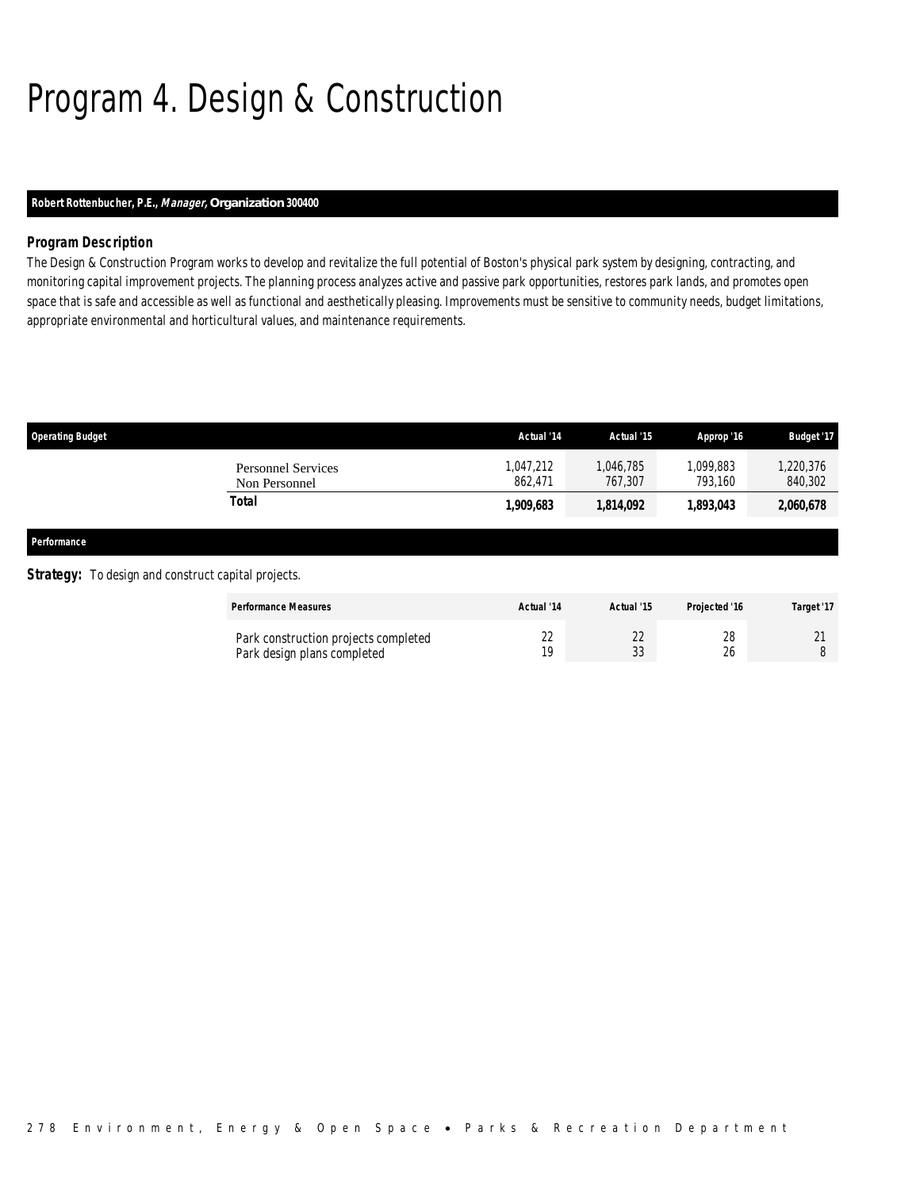# Program 4. Design & Construction

**Robert Rottenbucher, P.E., *Manager,* Organization 300400**

### Program Description

The Design & Construction Program works to develop and revitalize the full potential of Boston's physical park system by designing, contracting, and monitoring capital improvement projects. The planning process analyzes active and passive park opportunities, restores park lands, and promotes open space that is safe and accessible as well as functional and aesthetically pleasing. Improvements must be sensitive to community needs, budget limitations, appropriate environmental and horticultural values, and maintenance requirements.

| Operating Budget | Actual '14 | Actual '15 | Approp '16 | Budget '17 |
|---|---|---|---|---|
| Personnel Services | 1,047,212 | 1,046,785 | 1,099,883 | 1,220,376 |
| Non Personnel | 862,471 | 767,307 | 793,160 | 840,302 |
| **Total** | **1,909,683** | **1,814,092** | **1,893,043** | **2,060,678** |

**Performance**

**Strategy:** To design and construct capital projects.

| Performance Measures | Actual '14 | Actual '15 | Projected '16 | Target '17 |
|---|---|---|---|---|
| Park construction projects completed | 22 | 22 | 28 | 21 |
| Park design plans completed | 19 | 33 | 26 | 8 |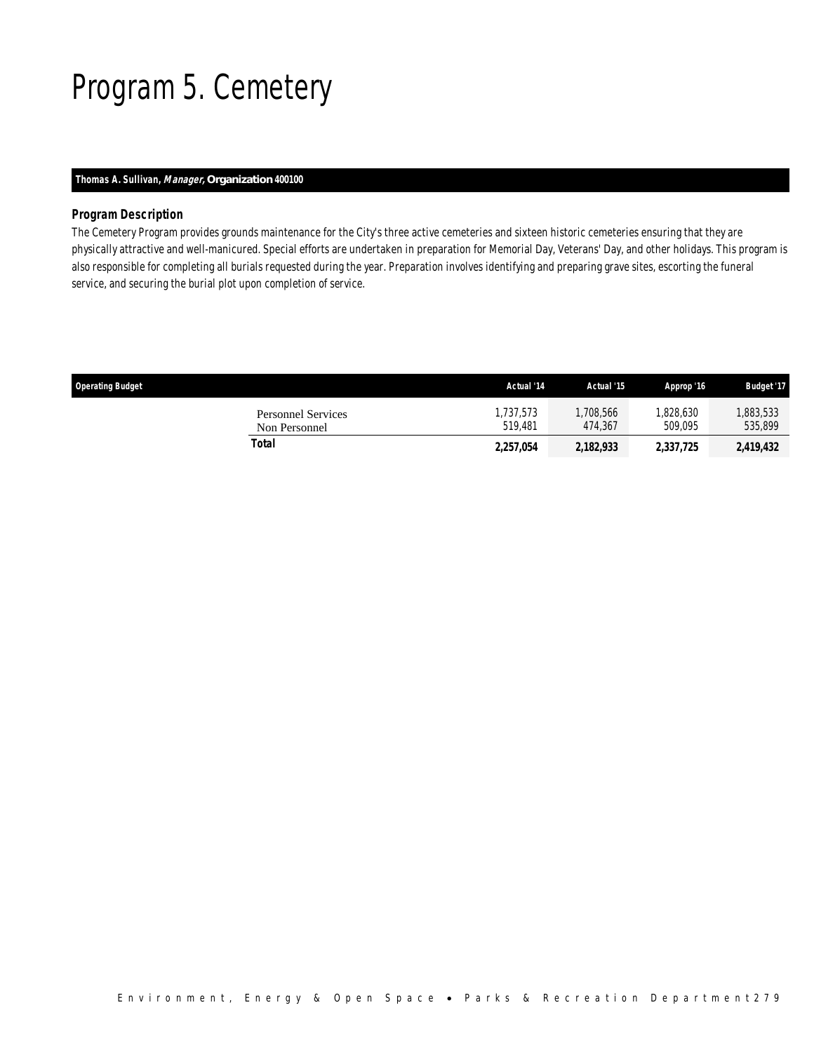# Program 5. Cemetery

**Thomas A. Sullivan, *Manager,* Organization 400100**

### Program Description

The Cemetery Program provides grounds maintenance for the City's three active cemeteries and sixteen historic cemeteries ensuring that they are physically attractive and well-manicured. Special efforts are undertaken in preparation for Memorial Day, Veterans' Day, and other holidays. This program is also responsible for completing all burials requested during the year. Preparation involves identifying and preparing grave sites, escorting the funeral service, and securing the burial plot upon completion of service.

| Operating Budget | Actual '14 | Actual '15 | Approp '16 | Budget '17 |
|---|---|---|---|---|
| Personnel Services | 1,737,573 | 1,708,566 | 1,828,630 | 1,883,533 |
| Non Personnel | 519,481 | 474,367 | 509,095 | 535,899 |
| **Total** | **2,257,054** | **2,182,933** | **2,337,725** | **2,419,432** |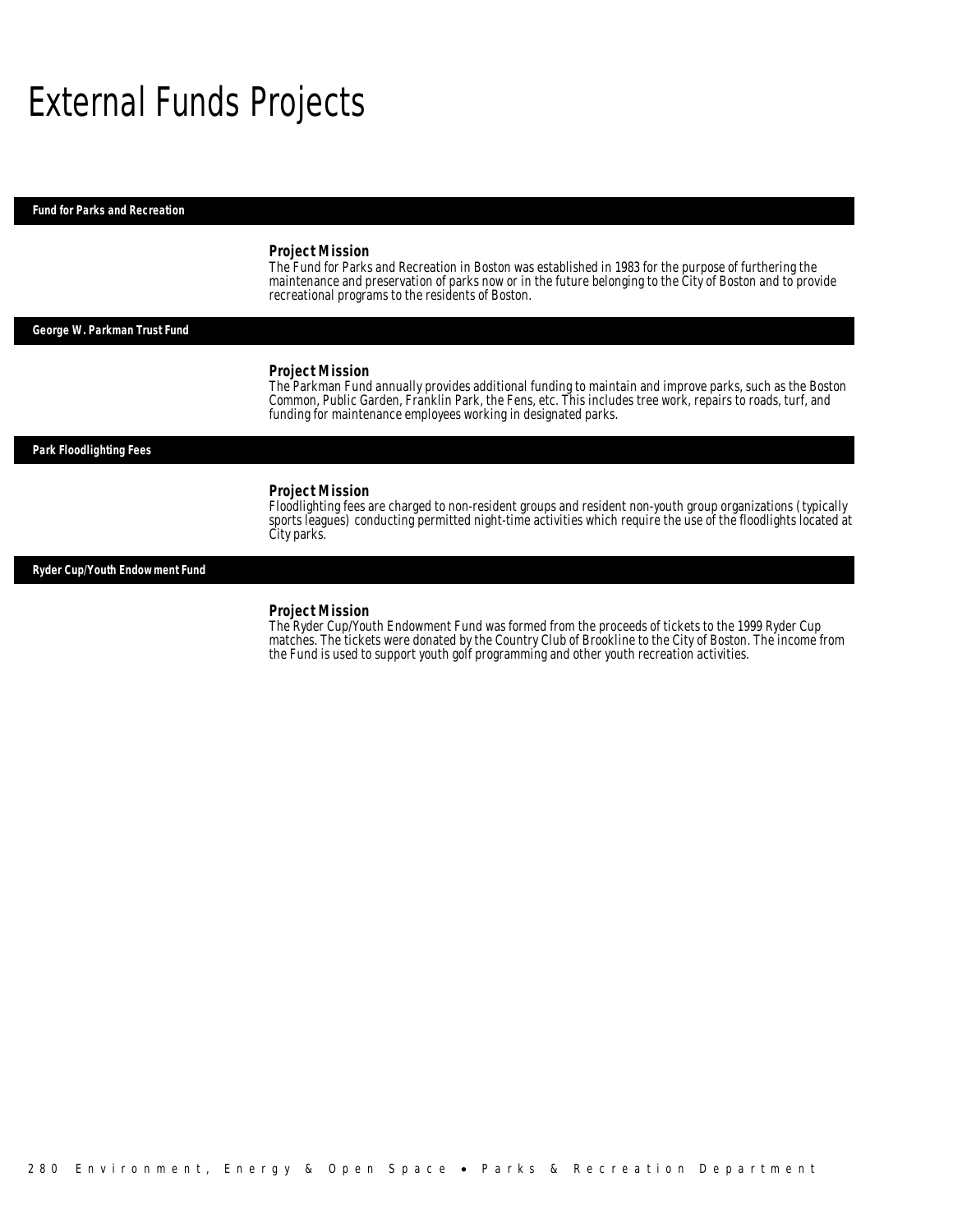# External Funds Projects

## Fund for Parks and Recreation

### Project Mission

The Fund for Parks and Recreation in Boston was established in 1983 for the purpose of furthering the maintenance and preservation of parks now or in the future belonging to the City of Boston and to provide recreational programs to the residents of Boston.

## George W. Parkman Trust Fund

### Project Mission

The Parkman Fund annually provides additional funding to maintain and improve parks, such as the Boston Common, Public Garden, Franklin Park, the Fens, etc. This includes tree work, repairs to roads, turf, and funding for maintenance employees working in designated parks.

## Park Floodlighting Fees

### Project Mission

Floodlighting fees are charged to non-resident groups and resident non-youth group organizations (typically sports leagues) conducting permitted night-time activities which require the use of the floodlights located at City parks.

## Ryder Cup/Youth Endowment Fund

### Project Mission

The Ryder Cup/Youth Endowment Fund was formed from the proceeds of tickets to the 1999 Ryder Cup matches. The tickets were donated by the Country Club of Brookline to the City of Boston. The income from the Fund is used to support youth golf programming and other youth recreation activities.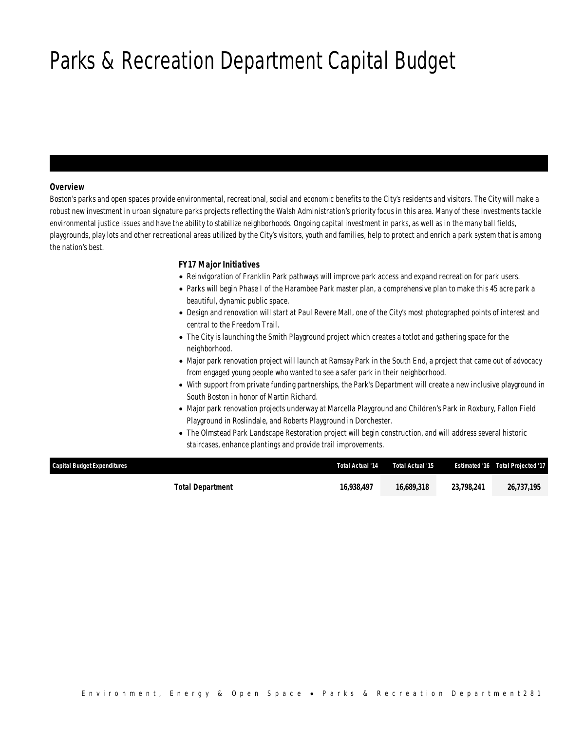# Parks & Recreation Department Capital Budget

***Overview***

*Boston's parks and open spaces provide environmental, recreational, social and economic benefits to the City's residents and visitors. The City will make a robust new investment in urban signature parks projects reflecting the Walsh Administration's priority focus in this area. Many of these investments tackle environmental justice issues and have the ability to stabilize neighborhoods. Ongoing capital investment in parks, as well as in the many ball fields, playgrounds, play lots and other recreational areas utilized by the City's visitors, youth and families, help to protect and enrich a park system that is among the nation's best.*

***FY17 Major Initiatives***

- *Reinvigoration of Franklin Park pathways will improve park access and expand recreation for park users.*
- *Parks will begin Phase I of the Harambee Park master plan, a comprehensive plan to make this 45 acre park a beautiful, dynamic public space.*
- *Design and renovation will start at Paul Revere Mall, one of the City's most photographed points of interest and central to the Freedom Trail.*
- *The City is launching the Smith Playground project which creates a totlot and gathering space for the neighborhood.*
- *Major park renovation project will launch at Ramsay Park in the South End, a project that came out of advocacy from engaged young people who wanted to see a safer park in their neighborhood.*
- *With support from private funding partnerships, the Park's Department will create a new inclusive playground in South Boston in honor of Martin Richard.*
- *Major park renovation projects underway at Marcella Playground and Children's Park in Roxbury, Fallon Field Playground in Roslindale, and Roberts Playground in Dorchester.*
- *The Olmstead Park Landscape Restoration project will begin construction, and will address several historic staircases, enhance plantings and provide trail improvements.*

| Capital Budget Expenditures | Total Actual '14 | Total Actual '15 | Estimated '16 | Total Projected '17 |
|---|---|---|---|---|
| **Total Department** | **16,938,497** | **16,689,318** | **23,798,241** | **26,737,195** |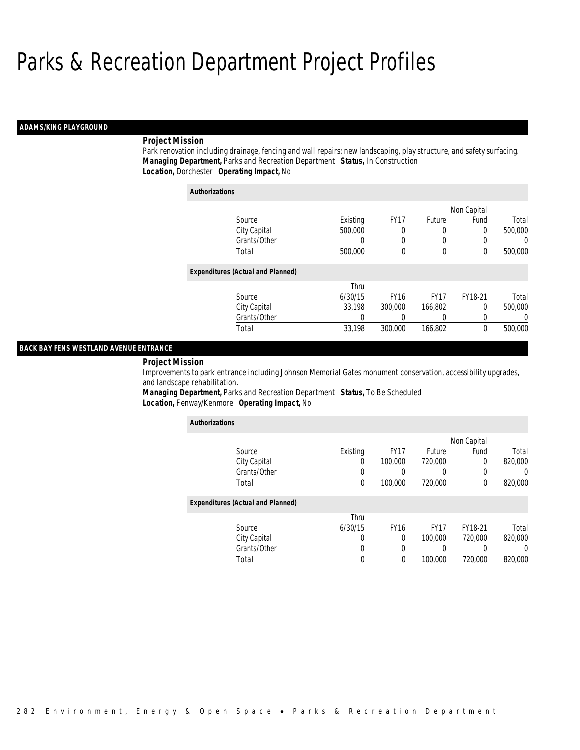# Parks & Recreation Department Project Profiles

## ADAMS/KING PLAYGROUND

**Project Mission**

Park renovation including drainage, fencing and wall repairs; new landscaping, play structure, and safety surfacing.

***Managing Department,*** Parks and Recreation Department ***Status,*** In Construction

***Location,*** Dorchester ***Operating Impact,*** No

***Authorizations***

| Source | Existing | FY17 | Future | Non Capital Fund | Total |
|---|---|---|---|---|---|
| City Capital | 500,000 | 0 | 0 | 0 | 500,000 |
| Grants/Other | 0 | 0 | 0 | 0 | 0 |
| Total | 500,000 | 0 | 0 | 0 | 500,000 |

***Expenditures (Actual and Planned)***

| Source | Thru 6/30/15 | FY16 | FY17 | FY18-21 | Total |
|---|---|---|---|---|---|
| City Capital | 33,198 | 300,000 | 166,802 | 0 | 500,000 |
| Grants/Other | 0 | 0 | 0 | 0 | 0 |
| Total | 33,198 | 300,000 | 166,802 | 0 | 500,000 |

## BACK BAY FENS WESTLAND AVENUE ENTRANCE

**Project Mission**

Improvements to park entrance including Johnson Memorial Gates monument conservation, accessibility upgrades, and landscape rehabilitation.

***Managing Department,*** Parks and Recreation Department ***Status,*** To Be Scheduled

***Location,*** Fenway/Kenmore ***Operating Impact,*** No

***Authorizations***

| Source | Existing | FY17 | Future | Non Capital Fund | Total |
|---|---|---|---|---|---|
| City Capital | 0 | 100,000 | 720,000 | 0 | 820,000 |
| Grants/Other | 0 | 0 | 0 | 0 | 0 |
| Total | 0 | 100,000 | 720,000 | 0 | 820,000 |

***Expenditures (Actual and Planned)***

| Source | Thru 6/30/15 | FY16 | FY17 | FY18-21 | Total |
|---|---|---|---|---|---|
| City Capital | 0 | 0 | 100,000 | 720,000 | 820,000 |
| Grants/Other | 0 | 0 | 0 | 0 | 0 |
| Total | 0 | 0 | 100,000 | 720,000 | 820,000 |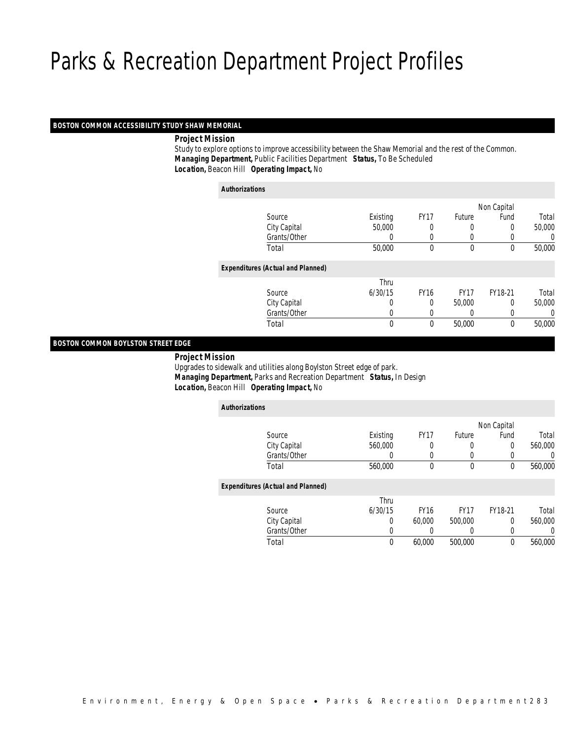# Parks & Recreation Department Project Profiles

## BOSTON COMMON ACCESSIBILITY STUDY SHAW MEMORIAL

**Project Mission**

Study to explore options to improve accessibility between the Shaw Memorial and the rest of the Common.

***Managing Department,*** Public Facilities Department ***Status,*** To Be Scheduled

***Location,*** Beacon Hill ***Operating Impact,*** No

***Authorizations***

| Source | Existing | FY17 | Future | Non Capital Fund | Total |
|---|---|---|---|---|---|
| City Capital | 50,000 | 0 | 0 | 0 | 50,000 |
| Grants/Other | 0 | 0 | 0 | 0 | 0 |
| Total | 50,000 | 0 | 0 | 0 | 50,000 |

***Expenditures (Actual and Planned)***

| Source | Thru 6/30/15 | FY16 | FY17 | FY18-21 | Total |
|---|---|---|---|---|---|
| City Capital | 0 | 0 | 50,000 | 0 | 50,000 |
| Grants/Other | 0 | 0 | 0 | 0 | 0 |
| Total | 0 | 0 | 50,000 | 0 | 50,000 |

## BOSTON COMMON BOYLSTON STREET EDGE

**Project Mission**

Upgrades to sidewalk and utilities along Boylston Street edge of park.

***Managing Department,*** Parks and Recreation Department ***Status,*** In Design

***Location,*** Beacon Hill ***Operating Impact,*** No

***Authorizations***

| Source | Existing | FY17 | Future | Non Capital Fund | Total |
|---|---|---|---|---|---|
| City Capital | 560,000 | 0 | 0 | 0 | 560,000 |
| Grants/Other | 0 | 0 | 0 | 0 | 0 |
| Total | 560,000 | 0 | 0 | 0 | 560,000 |

***Expenditures (Actual and Planned)***

| Source | Thru 6/30/15 | FY16 | FY17 | FY18-21 | Total |
|---|---|---|---|---|---|
| City Capital | 0 | 60,000 | 500,000 | 0 | 560,000 |
| Grants/Other | 0 | 0 | 0 | 0 | 0 |
| Total | 0 | 60,000 | 500,000 | 0 | 560,000 |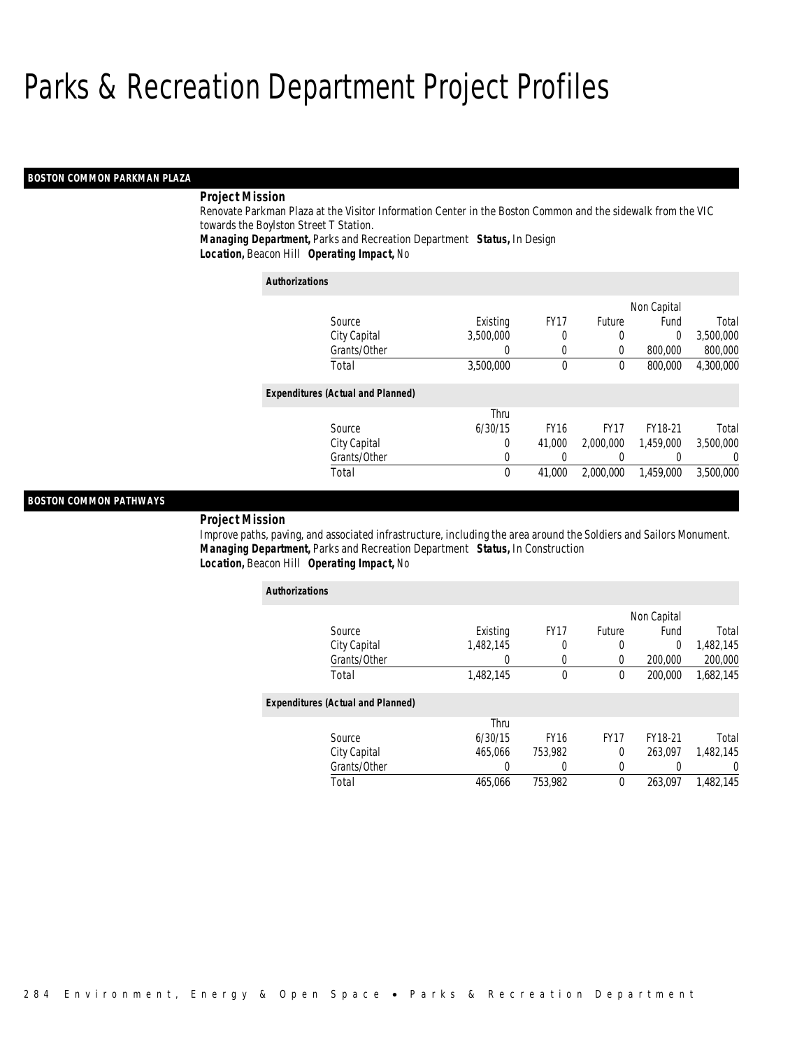# Parks & Recreation Department Project Profiles

## BOSTON COMMON PARKMAN PLAZA

***Project Mission***

Renovate Parkman Plaza at the Visitor Information Center in the Boston Common and the sidewalk from the VIC towards the Boylston Street T Station.

***Managing Department,*** Parks and Recreation Department ***Status,*** In Design

***Location,*** Beacon Hill ***Operating Impact,*** No

***Authorizations***

| Source | Existing | FY17 | Future | Non Capital Fund | Total |
|---|---|---|---|---|---|
| City Capital | 3,500,000 | 0 | 0 | 0 | 3,500,000 |
| Grants/Other | 0 | 0 | 0 | 800,000 | 800,000 |
| Total | 3,500,000 | 0 | 0 | 800,000 | 4,300,000 |

***Expenditures (Actual and Planned)***

| Source | Thru 6/30/15 | FY16 | FY17 | FY18-21 | Total |
|---|---|---|---|---|---|
| City Capital | 0 | 41,000 | 2,000,000 | 1,459,000 | 3,500,000 |
| Grants/Other | 0 | 0 | 0 | 0 | 0 |
| Total | 0 | 41,000 | 2,000,000 | 1,459,000 | 3,500,000 |

## BOSTON COMMON PATHWAYS

***Project Mission***

Improve paths, paving, and associated infrastructure, including the area around the Soldiers and Sailors Monument.

***Managing Department,*** Parks and Recreation Department ***Status,*** In Construction

***Location,*** Beacon Hill ***Operating Impact,*** No

***Authorizations***

| Source | Existing | FY17 | Future | Non Capital Fund | Total |
|---|---|---|---|---|---|
| City Capital | 1,482,145 | 0 | 0 | 0 | 1,482,145 |
| Grants/Other | 0 | 0 | 0 | 200,000 | 200,000 |
| Total | 1,482,145 | 0 | 0 | 200,000 | 1,682,145 |

***Expenditures (Actual and Planned)***

| Source | Thru 6/30/15 | FY16 | FY17 | FY18-21 | Total |
|---|---|---|---|---|---|
| City Capital | 465,066 | 753,982 | 0 | 263,097 | 1,482,145 |
| Grants/Other | 0 | 0 | 0 | 0 | 0 |
| Total | 465,066 | 753,982 | 0 | 263,097 | 1,482,145 |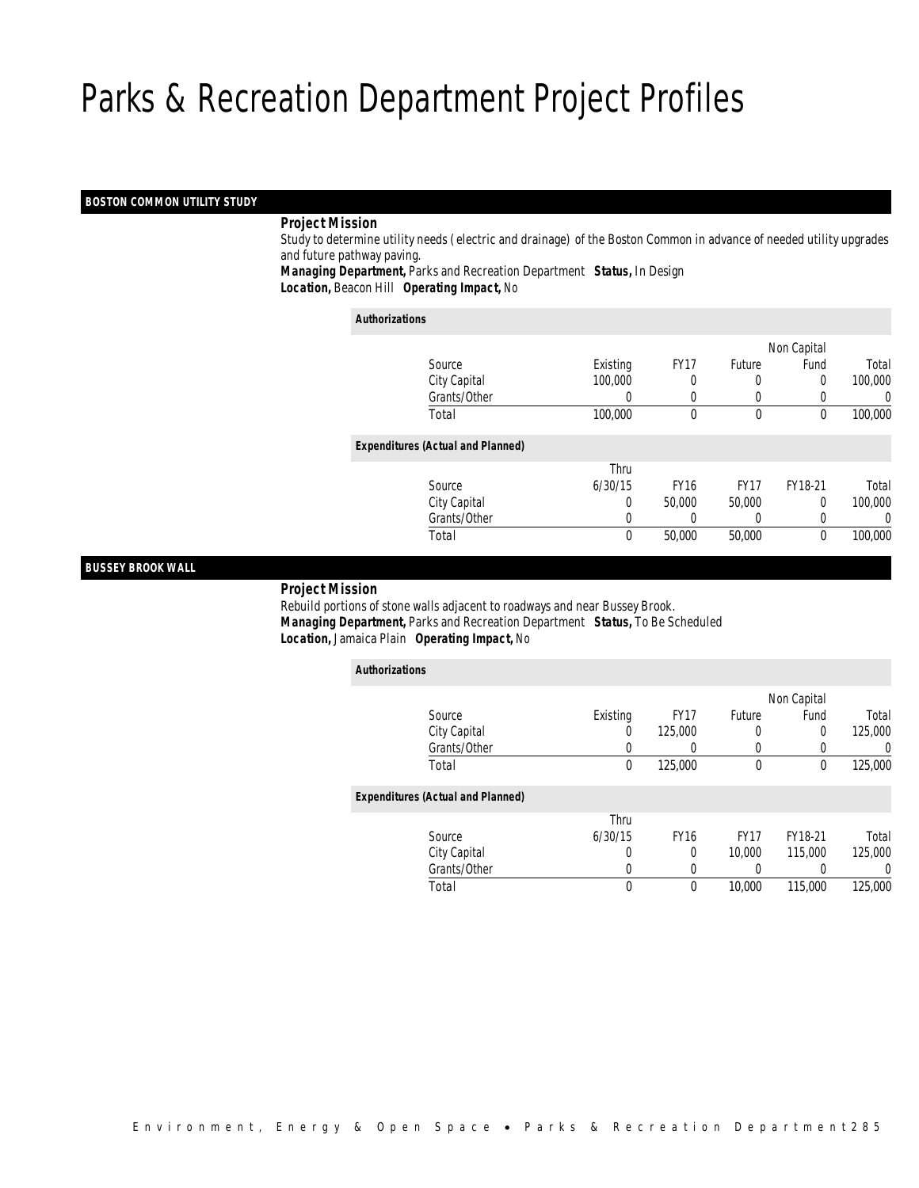# Parks & Recreation Department Project Profiles

## BOSTON COMMON UTILITY STUDY

**Project Mission**

Study to determine utility needs (electric and drainage) of the Boston Common in advance of needed utility upgrades and future pathway paving.

***Managing Department,*** Parks and Recreation Department ***Status,*** In Design
***Location,*** Beacon Hill ***Operating Impact,*** No

***Authorizations***

| Source | Existing | FY17 | Future | Non Capital Fund | Total |
|---|---|---|---|---|---|
| City Capital | 100,000 | 0 | 0 | 0 | 100,000 |
| Grants/Other | 0 | 0 | 0 | 0 | 0 |
| Total | 100,000 | 0 | 0 | 0 | 100,000 |

***Expenditures (Actual and Planned)***

| Source | Thru 6/30/15 | FY16 | FY17 | FY18-21 | Total |
|---|---|---|---|---|---|
| City Capital | 0 | 50,000 | 50,000 | 0 | 100,000 |
| Grants/Other | 0 | 0 | 0 | 0 | 0 |
| Total | 0 | 50,000 | 50,000 | 0 | 100,000 |

## BUSSEY BROOK WALL

**Project Mission**

Rebuild portions of stone walls adjacent to roadways and near Bussey Brook.

***Managing Department,*** Parks and Recreation Department ***Status,*** To Be Scheduled
***Location,*** Jamaica Plain ***Operating Impact,*** No

***Authorizations***

| Source | Existing | FY17 | Future | Non Capital Fund | Total |
|---|---|---|---|---|---|
| City Capital | 0 | 125,000 | 0 | 0 | 125,000 |
| Grants/Other | 0 | 0 | 0 | 0 | 0 |
| Total | 0 | 125,000 | 0 | 0 | 125,000 |

***Expenditures (Actual and Planned)***

| Source | Thru 6/30/15 | FY16 | FY17 | FY18-21 | Total |
|---|---|---|---|---|---|
| City Capital | 0 | 0 | 10,000 | 115,000 | 125,000 |
| Grants/Other | 0 | 0 | 0 | 0 | 0 |
| Total | 0 | 0 | 10,000 | 115,000 | 125,000 |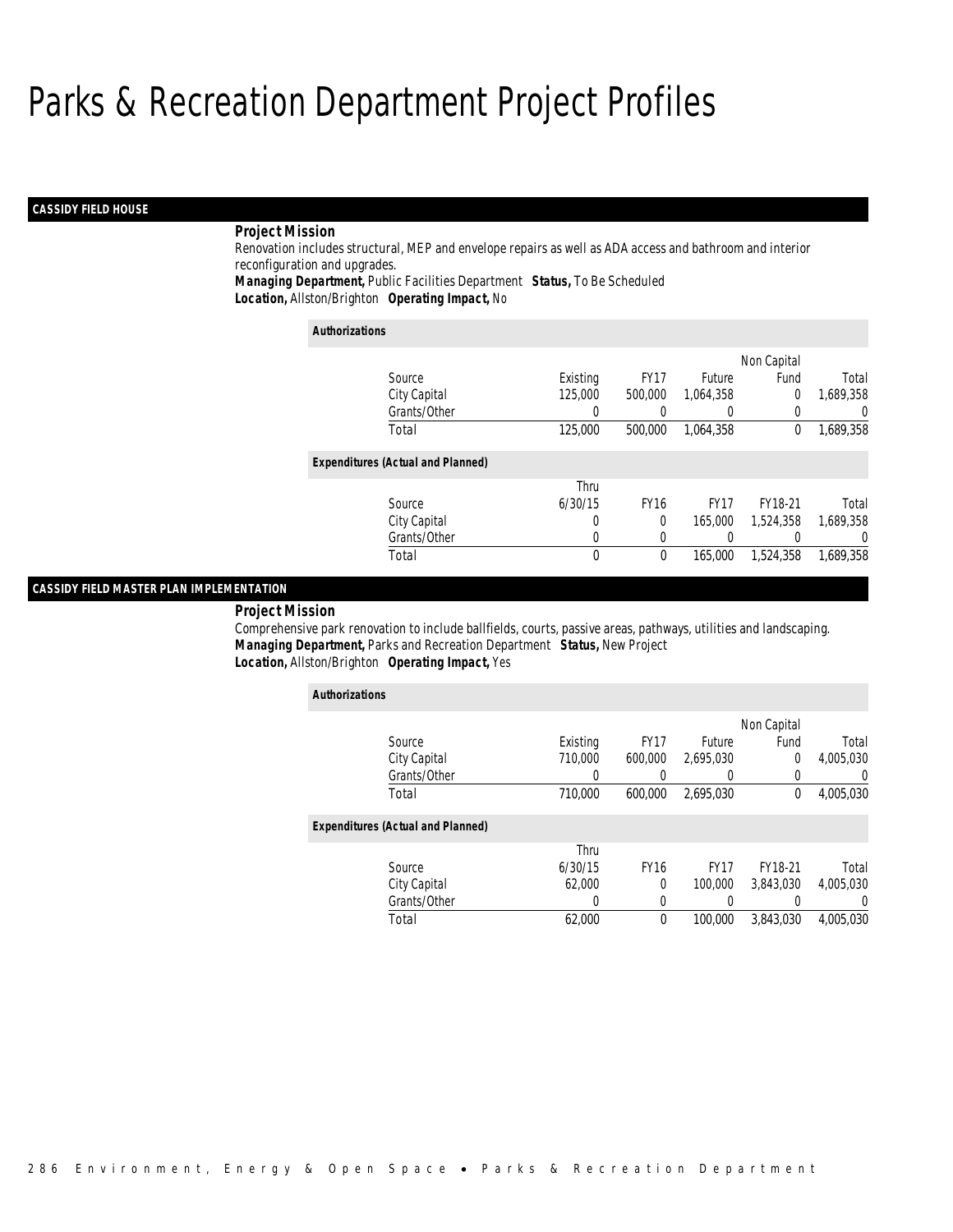# Parks & Recreation Department Project Profiles

### CASSIDY FIELD HOUSE

**Project Mission**

Renovation includes structural, MEP and envelope repairs as well as ADA access and bathroom and interior reconfiguration and upgrades.

***Managing Department,*** Public Facilities Department ***Status,*** To Be Scheduled
***Location,*** Allston/Brighton ***Operating Impact,*** No

***Authorizations***

| Source | Existing | FY17 | Future | Non Capital Fund | Total |
|---|---|---|---|---|---|
| City Capital | 125,000 | 500,000 | 1,064,358 | 0 | 1,689,358 |
| Grants/Other | 0 | 0 | 0 | 0 | 0 |
| Total | 125,000 | 500,000 | 1,064,358 | 0 | 1,689,358 |

***Expenditures (Actual and Planned)***

| Source | Thru 6/30/15 | FY16 | FY17 | FY18-21 | Total |
|---|---|---|---|---|---|
| City Capital | 0 | 0 | 165,000 | 1,524,358 | 1,689,358 |
| Grants/Other | 0 | 0 | 0 | 0 | 0 |
| Total | 0 | 0 | 165,000 | 1,524,358 | 1,689,358 |

### CASSIDY FIELD MASTER PLAN IMPLEMENTATION

**Project Mission**

Comprehensive park renovation to include ballfields, courts, passive areas, pathways, utilities and landscaping.

***Managing Department,*** Parks and Recreation Department ***Status,*** New Project
***Location,*** Allston/Brighton ***Operating Impact,*** Yes

***Authorizations***

| Source | Existing | FY17 | Future | Non Capital Fund | Total |
|---|---|---|---|---|---|
| City Capital | 710,000 | 600,000 | 2,695,030 | 0 | 4,005,030 |
| Grants/Other | 0 | 0 | 0 | 0 | 0 |
| Total | 710,000 | 600,000 | 2,695,030 | 0 | 4,005,030 |

***Expenditures (Actual and Planned)***

| Source | Thru 6/30/15 | FY16 | FY17 | FY18-21 | Total |
|---|---|---|---|---|---|
| City Capital | 62,000 | 0 | 100,000 | 3,843,030 | 4,005,030 |
| Grants/Other | 0 | 0 | 0 | 0 | 0 |
| Total | 62,000 | 0 | 100,000 | 3,843,030 | 4,005,030 |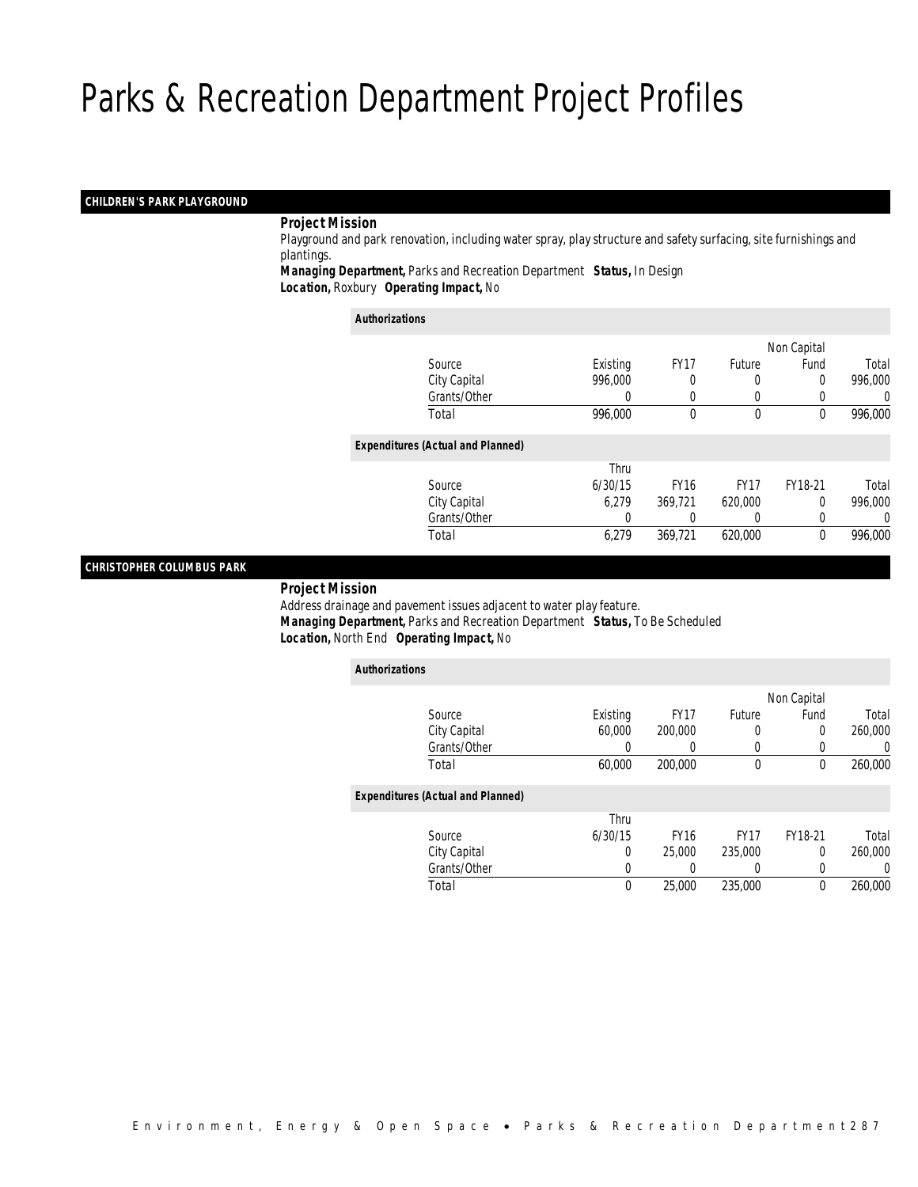# Parks & Recreation Department Project Profiles

## CHILDREN'S PARK PLAYGROUND

**Project Mission**

Playground and park renovation, including water spray, play structure and safety surfacing, site furnishings and plantings.

**Managing Department,** Parks and Recreation Department **Status,** In Design

**Location,** Roxbury **Operating Impact,** No

*Authorizations*

| Source | Existing | FY17 | Future | Non Capital Fund | Total |
|---|---|---|---|---|---|
| City Capital | 996,000 | 0 | 0 | 0 | 996,000 |
| Grants/Other | 0 | 0 | 0 | 0 | 0 |
| Total | 996,000 | 0 | 0 | 0 | 996,000 |

*Expenditures (Actual and Planned)*

| Source | Thru 6/30/15 | FY16 | FY17 | FY18-21 | Total |
|---|---|---|---|---|---|
| City Capital | 6,279 | 369,721 | 620,000 | 0 | 996,000 |
| Grants/Other | 0 | 0 | 0 | 0 | 0 |
| Total | 6,279 | 369,721 | 620,000 | 0 | 996,000 |

## CHRISTOPHER COLUMBUS PARK

**Project Mission**

Address drainage and pavement issues adjacent to water play feature.

**Managing Department,** Parks and Recreation Department **Status,** To Be Scheduled

**Location,** North End **Operating Impact,** No

*Authorizations*

| Source | Existing | FY17 | Future | Non Capital Fund | Total |
|---|---|---|---|---|---|
| City Capital | 60,000 | 200,000 | 0 | 0 | 260,000 |
| Grants/Other | 0 | 0 | 0 | 0 | 0 |
| Total | 60,000 | 200,000 | 0 | 0 | 260,000 |

*Expenditures (Actual and Planned)*

| Source | Thru 6/30/15 | FY16 | FY17 | FY18-21 | Total |
|---|---|---|---|---|---|
| City Capital | 0 | 25,000 | 235,000 | 0 | 260,000 |
| Grants/Other | 0 | 0 | 0 | 0 | 0 |
| Total | 0 | 25,000 | 235,000 | 0 | 260,000 |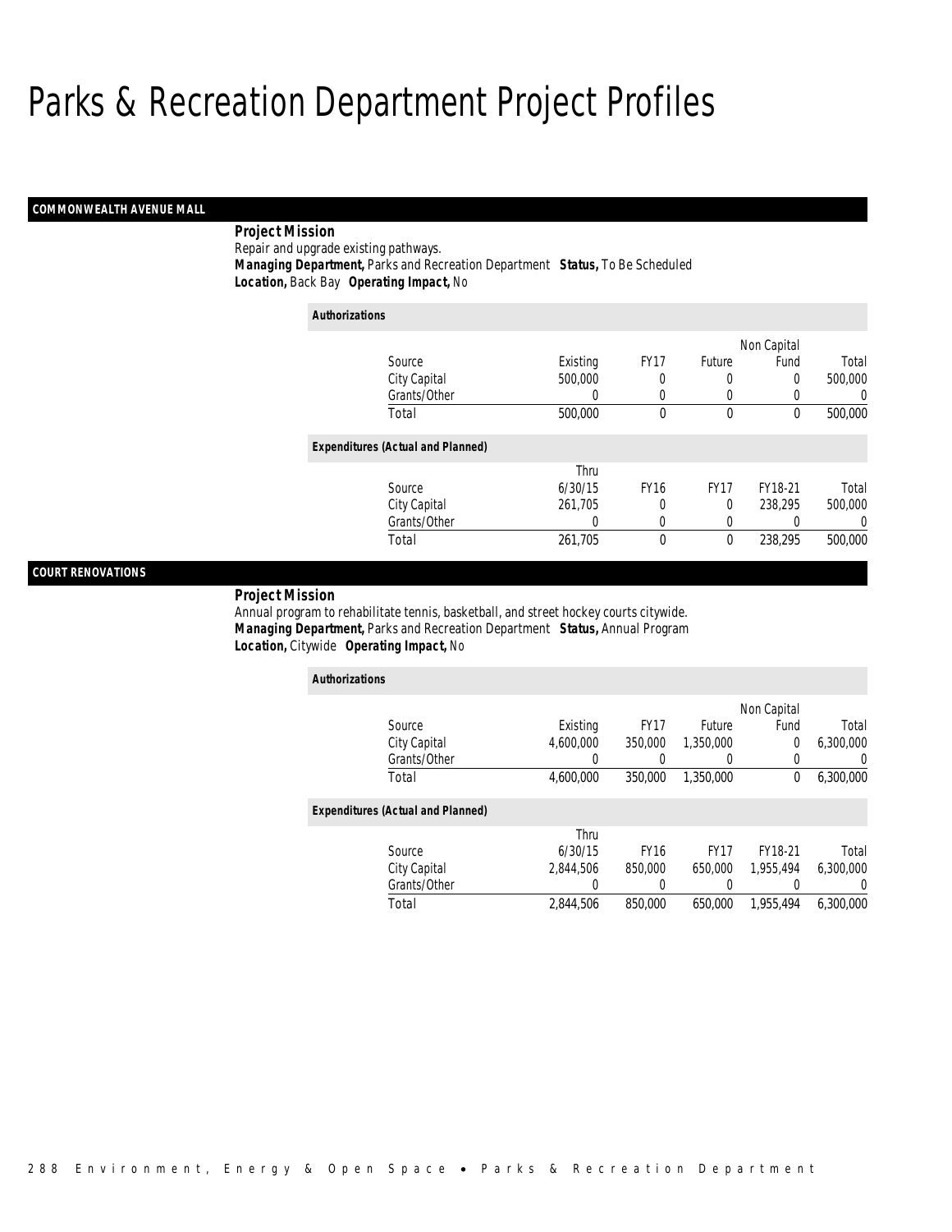# Parks & Recreation Department Project Profiles

## COMMONWEALTH AVENUE MALL

**Project Mission**

Repair and upgrade existing pathways.

***Managing Department,*** Parks and Recreation Department ***Status,*** To Be Scheduled

***Location,*** Back Bay ***Operating Impact,*** No

***Authorizations***

| Source | Existing | FY17 | Future | Non Capital Fund | Total |
|---|---|---|---|---|---|
| City Capital | 500,000 | 0 | 0 | 0 | 500,000 |
| Grants/Other | 0 | 0 | 0 | 0 | 0 |
| Total | 500,000 | 0 | 0 | 0 | 500,000 |

***Expenditures (Actual and Planned)***

| Source | Thru 6/30/15 | FY16 | FY17 | FY18-21 | Total |
|---|---|---|---|---|---|
| City Capital | 261,705 | 0 | 0 | 238,295 | 500,000 |
| Grants/Other | 0 | 0 | 0 | 0 | 0 |
| Total | 261,705 | 0 | 0 | 238,295 | 500,000 |

## COURT RENOVATIONS

**Project Mission**

Annual program to rehabilitate tennis, basketball, and street hockey courts citywide.

***Managing Department,*** Parks and Recreation Department ***Status,*** Annual Program

***Location,*** Citywide ***Operating Impact,*** No

***Authorizations***

| Source | Existing | FY17 | Future | Non Capital Fund | Total |
|---|---|---|---|---|---|
| City Capital | 4,600,000 | 350,000 | 1,350,000 | 0 | 6,300,000 |
| Grants/Other | 0 | 0 | 0 | 0 | 0 |
| Total | 4,600,000 | 350,000 | 1,350,000 | 0 | 6,300,000 |

***Expenditures (Actual and Planned)***

| Source | Thru 6/30/15 | FY16 | FY17 | FY18-21 | Total |
|---|---|---|---|---|---|
| City Capital | 2,844,506 | 850,000 | 650,000 | 1,955,494 | 6,300,000 |
| Grants/Other | 0 | 0 | 0 | 0 | 0 |
| Total | 2,844,506 | 850,000 | 650,000 | 1,955,494 | 6,300,000 |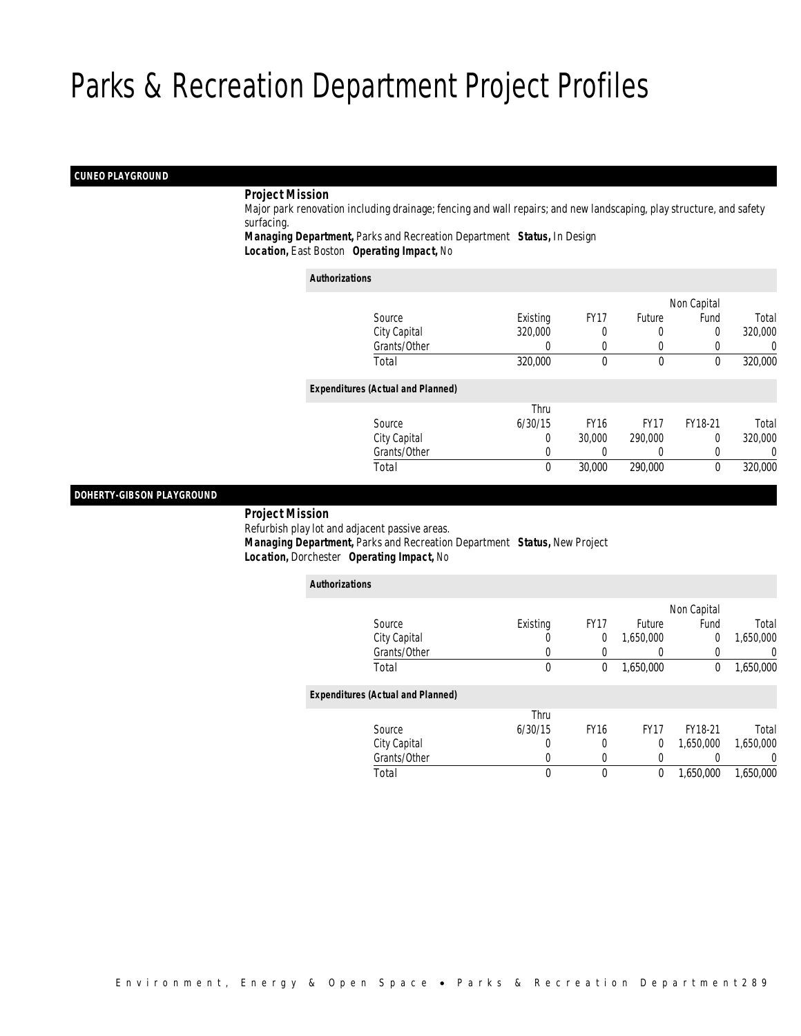# Parks & Recreation Department Project Profiles

## CUNEO PLAYGROUND

**Project Mission**

Major park renovation including drainage; fencing and wall repairs; and new landscaping, play structure, and safety surfacing.

**Managing Department,** Parks and Recreation Department **Status,** In Design

**Location,** East Boston **Operating Impact,** No

***Authorizations***

| Source | Existing | FY17 | Future | Non Capital Fund | Total |
|---|---|---|---|---|---|
| City Capital | 320,000 | 0 | 0 | 0 | 320,000 |
| Grants/Other | 0 | 0 | 0 | 0 | 0 |
| Total | 320,000 | 0 | 0 | 0 | 320,000 |

***Expenditures (Actual and Planned)***

| Source | Thru 6/30/15 | FY16 | FY17 | FY18-21 | Total |
|---|---|---|---|---|---|
| City Capital | 0 | 30,000 | 290,000 | 0 | 320,000 |
| Grants/Other | 0 | 0 | 0 | 0 | 0 |
| Total | 0 | 30,000 | 290,000 | 0 | 320,000 |

## DOHERTY-GIBSON PLAYGROUND

**Project Mission**

Refurbish play lot and adjacent passive areas.

**Managing Department,** Parks and Recreation Department **Status,** New Project

**Location,** Dorchester **Operating Impact,** No

***Authorizations***

| Source | Existing | FY17 | Future | Non Capital Fund | Total |
|---|---|---|---|---|---|
| City Capital | 0 | 0 | 1,650,000 | 0 | 1,650,000 |
| Grants/Other | 0 | 0 | 0 | 0 | 0 |
| Total | 0 | 0 | 1,650,000 | 0 | 1,650,000 |

***Expenditures (Actual and Planned)***

| Source | Thru 6/30/15 | FY16 | FY17 | FY18-21 | Total |
|---|---|---|---|---|---|
| City Capital | 0 | 0 | 0 | 1,650,000 | 1,650,000 |
| Grants/Other | 0 | 0 | 0 | 0 | 0 |
| Total | 0 | 0 | 0 | 1,650,000 | 1,650,000 |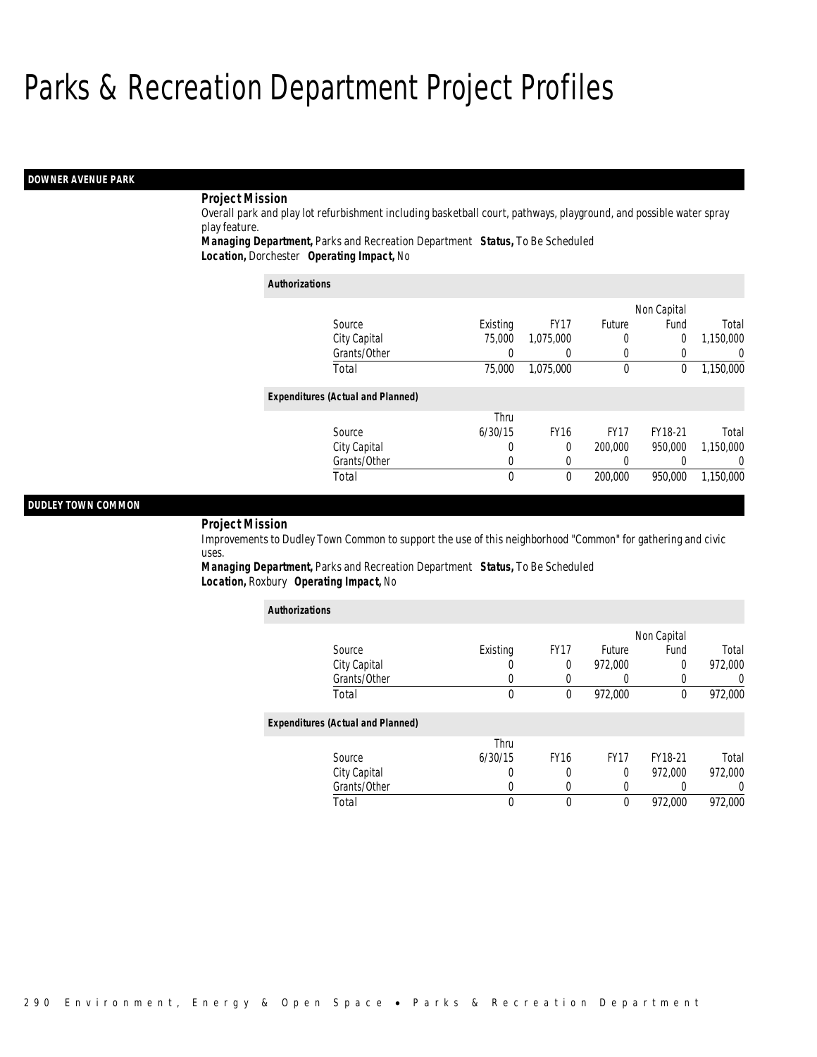# Parks & Recreation Department Project Profiles

## DOWNER AVENUE PARK

**Project Mission**

Overall park and play lot refurbishment including basketball court, pathways, playground, and possible water spray play feature.

**Managing Department,** Parks and Recreation Department **Status,** To Be Scheduled
**Location,** Dorchester **Operating Impact,** No

*Authorizations*

| Source | Existing | FY17 | Future | Non Capital Fund | Total |
|---|---|---|---|---|---|
| City Capital | 75,000 | 1,075,000 | 0 | 0 | 1,150,000 |
| Grants/Other | 0 | 0 | 0 | 0 | 0 |
| Total | 75,000 | 1,075,000 | 0 | 0 | 1,150,000 |

*Expenditures (Actual and Planned)*

| Source | Thru 6/30/15 | FY16 | FY17 | FY18-21 | Total |
|---|---|---|---|---|---|
| City Capital | 0 | 0 | 200,000 | 950,000 | 1,150,000 |
| Grants/Other | 0 | 0 | 0 | 0 | 0 |
| Total | 0 | 0 | 200,000 | 950,000 | 1,150,000 |

## DUDLEY TOWN COMMON

**Project Mission**

Improvements to Dudley Town Common to support the use of this neighborhood "Common" for gathering and civic uses.

**Managing Department,** Parks and Recreation Department **Status,** To Be Scheduled
**Location,** Roxbury **Operating Impact,** No

*Authorizations*

| Source | Existing | FY17 | Future | Non Capital Fund | Total |
|---|---|---|---|---|---|
| City Capital | 0 | 0 | 972,000 | 0 | 972,000 |
| Grants/Other | 0 | 0 | 0 | 0 | 0 |
| Total | 0 | 0 | 972,000 | 0 | 972,000 |

*Expenditures (Actual and Planned)*

| Source | Thru 6/30/15 | FY16 | FY17 | FY18-21 | Total |
|---|---|---|---|---|---|
| City Capital | 0 | 0 | 0 | 972,000 | 972,000 |
| Grants/Other | 0 | 0 | 0 | 0 | 0 |
| Total | 0 | 0 | 0 | 972,000 | 972,000 |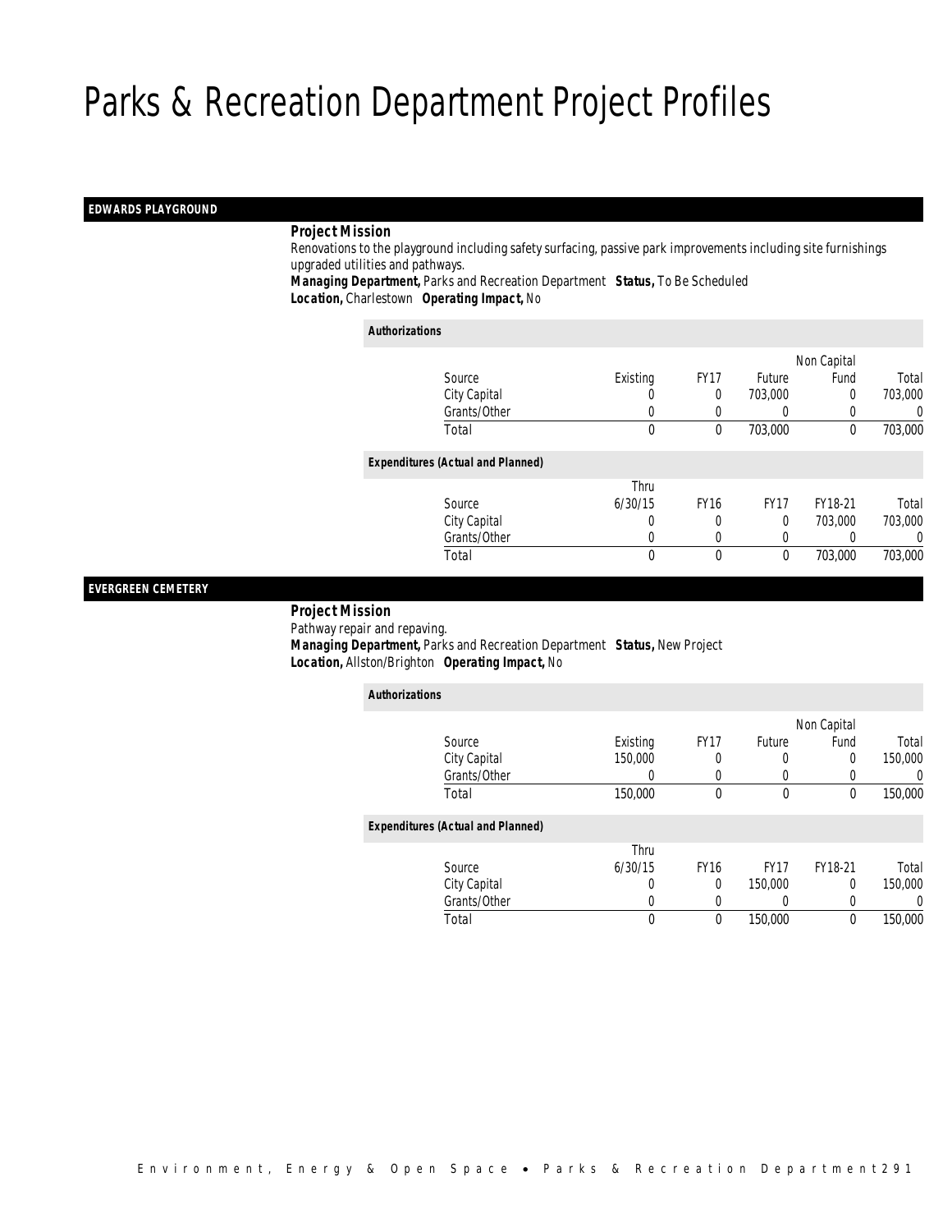# Parks & Recreation Department Project Profiles

## EDWARDS PLAYGROUND

***Project Mission***

Renovations to the playground including safety surfacing, passive park improvements including site furnishings upgraded utilities and pathways.

***Managing Department,*** Parks and Recreation Department ***Status,*** To Be Scheduled

***Location,*** Charlestown ***Operating Impact,*** No

***Authorizations***

| Source | Existing | FY17 | Future | Non Capital Fund | Total |
|---|---|---|---|---|---|
| City Capital | 0 | 0 | 703,000 | 0 | 703,000 |
| Grants/Other | 0 | 0 | 0 | 0 | 0 |
| Total | 0 | 0 | 703,000 | 0 | 703,000 |

***Expenditures (Actual and Planned)***

| Source | Thru 6/30/15 | FY16 | FY17 | FY18-21 | Total |
|---|---|---|---|---|---|
| City Capital | 0 | 0 | 0 | 703,000 | 703,000 |
| Grants/Other | 0 | 0 | 0 | 0 | 0 |
| Total | 0 | 0 | 0 | 703,000 | 703,000 |

## EVERGREEN CEMETERY

***Project Mission***

Pathway repair and repaving.

***Managing Department,*** Parks and Recreation Department ***Status,*** New Project

***Location,*** Allston/Brighton ***Operating Impact,*** No

***Authorizations***

| Source | Existing | FY17 | Future | Non Capital Fund | Total |
|---|---|---|---|---|---|
| City Capital | 150,000 | 0 | 0 | 0 | 150,000 |
| Grants/Other | 0 | 0 | 0 | 0 | 0 |
| Total | 150,000 | 0 | 0 | 0 | 150,000 |

***Expenditures (Actual and Planned)***

| Source | Thru 6/30/15 | FY16 | FY17 | FY18-21 | Total |
|---|---|---|---|---|---|
| City Capital | 0 | 0 | 150,000 | 0 | 150,000 |
| Grants/Other | 0 | 0 | 0 | 0 | 0 |
| Total | 0 | 0 | 150,000 | 0 | 150,000 |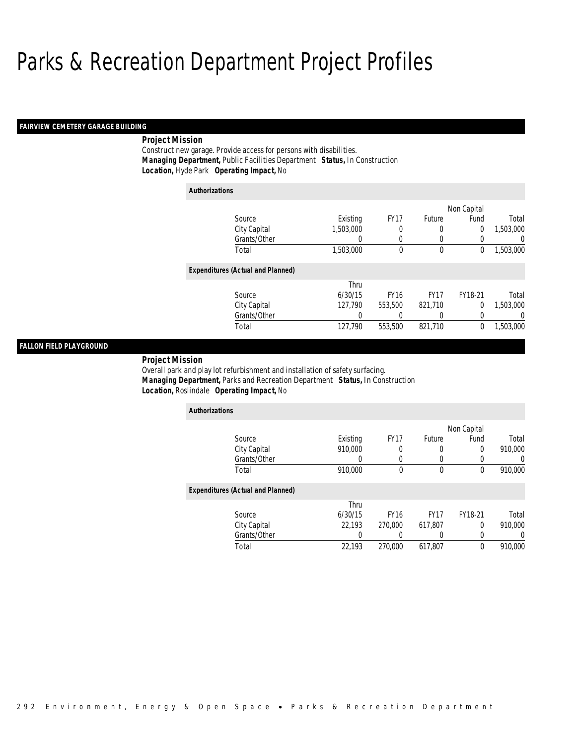# Parks & Recreation Department Project Profiles

## FAIRVIEW CEMETERY GARAGE BUILDING

**Project Mission**

Construct new garage. Provide access for persons with disabilities.

***Managing Department,*** Public Facilities Department ***Status,*** In Construction

***Location,*** Hyde Park ***Operating Impact,*** No

*Authorizations*

| Source | Existing | FY17 | Future | Non Capital Fund | Total |
|---|---|---|---|---|---|
| City Capital | 1,503,000 | 0 | 0 | 0 | 1,503,000 |
| Grants/Other | 0 | 0 | 0 | 0 | 0 |
| Total | 1,503,000 | 0 | 0 | 0 | 1,503,000 |

*Expenditures (Actual and Planned)*

| Source | Thru 6/30/15 | FY16 | FY17 | FY18-21 | Total |
|---|---|---|---|---|---|
| City Capital | 127,790 | 553,500 | 821,710 | 0 | 1,503,000 |
| Grants/Other | 0 | 0 | 0 | 0 | 0 |
| Total | 127,790 | 553,500 | 821,710 | 0 | 1,503,000 |

## FALLON FIELD PLAYGROUND

**Project Mission**

Overall park and play lot refurbishment and installation of safety surfacing.

***Managing Department,*** Parks and Recreation Department ***Status,*** In Construction

***Location,*** Roslindale ***Operating Impact,*** No

*Authorizations*

| Source | Existing | FY17 | Future | Non Capital Fund | Total |
|---|---|---|---|---|---|
| City Capital | 910,000 | 0 | 0 | 0 | 910,000 |
| Grants/Other | 0 | 0 | 0 | 0 | 0 |
| Total | 910,000 | 0 | 0 | 0 | 910,000 |

*Expenditures (Actual and Planned)*

| Source | Thru 6/30/15 | FY16 | FY17 | FY18-21 | Total |
|---|---|---|---|---|---|
| City Capital | 22,193 | 270,000 | 617,807 | 0 | 910,000 |
| Grants/Other | 0 | 0 | 0 | 0 | 0 |
| Total | 22,193 | 270,000 | 617,807 | 0 | 910,000 |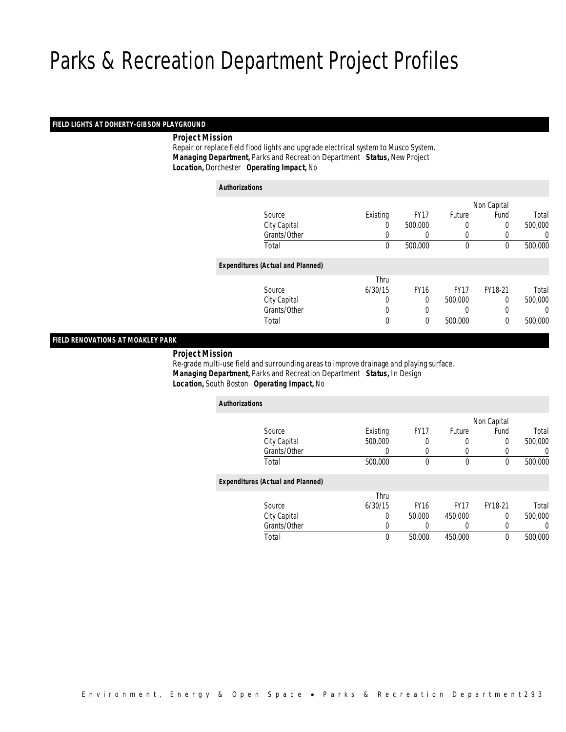# Parks & Recreation Department Project Profiles

## FIELD LIGHTS AT DOHERTY-GIBSON PLAYGROUND

**Project Mission**

Repair or replace field flood lights and upgrade electrical system to Musco System.

***Managing Department,*** Parks and Recreation Department ***Status,*** New Project

***Location,*** Dorchester ***Operating Impact,*** No

**Authorizations**

| Source | Existing | FY17 | Future | Non Capital Fund | Total |
|---|---|---|---|---|---|
| City Capital | 0 | 500,000 | 0 | 0 | 500,000 |
| Grants/Other | 0 | 0 | 0 | 0 | 0 |
| Total | 0 | 500,000 | 0 | 0 | 500,000 |

**Expenditures (Actual and Planned)**

| Source | Thru 6/30/15 | FY16 | FY17 | FY18-21 | Total |
|---|---|---|---|---|---|
| City Capital | 0 | 0 | 500,000 | 0 | 500,000 |
| Grants/Other | 0 | 0 | 0 | 0 | 0 |
| Total | 0 | 0 | 500,000 | 0 | 500,000 |

## FIELD RENOVATIONS AT MOAKLEY PARK

**Project Mission**

Re-grade multi-use field and surrounding areas to improve drainage and playing surface.

***Managing Department,*** Parks and Recreation Department ***Status,*** In Design

***Location,*** South Boston ***Operating Impact,*** No

**Authorizations**

| Source | Existing | FY17 | Future | Non Capital Fund | Total |
|---|---|---|---|---|---|
| City Capital | 500,000 | 0 | 0 | 0 | 500,000 |
| Grants/Other | 0 | 0 | 0 | 0 | 0 |
| Total | 500,000 | 0 | 0 | 0 | 500,000 |

**Expenditures (Actual and Planned)**

| Source | Thru 6/30/15 | FY16 | FY17 | FY18-21 | Total |
|---|---|---|---|---|---|
| City Capital | 0 | 50,000 | 450,000 | 0 | 500,000 |
| Grants/Other | 0 | 0 | 0 | 0 | 0 |
| Total | 0 | 50,000 | 450,000 | 0 | 500,000 |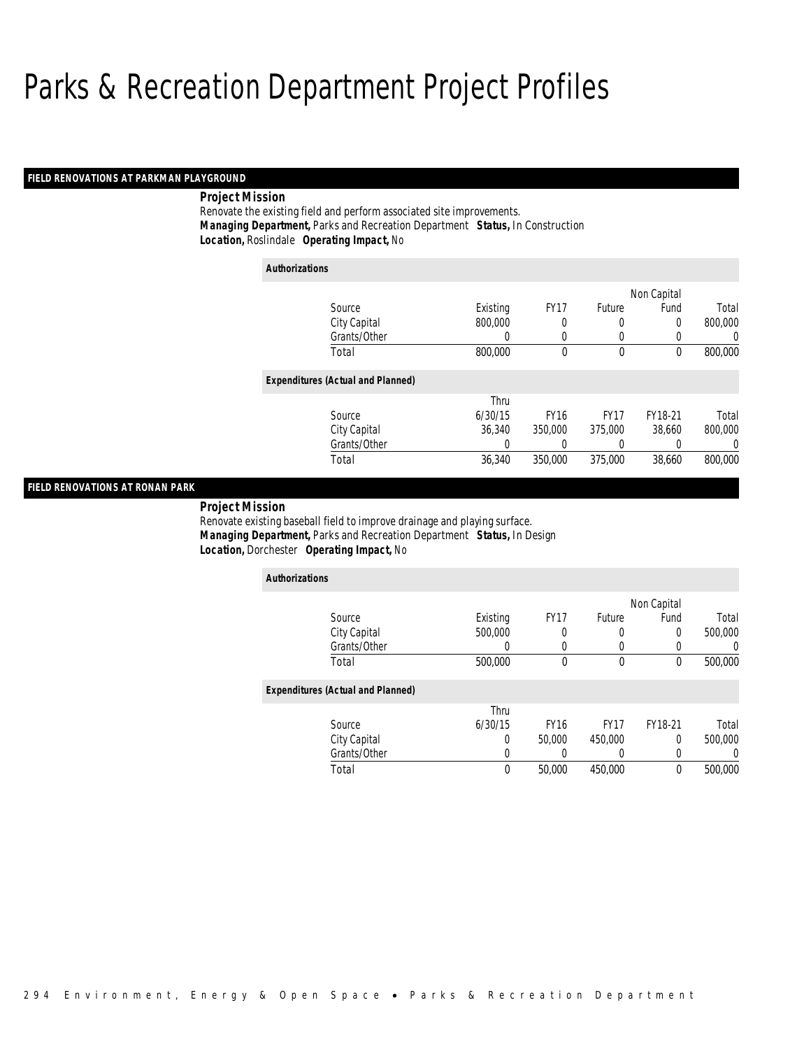# Parks & Recreation Department Project Profiles

## FIELD RENOVATIONS AT PARKMAN PLAYGROUND

**Project Mission**

Renovate the existing field and perform associated site improvements.

***Managing Department,*** Parks and Recreation Department ***Status,*** In Construction

***Location,*** Roslindale ***Operating Impact,*** No

***Authorizations***

| Source | Existing | FY17 | Future | Non Capital Fund | Total |
|---|---|---|---|---|---|
| City Capital | 800,000 | 0 | 0 | 0 | 800,000 |
| Grants/Other | 0 | 0 | 0 | 0 | 0 |
| Total | 800,000 | 0 | 0 | 0 | 800,000 |

***Expenditures (Actual and Planned)***

| Source | Thru 6/30/15 | FY16 | FY17 | FY18-21 | Total |
|---|---|---|---|---|---|
| City Capital | 36,340 | 350,000 | 375,000 | 38,660 | 800,000 |
| Grants/Other | 0 | 0 | 0 | 0 | 0 |
| Total | 36,340 | 350,000 | 375,000 | 38,660 | 800,000 |

## FIELD RENOVATIONS AT RONAN PARK

**Project Mission**

Renovate existing baseball field to improve drainage and playing surface.

***Managing Department,*** Parks and Recreation Department ***Status,*** In Design

***Location,*** Dorchester ***Operating Impact,*** No

***Authorizations***

| Source | Existing | FY17 | Future | Non Capital Fund | Total |
|---|---|---|---|---|---|
| City Capital | 500,000 | 0 | 0 | 0 | 500,000 |
| Grants/Other | 0 | 0 | 0 | 0 | 0 |
| Total | 500,000 | 0 | 0 | 0 | 500,000 |

***Expenditures (Actual and Planned)***

| Source | Thru 6/30/15 | FY16 | FY17 | FY18-21 | Total |
|---|---|---|---|---|---|
| City Capital | 0 | 50,000 | 450,000 | 0 | 500,000 |
| Grants/Other | 0 | 0 | 0 | 0 | 0 |
| Total | 0 | 50,000 | 450,000 | 0 | 500,000 |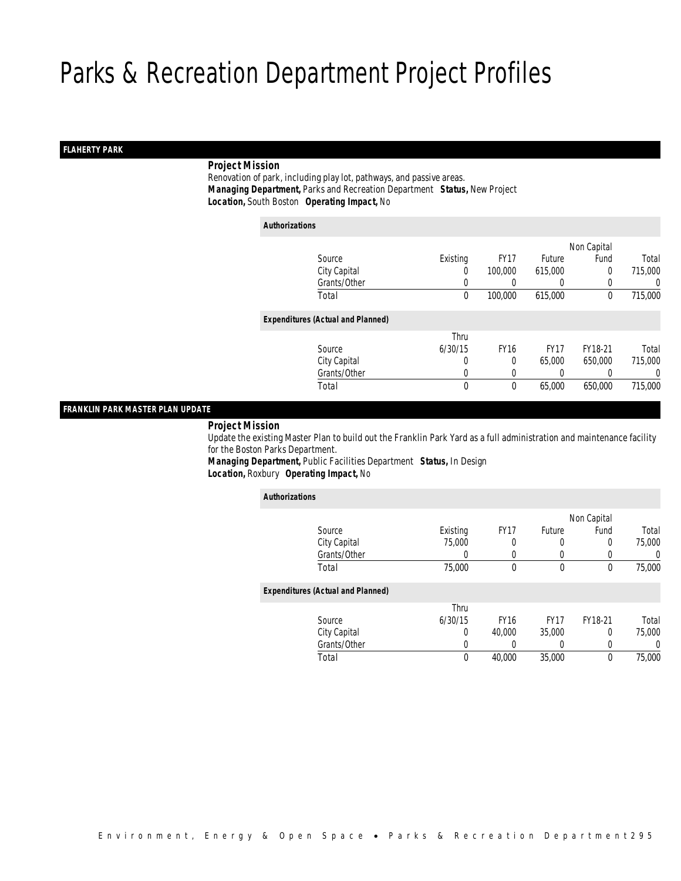# Parks & Recreation Department Project Profiles

## FLAHERTY PARK

**Project Mission**

Renovation of park, including play lot, pathways, and passive areas.

***Managing Department,*** Parks and Recreation Department ***Status,*** New Project

***Location,*** South Boston ***Operating Impact,*** No

***Authorizations***

| Source | Existing | FY17 | Future | Non Capital Fund | Total |
|---|---|---|---|---|---|
| City Capital | 0 | 100,000 | 615,000 | 0 | 715,000 |
| Grants/Other | 0 | 0 | 0 | 0 | 0 |
| Total | 0 | 100,000 | 615,000 | 0 | 715,000 |

***Expenditures (Actual and Planned)***

| Source | Thru 6/30/15 | FY16 | FY17 | FY18-21 | Total |
|---|---|---|---|---|---|
| City Capital | 0 | 0 | 65,000 | 650,000 | 715,000 |
| Grants/Other | 0 | 0 | 0 | 0 | 0 |
| Total | 0 | 0 | 65,000 | 650,000 | 715,000 |

## FRANKLIN PARK MASTER PLAN UPDATE

**Project Mission**

Update the existing Master Plan to build out the Franklin Park Yard as a full administration and maintenance facility for the Boston Parks Department.

***Managing Department,*** Public Facilities Department ***Status,*** In Design

***Location,*** Roxbury ***Operating Impact,*** No

***Authorizations***

| Source | Existing | FY17 | Future | Non Capital Fund | Total |
|---|---|---|---|---|---|
| City Capital | 75,000 | 0 | 0 | 0 | 75,000 |
| Grants/Other | 0 | 0 | 0 | 0 | 0 |
| Total | 75,000 | 0 | 0 | 0 | 75,000 |

***Expenditures (Actual and Planned)***

| Source | Thru 6/30/15 | FY16 | FY17 | FY18-21 | Total |
|---|---|---|---|---|---|
| City Capital | 0 | 40,000 | 35,000 | 0 | 75,000 |
| Grants/Other | 0 | 0 | 0 | 0 | 0 |
| Total | 0 | 40,000 | 35,000 | 0 | 75,000 |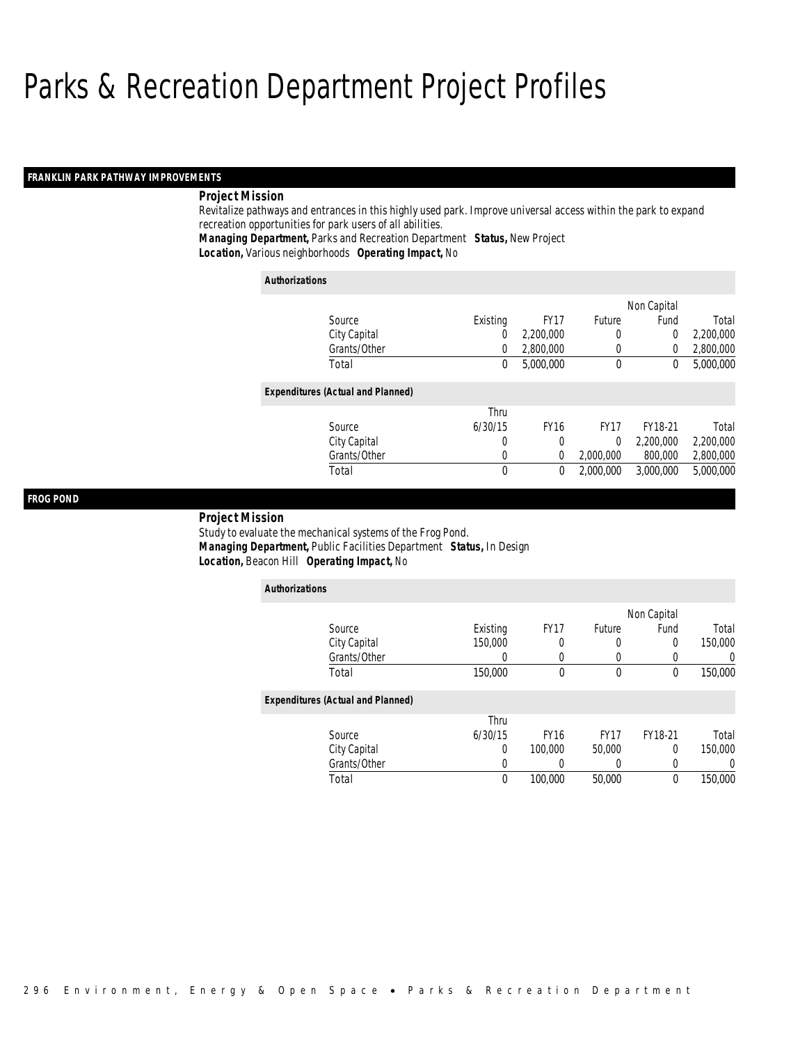# Parks & Recreation Department Project Profiles

## FRANKLIN PARK PATHWAY IMPROVEMENTS

**Project Mission**

Revitalize pathways and entrances in this highly used park. Improve universal access within the park to expand recreation opportunities for park users of all abilities.

***Managing Department,*** Parks and Recreation Department ***Status,*** New Project

***Location,*** Various neighborhoods ***Operating Impact,*** No

***Authorizations***

| Source | Existing | FY17 | Future | Non Capital Fund | Total |
|---|---|---|---|---|---|
| City Capital | 0 | 2,200,000 | 0 | 0 | 2,200,000 |
| Grants/Other | 0 | 2,800,000 | 0 | 0 | 2,800,000 |
| Total | 0 | 5,000,000 | 0 | 0 | 5,000,000 |

***Expenditures (Actual and Planned)***

| Source | Thru 6/30/15 | FY16 | FY17 | FY18-21 | Total |
|---|---|---|---|---|---|
| City Capital | 0 | 0 | 0 | 2,200,000 | 2,200,000 |
| Grants/Other | 0 | 0 | 2,000,000 | 800,000 | 2,800,000 |
| Total | 0 | 0 | 2,000,000 | 3,000,000 | 5,000,000 |

## FROG POND

**Project Mission**

Study to evaluate the mechanical systems of the Frog Pond.

***Managing Department,*** Public Facilities Department ***Status,*** In Design

***Location,*** Beacon Hill ***Operating Impact,*** No

***Authorizations***

| Source | Existing | FY17 | Future | Non Capital Fund | Total |
|---|---|---|---|---|---|
| City Capital | 150,000 | 0 | 0 | 0 | 150,000 |
| Grants/Other | 0 | 0 | 0 | 0 | 0 |
| Total | 150,000 | 0 | 0 | 0 | 150,000 |

***Expenditures (Actual and Planned)***

| Source | Thru 6/30/15 | FY16 | FY17 | FY18-21 | Total |
|---|---|---|---|---|---|
| City Capital | 0 | 100,000 | 50,000 | 0 | 150,000 |
| Grants/Other | 0 | 0 | 0 | 0 | 0 |
| Total | 0 | 100,000 | 50,000 | 0 | 150,000 |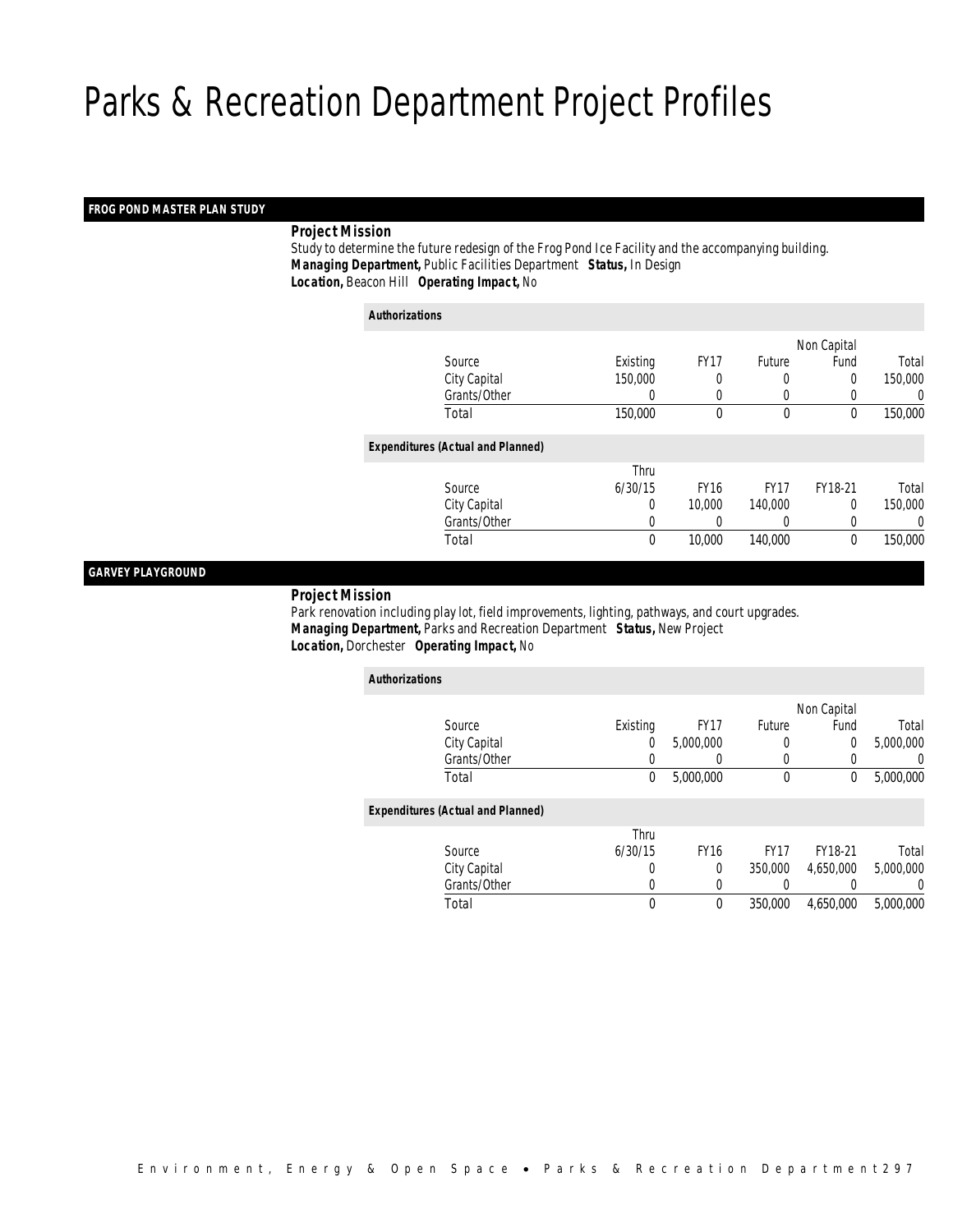# Parks & Recreation Department Project Profiles

## FROG POND MASTER PLAN STUDY

**Project Mission**

Study to determine the future redesign of the Frog Pond Ice Facility and the accompanying building.

***Managing Department,*** Public Facilities Department ***Status,*** In Design

***Location,*** Beacon Hill ***Operating Impact,*** No

***Authorizations***

| Source | Existing | FY17 | Future | Non Capital Fund | Total |
|---|---|---|---|---|---|
| City Capital | 150,000 | 0 | 0 | 0 | 150,000 |
| Grants/Other | 0 | 0 | 0 | 0 | 0 |
| Total | 150,000 | 0 | 0 | 0 | 150,000 |

***Expenditures (Actual and Planned)***

| Source | Thru 6/30/15 | FY16 | FY17 | FY18-21 | Total |
|---|---|---|---|---|---|
| City Capital | 0 | 10,000 | 140,000 | 0 | 150,000 |
| Grants/Other | 0 | 0 | 0 | 0 | 0 |
| Total | 0 | 10,000 | 140,000 | 0 | 150,000 |

## GARVEY PLAYGROUND

**Project Mission**

Park renovation including play lot, field improvements, lighting, pathways, and court upgrades.

***Managing Department,*** Parks and Recreation Department ***Status,*** New Project

***Location,*** Dorchester ***Operating Impact,*** No

***Authorizations***

| Source | Existing | FY17 | Future | Non Capital Fund | Total |
|---|---|---|---|---|---|
| City Capital | 0 | 5,000,000 | 0 | 0 | 5,000,000 |
| Grants/Other | 0 | 0 | 0 | 0 | 0 |
| Total | 0 | 5,000,000 | 0 | 0 | 5,000,000 |

***Expenditures (Actual and Planned)***

| Source | Thru 6/30/15 | FY16 | FY17 | FY18-21 | Total |
|---|---|---|---|---|---|
| City Capital | 0 | 0 | 350,000 | 4,650,000 | 5,000,000 |
| Grants/Other | 0 | 0 | 0 | 0 | 0 |
| Total | 0 | 0 | 350,000 | 4,650,000 | 5,000,000 |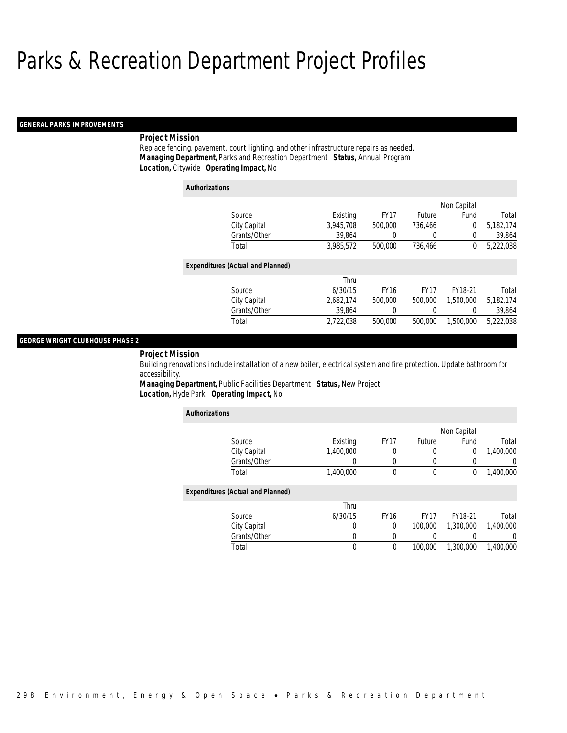# Parks & Recreation Department Project Profiles

## GENERAL PARKS IMPROVEMENTS

**Project Mission**

Replace fencing, pavement, court lighting, and other infrastructure repairs as needed.

***Managing Department,*** Parks and Recreation Department ***Status,*** Annual Program

***Location,*** Citywide ***Operating Impact,*** No

***Authorizations***

| Source | Existing | FY17 | Future | Non Capital Fund | Total |
|---|---|---|---|---|---|
| City Capital | 3,945,708 | 500,000 | 736,466 | 0 | 5,182,174 |
| Grants/Other | 39,864 | 0 | 0 | 0 | 39,864 |
| Total | 3,985,572 | 500,000 | 736,466 | 0 | 5,222,038 |

***Expenditures (Actual and Planned)***

| Source | Thru 6/30/15 | FY16 | FY17 | FY18-21 | Total |
|---|---|---|---|---|---|
| City Capital | 2,682,174 | 500,000 | 500,000 | 1,500,000 | 5,182,174 |
| Grants/Other | 39,864 | 0 | 0 | 0 | 39,864 |
| Total | 2,722,038 | 500,000 | 500,000 | 1,500,000 | 5,222,038 |

## GEORGE WRIGHT CLUBHOUSE PHASE 2

**Project Mission**

Building renovations include installation of a new boiler, electrical system and fire protection. Update bathroom for accessibility.

***Managing Department,*** Public Facilities Department ***Status,*** New Project

***Location,*** Hyde Park ***Operating Impact,*** No

***Authorizations***

| Source | Existing | FY17 | Future | Non Capital Fund | Total |
|---|---|---|---|---|---|
| City Capital | 1,400,000 | 0 | 0 | 0 | 1,400,000 |
| Grants/Other | 0 | 0 | 0 | 0 | 0 |
| Total | 1,400,000 | 0 | 0 | 0 | 1,400,000 |

***Expenditures (Actual and Planned)***

| Source | Thru 6/30/15 | FY16 | FY17 | FY18-21 | Total |
|---|---|---|---|---|---|
| City Capital | 0 | 0 | 100,000 | 1,300,000 | 1,400,000 |
| Grants/Other | 0 | 0 | 0 | 0 | 0 |
| Total | 0 | 0 | 100,000 | 1,300,000 | 1,400,000 |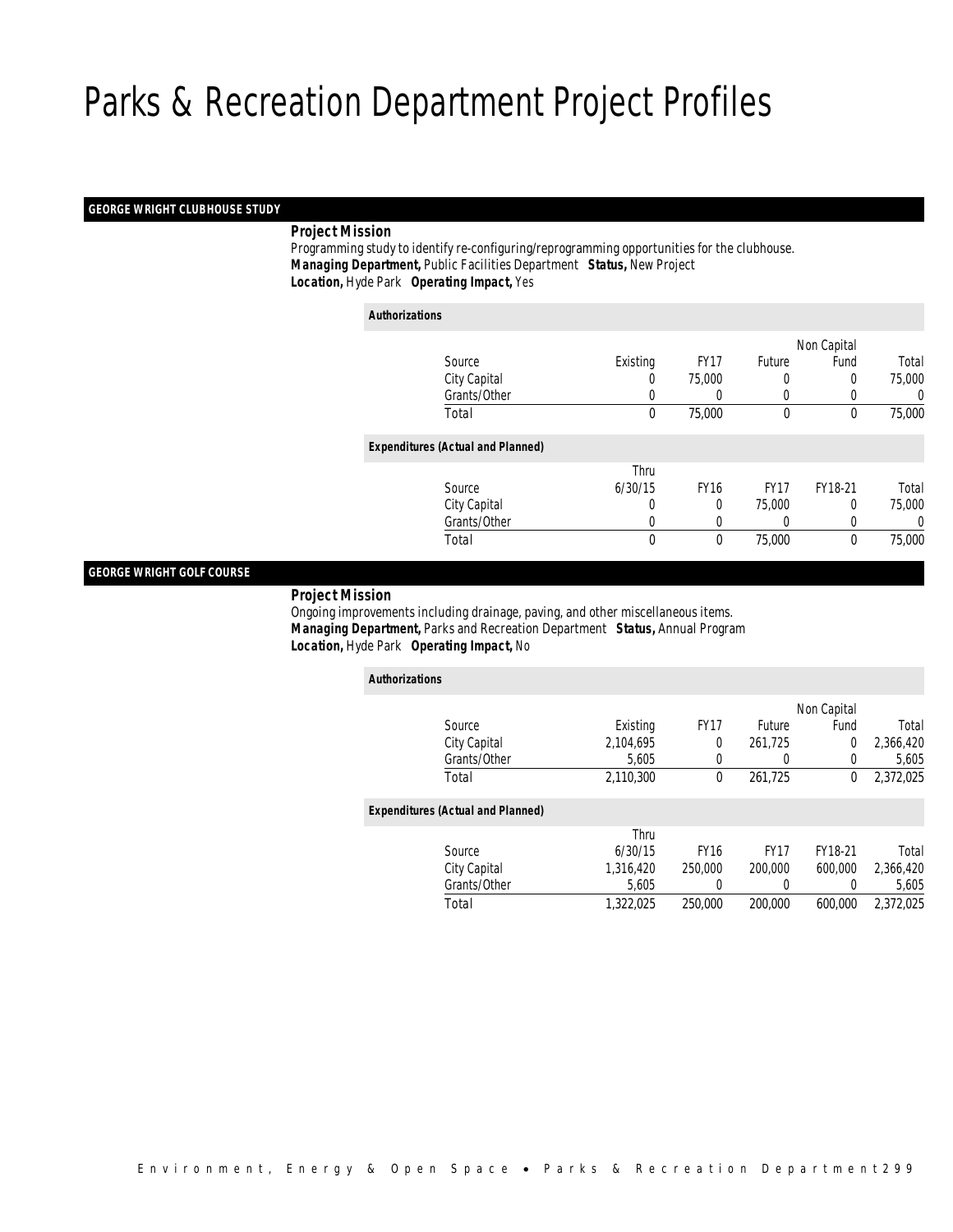# Parks & Recreation Department Project Profiles

## GEORGE WRIGHT CLUBHOUSE STUDY

***Project Mission***

Programming study to identify re-configuring/reprogramming opportunities for the clubhouse.

***Managing Department,*** Public Facilities Department ***Status,*** New Project

***Location,*** Hyde Park ***Operating Impact,*** Yes

***Authorizations***

| Source | Existing | FY17 | Future | Non Capital Fund | Total |
|---|---|---|---|---|---|
| City Capital | 0 | 75,000 | 0 | 0 | 75,000 |
| Grants/Other | 0 | 0 | 0 | 0 | 0 |
| Total | 0 | 75,000 | 0 | 0 | 75,000 |

***Expenditures (Actual and Planned)***

| Source | Thru 6/30/15 | FY16 | FY17 | FY18-21 | Total |
|---|---|---|---|---|---|
| City Capital | 0 | 0 | 75,000 | 0 | 75,000 |
| Grants/Other | 0 | 0 | 0 | 0 | 0 |
| Total | 0 | 0 | 75,000 | 0 | 75,000 |

## GEORGE WRIGHT GOLF COURSE

***Project Mission***

Ongoing improvements including drainage, paving, and other miscellaneous items.

***Managing Department,*** Parks and Recreation Department ***Status,*** Annual Program

***Location,*** Hyde Park ***Operating Impact,*** No

***Authorizations***

| Source | Existing | FY17 | Future | Non Capital Fund | Total |
|---|---|---|---|---|---|
| City Capital | 2,104,695 | 0 | 261,725 | 0 | 2,366,420 |
| Grants/Other | 5,605 | 0 | 0 | 0 | 5,605 |
| Total | 2,110,300 | 0 | 261,725 | 0 | 2,372,025 |

***Expenditures (Actual and Planned)***

| Source | Thru 6/30/15 | FY16 | FY17 | FY18-21 | Total |
|---|---|---|---|---|---|
| City Capital | 1,316,420 | 250,000 | 200,000 | 600,000 | 2,366,420 |
| Grants/Other | 5,605 | 0 | 0 | 0 | 5,605 |
| Total | 1,322,025 | 250,000 | 200,000 | 600,000 | 2,372,025 |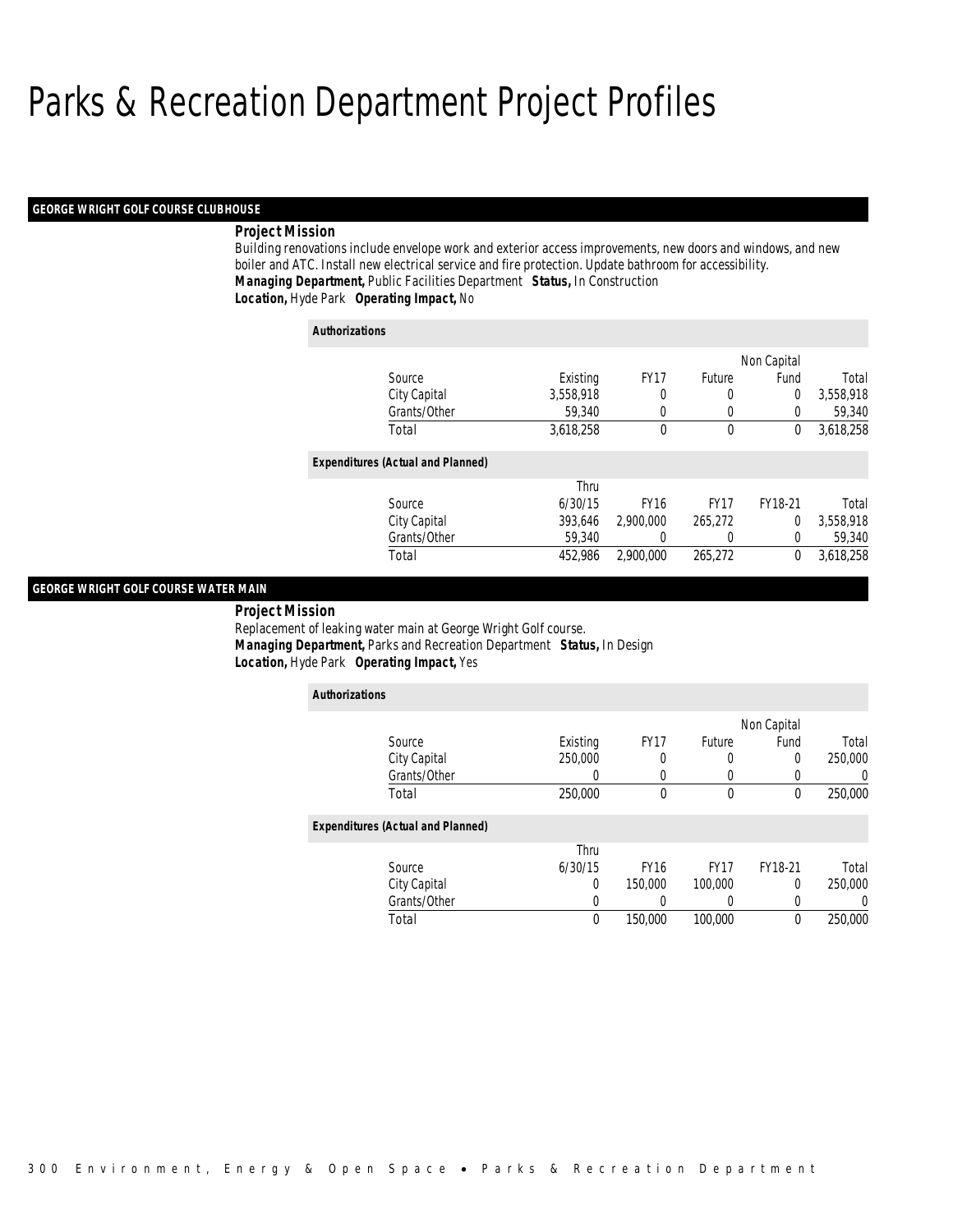# Parks & Recreation Department Project Profiles

## GEORGE WRIGHT GOLF COURSE CLUBHOUSE

**Project Mission**

Building renovations include envelope work and exterior access improvements, new doors and windows, and new boiler and ATC. Install new electrical service and fire protection. Update bathroom for accessibility.

***Managing Department,*** Public Facilities Department ***Status,*** In Construction

***Location,*** Hyde Park ***Operating Impact,*** No

**Authorizations**

| Source | Existing | FY17 | Future | Non Capital Fund | Total |
|---|---|---|---|---|---|
| City Capital | 3,558,918 | 0 | 0 | 0 | 3,558,918 |
| Grants/Other | 59,340 | 0 | 0 | 0 | 59,340 |
| Total | 3,618,258 | 0 | 0 | 0 | 3,618,258 |

**Expenditures (Actual and Planned)**

| Source | Thru 6/30/15 | FY16 | FY17 | FY18-21 | Total |
|---|---|---|---|---|---|
| City Capital | 393,646 | 2,900,000 | 265,272 | 0 | 3,558,918 |
| Grants/Other | 59,340 | 0 | 0 | 0 | 59,340 |
| Total | 452,986 | 2,900,000 | 265,272 | 0 | 3,618,258 |

## GEORGE WRIGHT GOLF COURSE WATER MAIN

**Project Mission**

Replacement of leaking water main at George Wright Golf course.

***Managing Department,*** Parks and Recreation Department ***Status,*** In Design

***Location,*** Hyde Park ***Operating Impact,*** Yes

**Authorizations**

| Source | Existing | FY17 | Future | Non Capital Fund | Total |
|---|---|---|---|---|---|
| City Capital | 250,000 | 0 | 0 | 0 | 250,000 |
| Grants/Other | 0 | 0 | 0 | 0 | 0 |
| Total | 250,000 | 0 | 0 | 0 | 250,000 |

**Expenditures (Actual and Planned)**

| Source | Thru 6/30/15 | FY16 | FY17 | FY18-21 | Total |
|---|---|---|---|---|---|
| City Capital | 0 | 150,000 | 100,000 | 0 | 250,000 |
| Grants/Other | 0 | 0 | 0 | 0 | 0 |
| Total | 0 | 150,000 | 100,000 | 0 | 250,000 |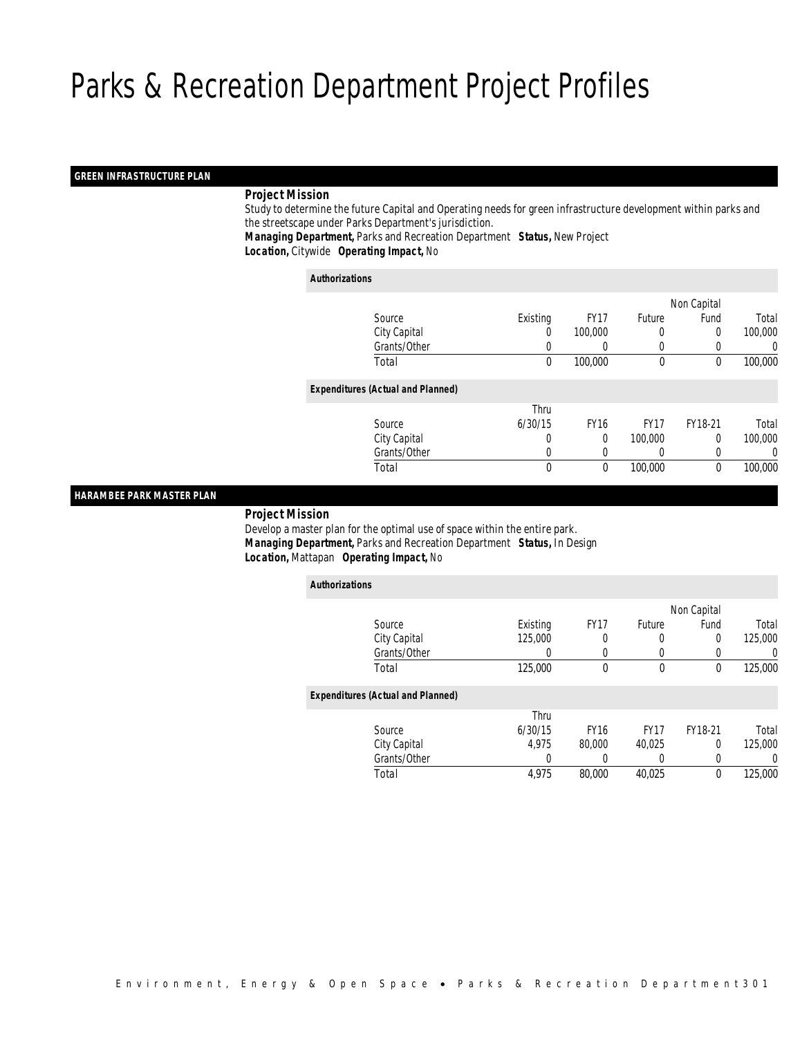# Parks & Recreation Department Project Profiles

## GREEN INFRASTRUCTURE PLAN

**Project Mission**

Study to determine the future Capital and Operating needs for green infrastructure development within parks and the streetscape under Parks Department's jurisdiction.

**Managing Department,** Parks and Recreation Department **Status,** New Project
**Location,** Citywide **Operating Impact,** No

*Authorizations*

| Source | Existing | FY17 | Future | Non Capital Fund | Total |
|---|---|---|---|---|---|
| City Capital | 0 | 100,000 | 0 | 0 | 100,000 |
| Grants/Other | 0 | 0 | 0 | 0 | 0 |
| Total | 0 | 100,000 | 0 | 0 | 100,000 |

*Expenditures (Actual and Planned)*

| Source | Thru 6/30/15 | FY16 | FY17 | FY18-21 | Total |
|---|---|---|---|---|---|
| City Capital | 0 | 0 | 100,000 | 0 | 100,000 |
| Grants/Other | 0 | 0 | 0 | 0 | 0 |
| Total | 0 | 0 | 100,000 | 0 | 100,000 |

## HARAMBEE PARK MASTER PLAN

**Project Mission**

Develop a master plan for the optimal use of space within the entire park.

**Managing Department,** Parks and Recreation Department **Status,** In Design
**Location,** Mattapan **Operating Impact,** No

*Authorizations*

| Source | Existing | FY17 | Future | Non Capital Fund | Total |
|---|---|---|---|---|---|
| City Capital | 125,000 | 0 | 0 | 0 | 125,000 |
| Grants/Other | 0 | 0 | 0 | 0 | 0 |
| Total | 125,000 | 0 | 0 | 0 | 125,000 |

*Expenditures (Actual and Planned)*

| Source | Thru 6/30/15 | FY16 | FY17 | FY18-21 | Total |
|---|---|---|---|---|---|
| City Capital | 4,975 | 80,000 | 40,025 | 0 | 125,000 |
| Grants/Other | 0 | 0 | 0 | 0 | 0 |
| Total | 4,975 | 80,000 | 40,025 | 0 | 125,000 |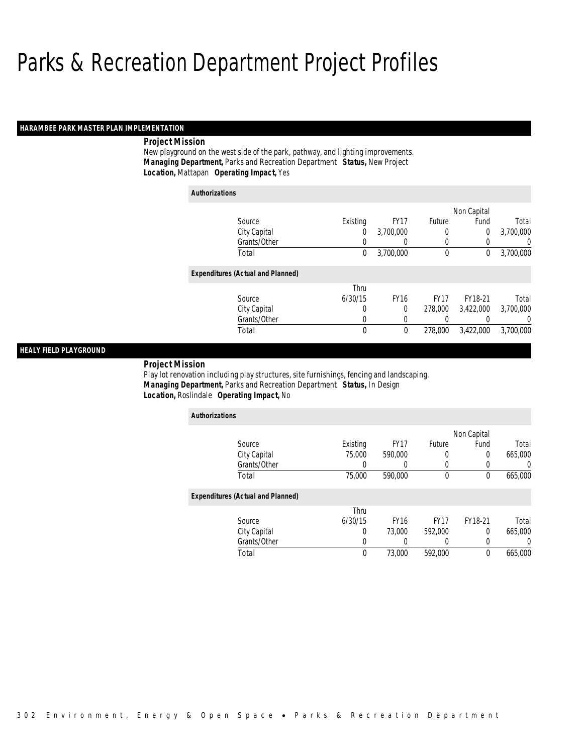# Parks & Recreation Department Project Profiles

## HARAMBEE PARK MASTER PLAN IMPLEMENTATION

**Project Mission**

New playground on the west side of the park, pathway, and lighting improvements.

***Managing Department,*** Parks and Recreation Department ***Status,*** New Project

***Location,*** Mattapan ***Operating Impact,*** Yes

***Authorizations***

| Source | Existing | FY17 | Future | Non Capital Fund | Total |
|---|---|---|---|---|---|
| City Capital | 0 | 3,700,000 | 0 | 0 | 3,700,000 |
| Grants/Other | 0 | 0 | 0 | 0 | 0 |
| Total | 0 | 3,700,000 | 0 | 0 | 3,700,000 |

***Expenditures (Actual and Planned)***

| Source | Thru 6/30/15 | FY16 | FY17 | FY18-21 | Total |
|---|---|---|---|---|---|
| City Capital | 0 | 0 | 278,000 | 3,422,000 | 3,700,000 |
| Grants/Other | 0 | 0 | 0 | 0 | 0 |
| Total | 0 | 0 | 278,000 | 3,422,000 | 3,700,000 |

## HEALY FIELD PLAYGROUND

**Project Mission**

Play lot renovation including play structures, site furnishings, fencing and landscaping.

***Managing Department,*** Parks and Recreation Department ***Status,*** In Design

***Location,*** Roslindale ***Operating Impact,*** No

***Authorizations***

| Source | Existing | FY17 | Future | Non Capital Fund | Total |
|---|---|---|---|---|---|
| City Capital | 75,000 | 590,000 | 0 | 0 | 665,000 |
| Grants/Other | 0 | 0 | 0 | 0 | 0 |
| Total | 75,000 | 590,000 | 0 | 0 | 665,000 |

***Expenditures (Actual and Planned)***

| Source | Thru 6/30/15 | FY16 | FY17 | FY18-21 | Total |
|---|---|---|---|---|---|
| City Capital | 0 | 73,000 | 592,000 | 0 | 665,000 |
| Grants/Other | 0 | 0 | 0 | 0 | 0 |
| Total | 0 | 73,000 | 592,000 | 0 | 665,000 |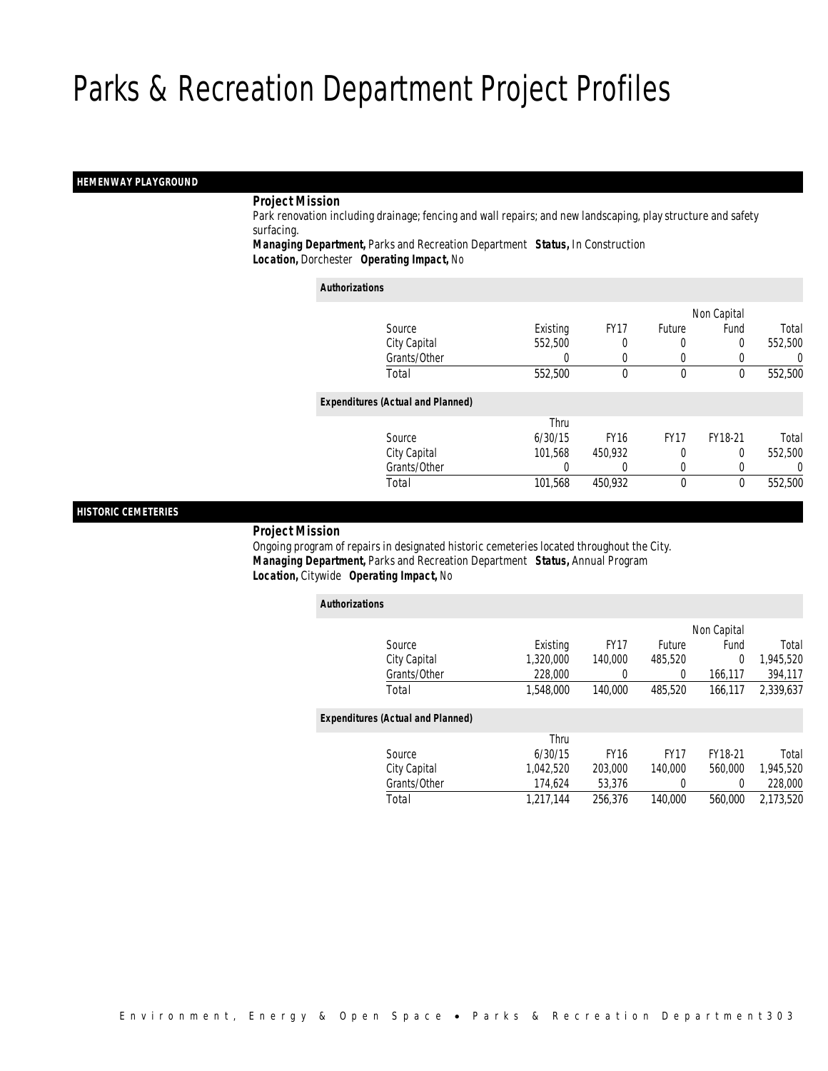# Parks & Recreation Department Project Profiles

## HEMENWAY PLAYGROUND

***Project Mission***

Park renovation including drainage; fencing and wall repairs; and new landscaping, play structure and safety surfacing.

***Managing Department,*** Parks and Recreation Department ***Status,*** In Construction

***Location,*** Dorchester ***Operating Impact,*** No

***Authorizations***

| Source | Existing | FY17 | Future | Non Capital Fund | Total |
|---|---|---|---|---|---|
| City Capital | 552,500 | 0 | 0 | 0 | 552,500 |
| Grants/Other | 0 | 0 | 0 | 0 | 0 |
| Total | 552,500 | 0 | 0 | 0 | 552,500 |

***Expenditures (Actual and Planned)***

| Source | Thru 6/30/15 | FY16 | FY17 | FY18-21 | Total |
|---|---|---|---|---|---|
| City Capital | 101,568 | 450,932 | 0 | 0 | 552,500 |
| Grants/Other | 0 | 0 | 0 | 0 | 0 |
| Total | 101,568 | 450,932 | 0 | 0 | 552,500 |

## HISTORIC CEMETERIES

***Project Mission***

Ongoing program of repairs in designated historic cemeteries located throughout the City.

***Managing Department,*** Parks and Recreation Department ***Status,*** Annual Program

***Location,*** Citywide ***Operating Impact,*** No

***Authorizations***

| Source | Existing | FY17 | Future | Non Capital Fund | Total |
|---|---|---|---|---|---|
| City Capital | 1,320,000 | 140,000 | 485,520 | 0 | 1,945,520 |
| Grants/Other | 228,000 | 0 | 0 | 166,117 | 394,117 |
| Total | 1,548,000 | 140,000 | 485,520 | 166,117 | 2,339,637 |

***Expenditures (Actual and Planned)***

| Source | Thru 6/30/15 | FY16 | FY17 | FY18-21 | Total |
|---|---|---|---|---|---|
| City Capital | 1,042,520 | 203,000 | 140,000 | 560,000 | 1,945,520 |
| Grants/Other | 174,624 | 53,376 | 0 | 0 | 228,000 |
| Total | 1,217,144 | 256,376 | 140,000 | 560,000 | 2,173,520 |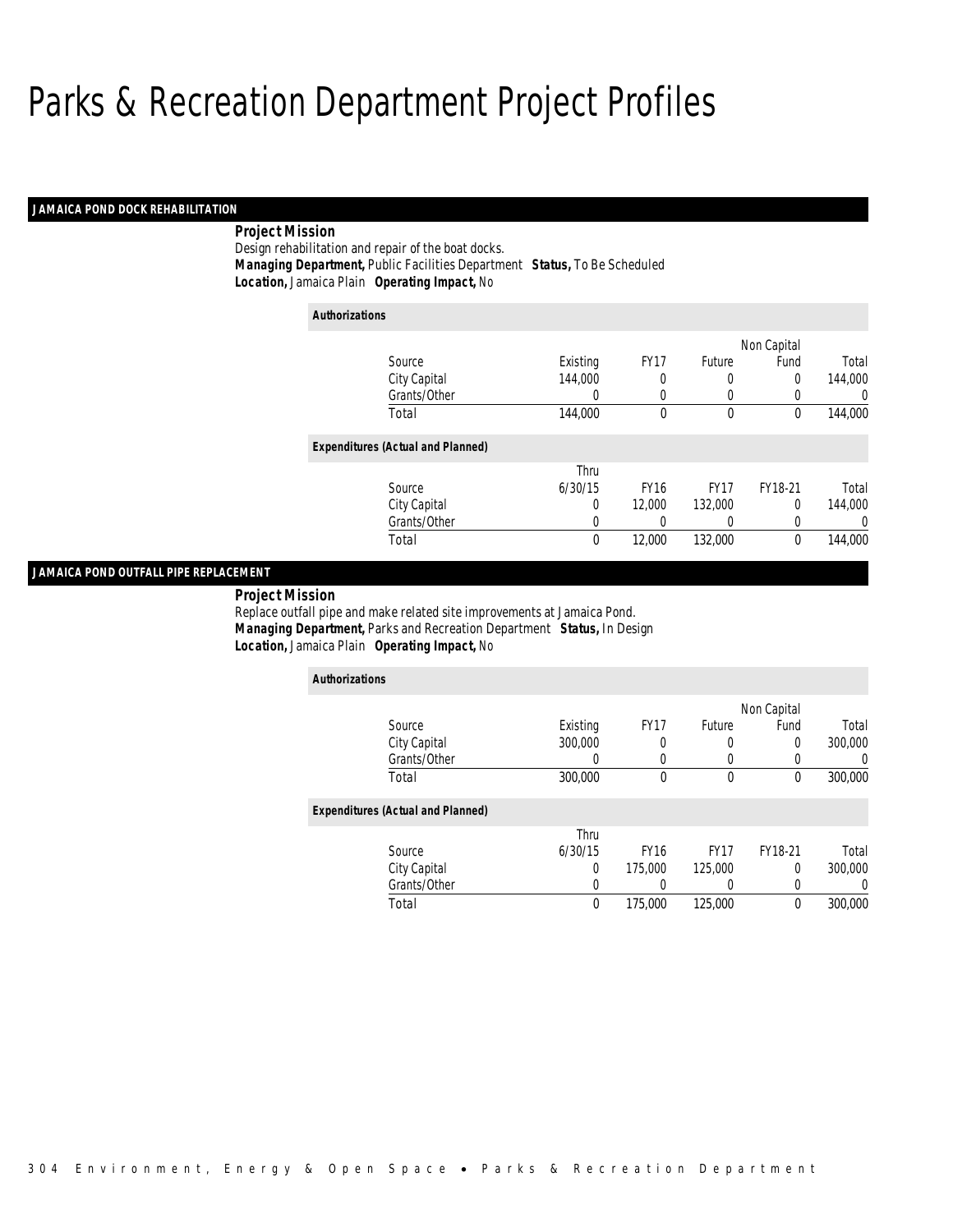# Parks & Recreation Department Project Profiles

## JAMAICA POND DOCK REHABILITATION

**Project Mission**

Design rehabilitation and repair of the boat docks.

***Managing Department,*** Public Facilities Department ***Status,*** To Be Scheduled

***Location,*** Jamaica Plain ***Operating Impact,*** No

***Authorizations***

| Source | Existing | FY17 | Future | Non Capital Fund | Total |
|---|---|---|---|---|---|
| City Capital | 144,000 | 0 | 0 | 0 | 144,000 |
| Grants/Other | 0 | 0 | 0 | 0 | 0 |
| Total | 144,000 | 0 | 0 | 0 | 144,000 |

***Expenditures (Actual and Planned)***

| Source | Thru 6/30/15 | FY16 | FY17 | FY18-21 | Total |
|---|---|---|---|---|---|
| City Capital | 0 | 12,000 | 132,000 | 0 | 144,000 |
| Grants/Other | 0 | 0 | 0 | 0 | 0 |
| Total | 0 | 12,000 | 132,000 | 0 | 144,000 |

## JAMAICA POND OUTFALL PIPE REPLACEMENT

**Project Mission**

Replace outfall pipe and make related site improvements at Jamaica Pond.

***Managing Department,*** Parks and Recreation Department ***Status,*** In Design

***Location,*** Jamaica Plain ***Operating Impact,*** No

***Authorizations***

| Source | Existing | FY17 | Future | Non Capital Fund | Total |
|---|---|---|---|---|---|
| City Capital | 300,000 | 0 | 0 | 0 | 300,000 |
| Grants/Other | 0 | 0 | 0 | 0 | 0 |
| Total | 300,000 | 0 | 0 | 0 | 300,000 |

***Expenditures (Actual and Planned)***

| Source | Thru 6/30/15 | FY16 | FY17 | FY18-21 | Total |
|---|---|---|---|---|---|
| City Capital | 0 | 175,000 | 125,000 | 0 | 300,000 |
| Grants/Other | 0 | 0 | 0 | 0 | 0 |
| Total | 0 | 175,000 | 125,000 | 0 | 300,000 |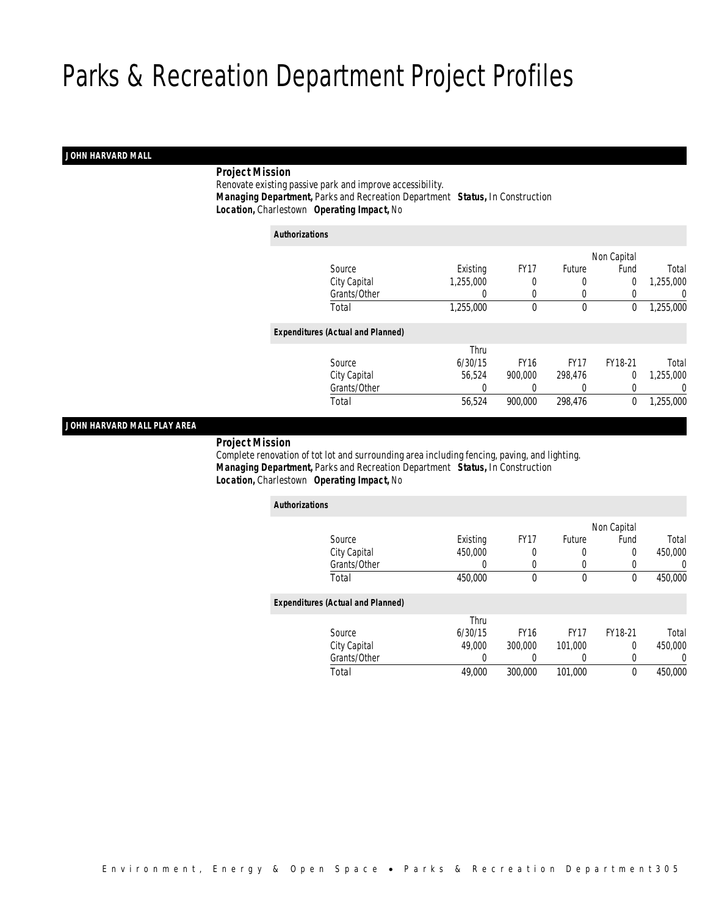# Parks & Recreation Department Project Profiles

## JOHN HARVARD MALL

**Project Mission**

Renovate existing passive park and improve accessibility.

***Managing Department,*** Parks and Recreation Department ***Status,*** In Construction

***Location,*** Charlestown ***Operating Impact,*** No

***Authorizations***

| Source | Existing | FY17 | Future | Non Capital Fund | Total |
|---|---|---|---|---|---|
| City Capital | 1,255,000 | 0 | 0 | 0 | 1,255,000 |
| Grants/Other | 0 | 0 | 0 | 0 | 0 |
| Total | 1,255,000 | 0 | 0 | 0 | 1,255,000 |

***Expenditures (Actual and Planned)***

| Source | Thru 6/30/15 | FY16 | FY17 | FY18-21 | Total |
|---|---|---|---|---|---|
| City Capital | 56,524 | 900,000 | 298,476 | 0 | 1,255,000 |
| Grants/Other | 0 | 0 | 0 | 0 | 0 |
| Total | 56,524 | 900,000 | 298,476 | 0 | 1,255,000 |

## JOHN HARVARD MALL PLAY AREA

**Project Mission**

Complete renovation of tot lot and surrounding area including fencing, paving, and lighting.

***Managing Department,*** Parks and Recreation Department ***Status,*** In Construction

***Location,*** Charlestown ***Operating Impact,*** No

***Authorizations***

| Source | Existing | FY17 | Future | Non Capital Fund | Total |
|---|---|---|---|---|---|
| City Capital | 450,000 | 0 | 0 | 0 | 450,000 |
| Grants/Other | 0 | 0 | 0 | 0 | 0 |
| Total | 450,000 | 0 | 0 | 0 | 450,000 |

***Expenditures (Actual and Planned)***

| Source | Thru 6/30/15 | FY16 | FY17 | FY18-21 | Total |
|---|---|---|---|---|---|
| City Capital | 49,000 | 300,000 | 101,000 | 0 | 450,000 |
| Grants/Other | 0 | 0 | 0 | 0 | 0 |
| Total | 49,000 | 300,000 | 101,000 | 0 | 450,000 |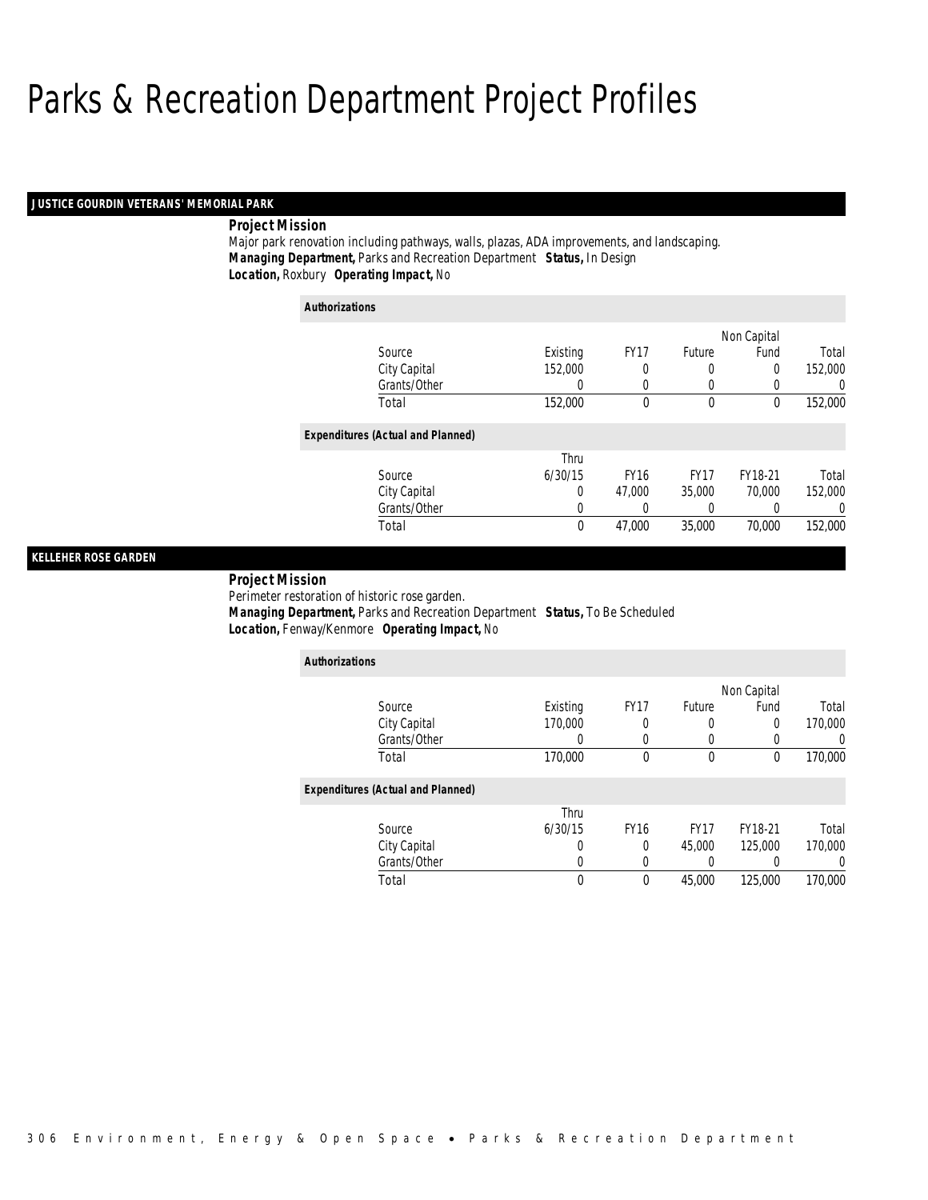# Parks & Recreation Department Project Profiles

## JUSTICE GOURDIN VETERANS' MEMORIAL PARK

**Project Mission**

Major park renovation including pathways, walls, plazas, ADA improvements, and landscaping.

***Managing Department,*** Parks and Recreation Department ***Status,*** In Design

***Location,*** Roxbury ***Operating Impact,*** No

**Authorizations**

| Source | Existing | FY17 | Future | Non Capital Fund | Total |
|---|---|---|---|---|---|
| City Capital | 152,000 | 0 | 0 | 0 | 152,000 |
| Grants/Other | 0 | 0 | 0 | 0 | 0 |
| Total | 152,000 | 0 | 0 | 0 | 152,000 |

**Expenditures (Actual and Planned)**

| Source | Thru 6/30/15 | FY16 | FY17 | FY18-21 | Total |
|---|---|---|---|---|---|
| City Capital | 0 | 47,000 | 35,000 | 70,000 | 152,000 |
| Grants/Other | 0 | 0 | 0 | 0 | 0 |
| Total | 0 | 47,000 | 35,000 | 70,000 | 152,000 |

## KELLEHER ROSE GARDEN

**Project Mission**

Perimeter restoration of historic rose garden.

***Managing Department,*** Parks and Recreation Department ***Status,*** To Be Scheduled

***Location,*** Fenway/Kenmore ***Operating Impact,*** No

**Authorizations**

| Source | Existing | FY17 | Future | Non Capital Fund | Total |
|---|---|---|---|---|---|
| City Capital | 170,000 | 0 | 0 | 0 | 170,000 |
| Grants/Other | 0 | 0 | 0 | 0 | 0 |
| Total | 170,000 | 0 | 0 | 0 | 170,000 |

**Expenditures (Actual and Planned)**

| Source | Thru 6/30/15 | FY16 | FY17 | FY18-21 | Total |
|---|---|---|---|---|---|
| City Capital | 0 | 0 | 45,000 | 125,000 | 170,000 |
| Grants/Other | 0 | 0 | 0 | 0 | 0 |
| Total | 0 | 0 | 45,000 | 125,000 | 170,000 |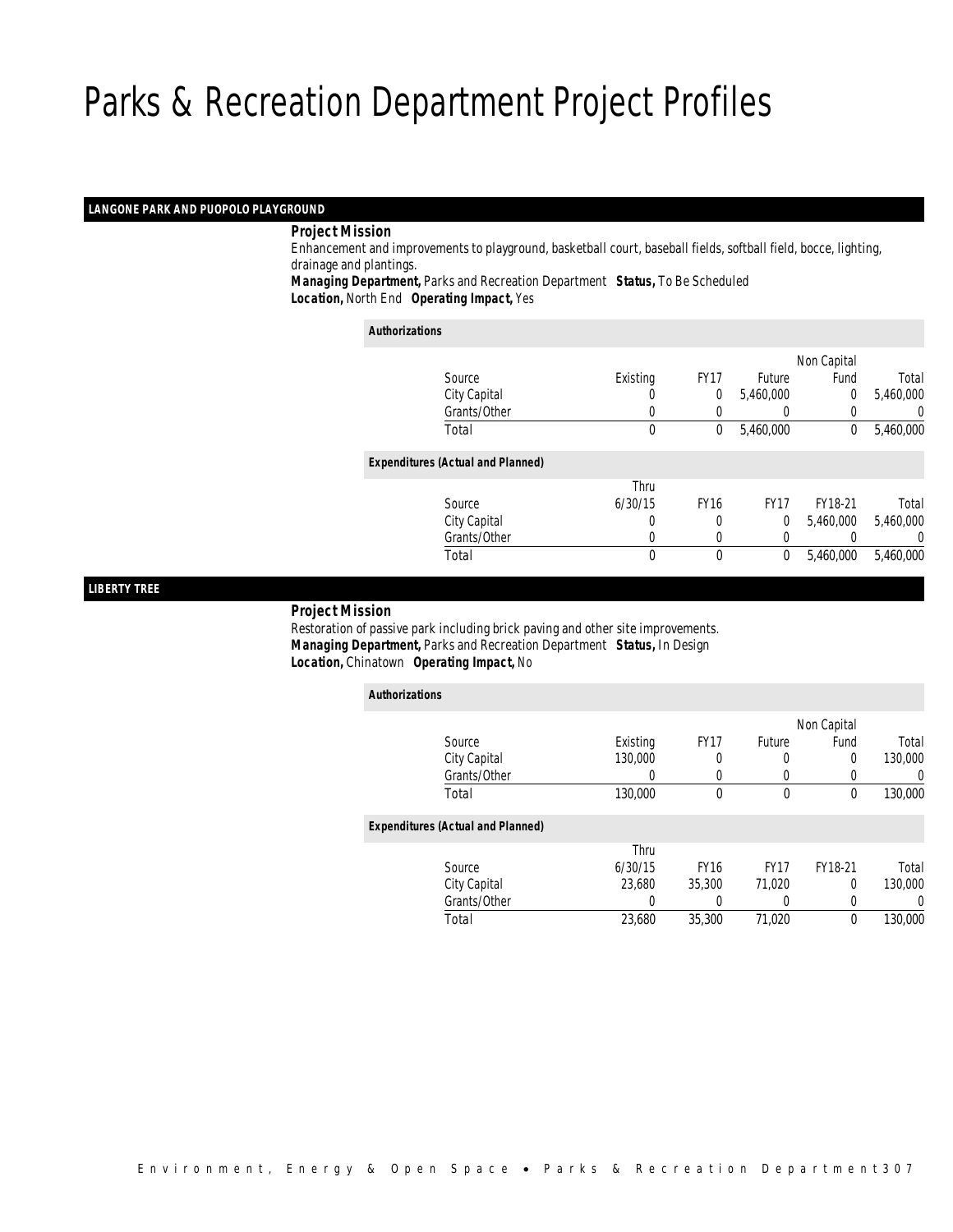# Parks & Recreation Department Project Profiles

## LANGONE PARK AND PUOPOLO PLAYGROUND

***Project Mission***

Enhancement and improvements to playground, basketball court, baseball fields, softball field, bocce, lighting, drainage and plantings.

***Managing Department,*** Parks and Recreation Department ***Status,*** To Be Scheduled

***Location,*** North End ***Operating Impact,*** Yes

***Authorizations***

| Source | Existing | FY17 | Future | Non Capital Fund | Total |
|---|---|---|---|---|---|
| City Capital | 0 | 0 | 5,460,000 | 0 | 5,460,000 |
| Grants/Other | 0 | 0 | 0 | 0 | 0 |
| Total | 0 | 0 | 5,460,000 | 0 | 5,460,000 |

***Expenditures (Actual and Planned)***

| Source | Thru 6/30/15 | FY16 | FY17 | FY18-21 | Total |
|---|---|---|---|---|---|
| City Capital | 0 | 0 | 0 | 5,460,000 | 5,460,000 |
| Grants/Other | 0 | 0 | 0 | 0 | 0 |
| Total | 0 | 0 | 0 | 5,460,000 | 5,460,000 |

## LIBERTY TREE

***Project Mission***

Restoration of passive park including brick paving and other site improvements.

***Managing Department,*** Parks and Recreation Department ***Status,*** In Design

***Location,*** Chinatown ***Operating Impact,*** No

***Authorizations***

| Source | Existing | FY17 | Future | Non Capital Fund | Total |
|---|---|---|---|---|---|
| City Capital | 130,000 | 0 | 0 | 0 | 130,000 |
| Grants/Other | 0 | 0 | 0 | 0 | 0 |
| Total | 130,000 | 0 | 0 | 0 | 130,000 |

***Expenditures (Actual and Planned)***

| Source | Thru 6/30/15 | FY16 | FY17 | FY18-21 | Total |
|---|---|---|---|---|---|
| City Capital | 23,680 | 35,300 | 71,020 | 0 | 130,000 |
| Grants/Other | 0 | 0 | 0 | 0 | 0 |
| Total | 23,680 | 35,300 | 71,020 | 0 | 130,000 |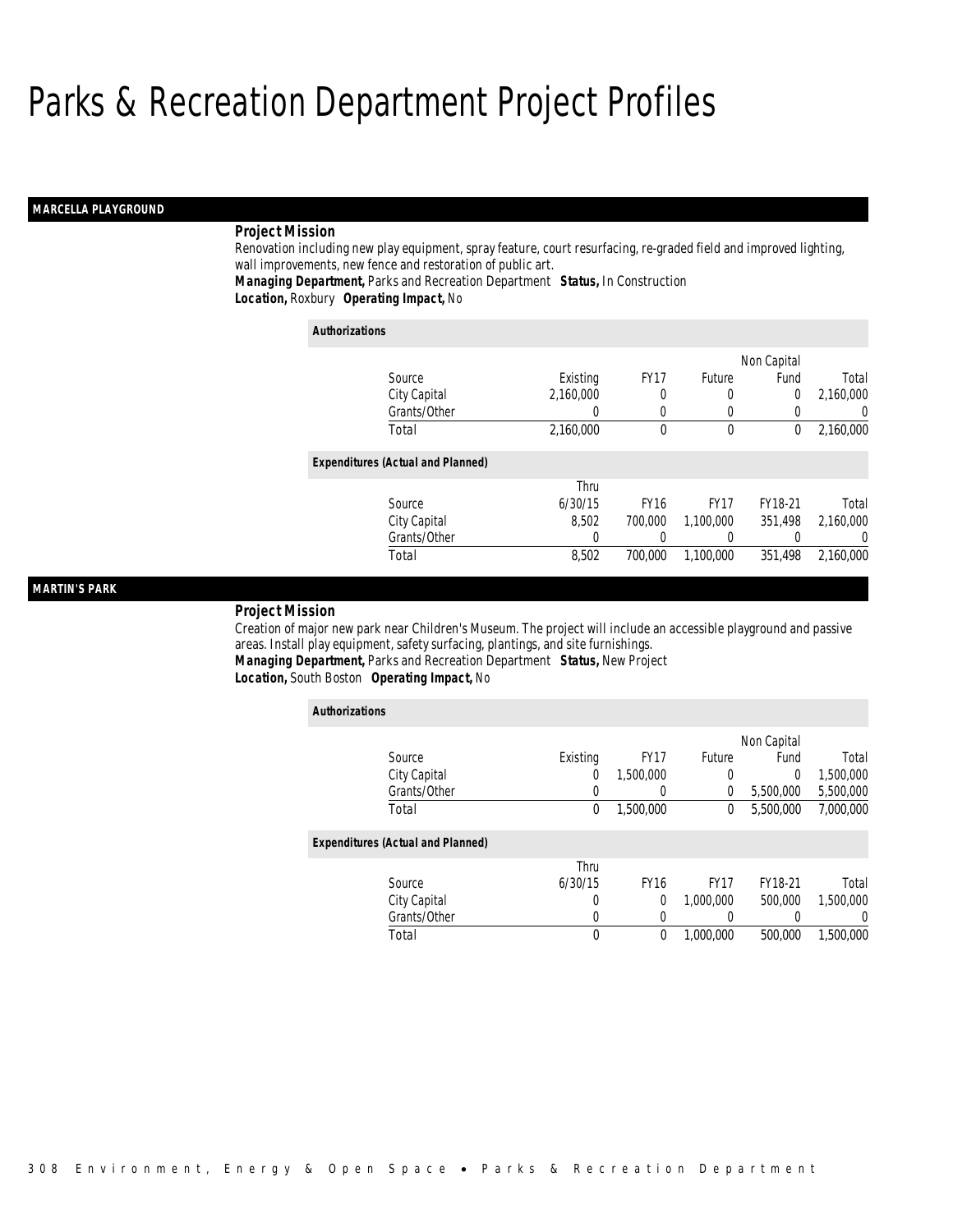# Parks & Recreation Department Project Profiles

## MARCELLA PLAYGROUND

**Project Mission**

Renovation including new play equipment, spray feature, court resurfacing, re-graded field and improved lighting, wall improvements, new fence and restoration of public art.

***Managing Department,*** Parks and Recreation Department ***Status,*** In Construction

***Location,*** Roxbury ***Operating Impact,*** No

*Authorizations*

| Source | Existing | FY17 | Future | Non Capital Fund | Total |
|---|---|---|---|---|---|
| City Capital | 2,160,000 | 0 | 0 | 0 | 2,160,000 |
| Grants/Other | 0 | 0 | 0 | 0 | 0 |
| Total | 2,160,000 | 0 | 0 | 0 | 2,160,000 |

*Expenditures (Actual and Planned)*

| Source | Thru 6/30/15 | FY16 | FY17 | FY18-21 | Total |
|---|---|---|---|---|---|
| City Capital | 8,502 | 700,000 | 1,100,000 | 351,498 | 2,160,000 |
| Grants/Other | 0 | 0 | 0 | 0 | 0 |
| Total | 8,502 | 700,000 | 1,100,000 | 351,498 | 2,160,000 |

## MARTIN'S PARK

**Project Mission**

Creation of major new park near Children's Museum. The project will include an accessible playground and passive areas. Install play equipment, safety surfacing, plantings, and site furnishings.

***Managing Department,*** Parks and Recreation Department ***Status,*** New Project

***Location,*** South Boston ***Operating Impact,*** No

*Authorizations*

| Source | Existing | FY17 | Future | Non Capital Fund | Total |
|---|---|---|---|---|---|
| City Capital | 0 | 1,500,000 | 0 | 0 | 1,500,000 |
| Grants/Other | 0 | 0 | 0 | 5,500,000 | 5,500,000 |
| Total | 0 | 1,500,000 | 0 | 5,500,000 | 7,000,000 |

*Expenditures (Actual and Planned)*

| Source | Thru 6/30/15 | FY16 | FY17 | FY18-21 | Total |
|---|---|---|---|---|---|
| City Capital | 0 | 0 | 1,000,000 | 500,000 | 1,500,000 |
| Grants/Other | 0 | 0 | 0 | 0 | 0 |
| Total | 0 | 0 | 1,000,000 | 500,000 | 1,500,000 |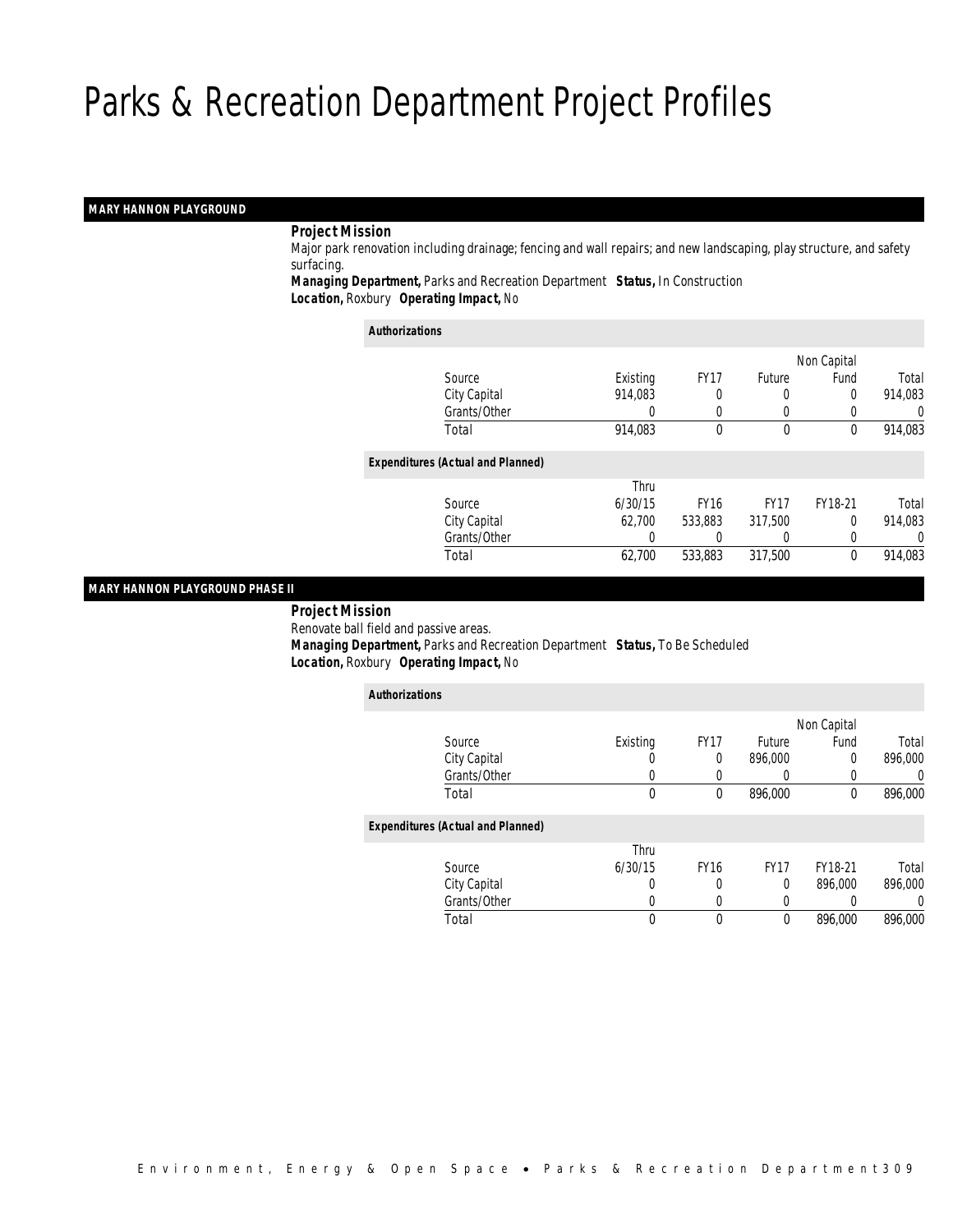# Parks & Recreation Department Project Profiles

## MARY HANNON PLAYGROUND

**Project Mission**

Major park renovation including drainage; fencing and wall repairs; and new landscaping, play structure, and safety surfacing.

**Managing Department,** Parks and Recreation Department **Status,** In Construction
**Location,** Roxbury **Operating Impact,** No

*Authorizations*

| Source | Existing | FY17 | Future | Non Capital Fund | Total |
|---|---|---|---|---|---|
| City Capital | 914,083 | 0 | 0 | 0 | 914,083 |
| Grants/Other | 0 | 0 | 0 | 0 | 0 |
| Total | 914,083 | 0 | 0 | 0 | 914,083 |

*Expenditures (Actual and Planned)*

| Source | Thru 6/30/15 | FY16 | FY17 | FY18-21 | Total |
|---|---|---|---|---|---|
| City Capital | 62,700 | 533,883 | 317,500 | 0 | 914,083 |
| Grants/Other | 0 | 0 | 0 | 0 | 0 |
| Total | 62,700 | 533,883 | 317,500 | 0 | 914,083 |

## MARY HANNON PLAYGROUND PHASE II

**Project Mission**

Renovate ball field and passive areas.

**Managing Department,** Parks and Recreation Department **Status,** To Be Scheduled
**Location,** Roxbury **Operating Impact,** No

*Authorizations*

| Source | Existing | FY17 | Future | Non Capital Fund | Total |
|---|---|---|---|---|---|
| City Capital | 0 | 0 | 896,000 | 0 | 896,000 |
| Grants/Other | 0 | 0 | 0 | 0 | 0 |
| Total | 0 | 0 | 896,000 | 0 | 896,000 |

*Expenditures (Actual and Planned)*

| Source | Thru 6/30/15 | FY16 | FY17 | FY18-21 | Total |
|---|---|---|---|---|---|
| City Capital | 0 | 0 | 0 | 896,000 | 896,000 |
| Grants/Other | 0 | 0 | 0 | 0 | 0 |
| Total | 0 | 0 | 0 | 896,000 | 896,000 |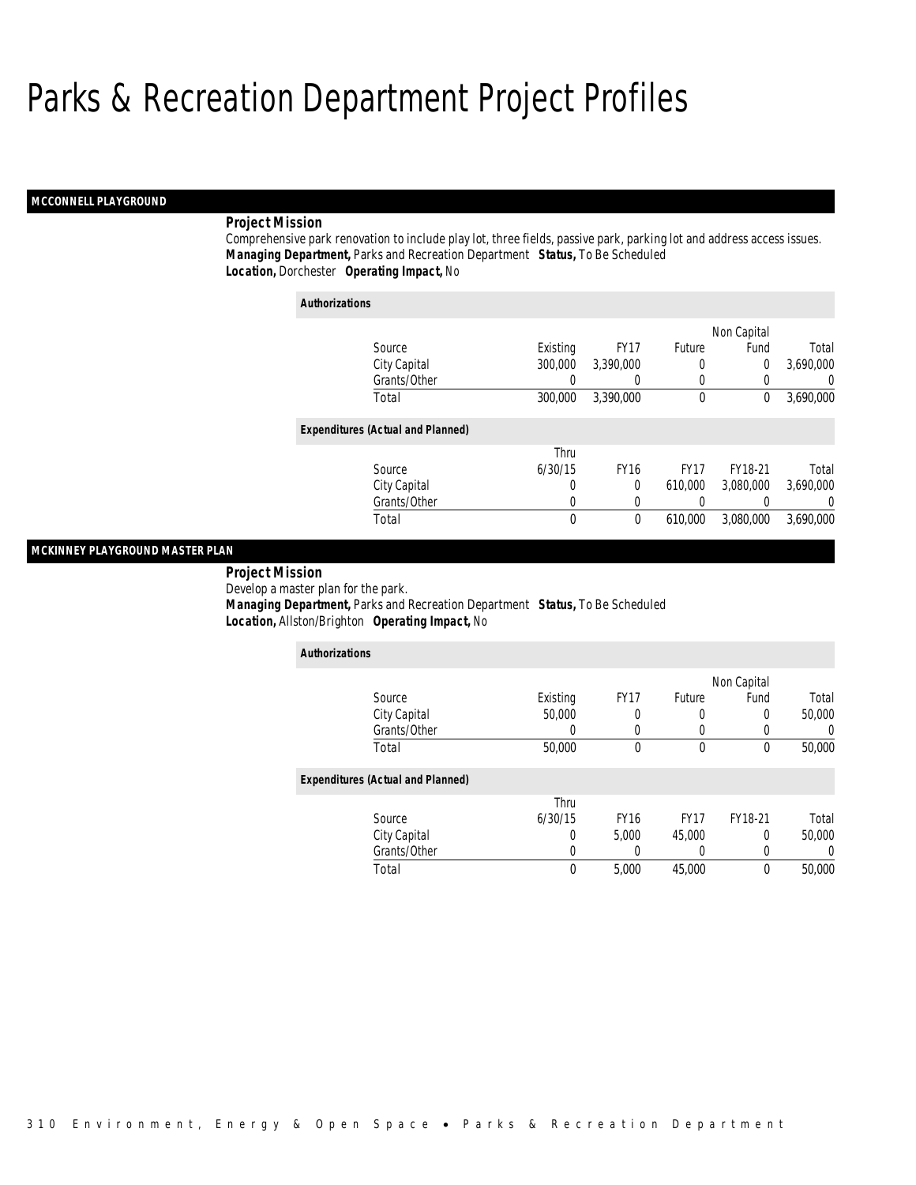# Parks & Recreation Department Project Profiles

## MCCONNELL PLAYGROUND

**Project Mission**

Comprehensive park renovation to include play lot, three fields, passive park, parking lot and address access issues.

***Managing Department,*** Parks and Recreation Department ***Status,*** To Be Scheduled

***Location,*** Dorchester ***Operating Impact,*** No

**Authorizations**

| Source | Existing | FY17 | Future | Non Capital Fund | Total |
|---|---|---|---|---|---|
| City Capital | 300,000 | 3,390,000 | 0 | 0 | 3,690,000 |
| Grants/Other | 0 | 0 | 0 | 0 | 0 |
| Total | 300,000 | 3,390,000 | 0 | 0 | 3,690,000 |

**Expenditures (Actual and Planned)**

| Source | Thru 6/30/15 | FY16 | FY17 | FY18-21 | Total |
|---|---|---|---|---|---|
| City Capital | 0 | 0 | 610,000 | 3,080,000 | 3,690,000 |
| Grants/Other | 0 | 0 | 0 | 0 | 0 |
| Total | 0 | 0 | 610,000 | 3,080,000 | 3,690,000 |

## MCKINNEY PLAYGROUND MASTER PLAN

**Project Mission**

Develop a master plan for the park.

***Managing Department,*** Parks and Recreation Department ***Status,*** To Be Scheduled

***Location,*** Allston/Brighton ***Operating Impact,*** No

**Authorizations**

| Source | Existing | FY17 | Future | Non Capital Fund | Total |
|---|---|---|---|---|---|
| City Capital | 50,000 | 0 | 0 | 0 | 50,000 |
| Grants/Other | 0 | 0 | 0 | 0 | 0 |
| Total | 50,000 | 0 | 0 | 0 | 50,000 |

**Expenditures (Actual and Planned)**

| Source | Thru 6/30/15 | FY16 | FY17 | FY18-21 | Total |
|---|---|---|---|---|---|
| City Capital | 0 | 5,000 | 45,000 | 0 | 50,000 |
| Grants/Other | 0 | 0 | 0 | 0 | 0 |
| Total | 0 | 5,000 | 45,000 | 0 | 50,000 |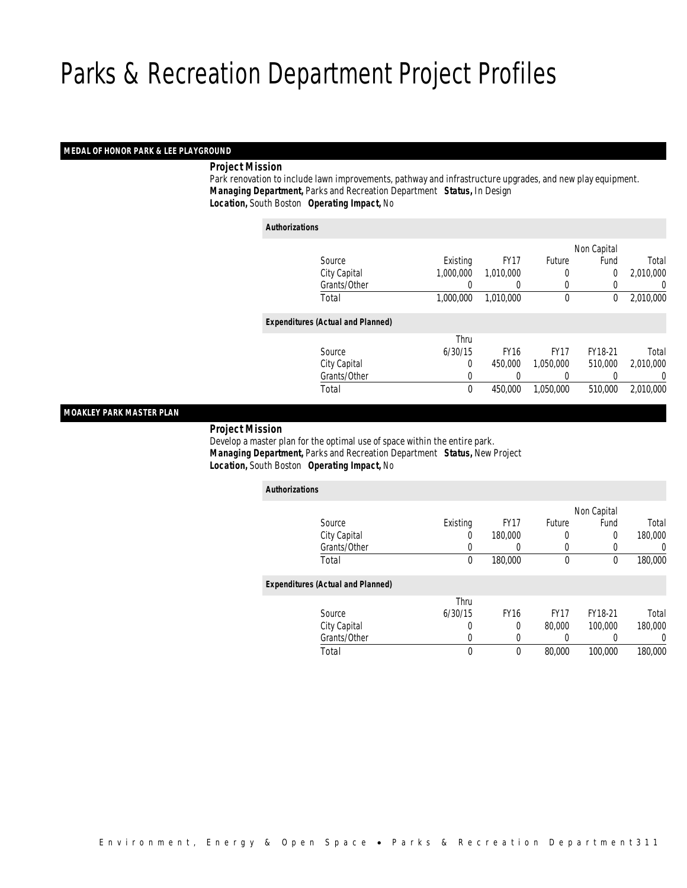# Parks & Recreation Department Project Profiles

## MEDAL OF HONOR PARK & LEE PLAYGROUND

***Project Mission***

Park renovation to include lawn improvements, pathway and infrastructure upgrades, and new play equipment.

***Managing Department,*** Parks and Recreation Department ***Status,*** In Design

***Location,*** South Boston ***Operating Impact,*** No

***Authorizations***

| Source | Existing | FY17 | Future | Non Capital Fund | Total |
|---|---|---|---|---|---|
| City Capital | 1,000,000 | 1,010,000 | 0 | 0 | 2,010,000 |
| Grants/Other | 0 | 0 | 0 | 0 | 0 |
| Total | 1,000,000 | 1,010,000 | 0 | 0 | 2,010,000 |

***Expenditures (Actual and Planned)***

| Source | Thru 6/30/15 | FY16 | FY17 | FY18-21 | Total |
|---|---|---|---|---|---|
| City Capital | 0 | 450,000 | 1,050,000 | 510,000 | 2,010,000 |
| Grants/Other | 0 | 0 | 0 | 0 | 0 |
| Total | 0 | 450,000 | 1,050,000 | 510,000 | 2,010,000 |

## MOAKLEY PARK MASTER PLAN

***Project Mission***

Develop a master plan for the optimal use of space within the entire park.

***Managing Department,*** Parks and Recreation Department ***Status,*** New Project

***Location,*** South Boston ***Operating Impact,*** No

***Authorizations***

| Source | Existing | FY17 | Future | Non Capital Fund | Total |
|---|---|---|---|---|---|
| City Capital | 0 | 180,000 | 0 | 0 | 180,000 |
| Grants/Other | 0 | 0 | 0 | 0 | 0 |
| Total | 0 | 180,000 | 0 | 0 | 180,000 |

***Expenditures (Actual and Planned)***

| Source | Thru 6/30/15 | FY16 | FY17 | FY18-21 | Total |
|---|---|---|---|---|---|
| City Capital | 0 | 0 | 80,000 | 100,000 | 180,000 |
| Grants/Other | 0 | 0 | 0 | 0 | 0 |
| Total | 0 | 0 | 80,000 | 100,000 | 180,000 |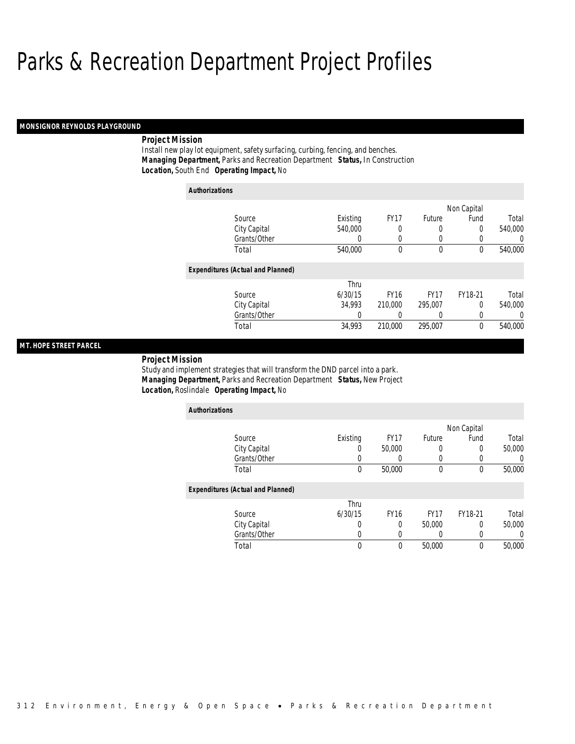# Parks & Recreation Department Project Profiles

## MONSIGNOR REYNOLDS PLAYGROUND

**Project Mission**
Install new play lot equipment, safety surfacing, curbing, fencing, and benches.
***Managing Department,*** Parks and Recreation Department ***Status,*** In Construction
***Location,*** South End ***Operating Impact,*** No

**Authorizations**

| Source | Existing | FY17 | Future | Non Capital Fund | Total |
|---|---|---|---|---|---|
| City Capital | 540,000 | 0 | 0 | 0 | 540,000 |
| Grants/Other | 0 | 0 | 0 | 0 | 0 |
| Total | 540,000 | 0 | 0 | 0 | 540,000 |

**Expenditures (Actual and Planned)**

| Source | Thru 6/30/15 | FY16 | FY17 | FY18-21 | Total |
|---|---|---|---|---|---|
| City Capital | 34,993 | 210,000 | 295,007 | 0 | 540,000 |
| Grants/Other | 0 | 0 | 0 | 0 | 0 |
| Total | 34,993 | 210,000 | 295,007 | 0 | 540,000 |

## MT. HOPE STREET PARCEL

**Project Mission**
Study and implement strategies that will transform the DND parcel into a park.
***Managing Department,*** Parks and Recreation Department ***Status,*** New Project
***Location,*** Roslindale ***Operating Impact,*** No

**Authorizations**

| Source | Existing | FY17 | Future | Non Capital Fund | Total |
|---|---|---|---|---|---|
| City Capital | 0 | 50,000 | 0 | 0 | 50,000 |
| Grants/Other | 0 | 0 | 0 | 0 | 0 |
| Total | 0 | 50,000 | 0 | 0 | 50,000 |

**Expenditures (Actual and Planned)**

| Source | Thru 6/30/15 | FY16 | FY17 | FY18-21 | Total |
|---|---|---|---|---|---|
| City Capital | 0 | 0 | 50,000 | 0 | 50,000 |
| Grants/Other | 0 | 0 | 0 | 0 | 0 |
| Total | 0 | 0 | 50,000 | 0 | 50,000 |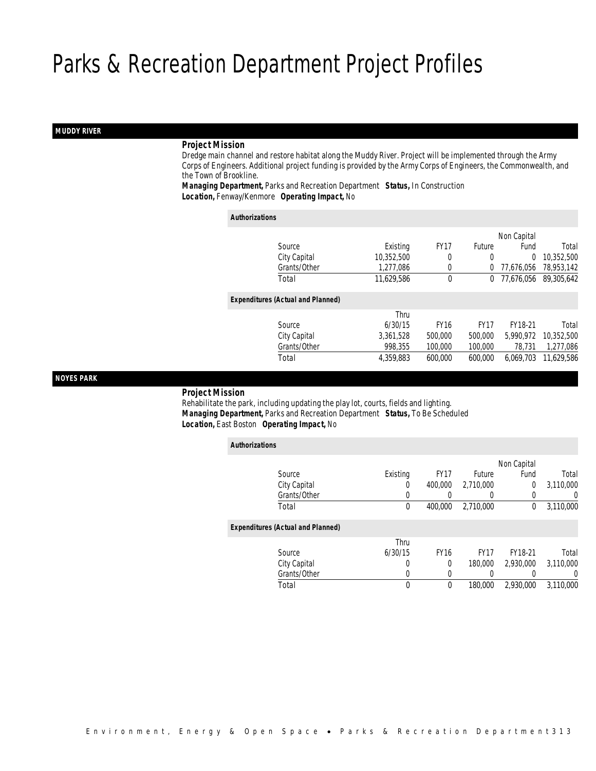# Parks & Recreation Department Project Profiles

## MUDDY RIVER

### Project Mission

Dredge main channel and restore habitat along the Muddy River. Project will be implemented through the Army Corps of Engineers. Additional project funding is provided by the Army Corps of Engineers, the Commonwealth, and the Town of Brookline.

***Managing Department,*** Parks and Recreation Department ***Status,*** In Construction
***Location,*** Fenway/Kenmore ***Operating Impact,*** No

#### Authorizations

| Source | Existing | FY17 | Future | Non Capital Fund | Total |
|---|---|---|---|---|---|
| City Capital | 10,352,500 | 0 | 0 | 0 | 10,352,500 |
| Grants/Other | 1,277,086 | 0 | 0 | 77,676,056 | 78,953,142 |
| Total | 11,629,586 | 0 | 0 | 77,676,056 | 89,305,642 |

#### Expenditures (Actual and Planned)

| Source | Thru 6/30/15 | FY16 | FY17 | FY18-21 | Total |
|---|---|---|---|---|---|
| City Capital | 3,361,528 | 500,000 | 500,000 | 5,990,972 | 10,352,500 |
| Grants/Other | 998,355 | 100,000 | 100,000 | 78,731 | 1,277,086 |
| Total | 4,359,883 | 600,000 | 600,000 | 6,069,703 | 11,629,586 |

## NOYES PARK

### Project Mission

Rehabilitate the park, including updating the play lot, courts, fields and lighting.

***Managing Department,*** Parks and Recreation Department ***Status,*** To Be Scheduled
***Location,*** East Boston ***Operating Impact,*** No

#### Authorizations

| Source | Existing | FY17 | Future | Non Capital Fund | Total |
|---|---|---|---|---|---|
| City Capital | 0 | 400,000 | 2,710,000 | 0 | 3,110,000 |
| Grants/Other | 0 | 0 | 0 | 0 | 0 |
| Total | 0 | 400,000 | 2,710,000 | 0 | 3,110,000 |

#### Expenditures (Actual and Planned)

| Source | Thru 6/30/15 | FY16 | FY17 | FY18-21 | Total |
|---|---|---|---|---|---|
| City Capital | 0 | 0 | 180,000 | 2,930,000 | 3,110,000 |
| Grants/Other | 0 | 0 | 0 | 0 | 0 |
| Total | 0 | 0 | 180,000 | 2,930,000 | 3,110,000 |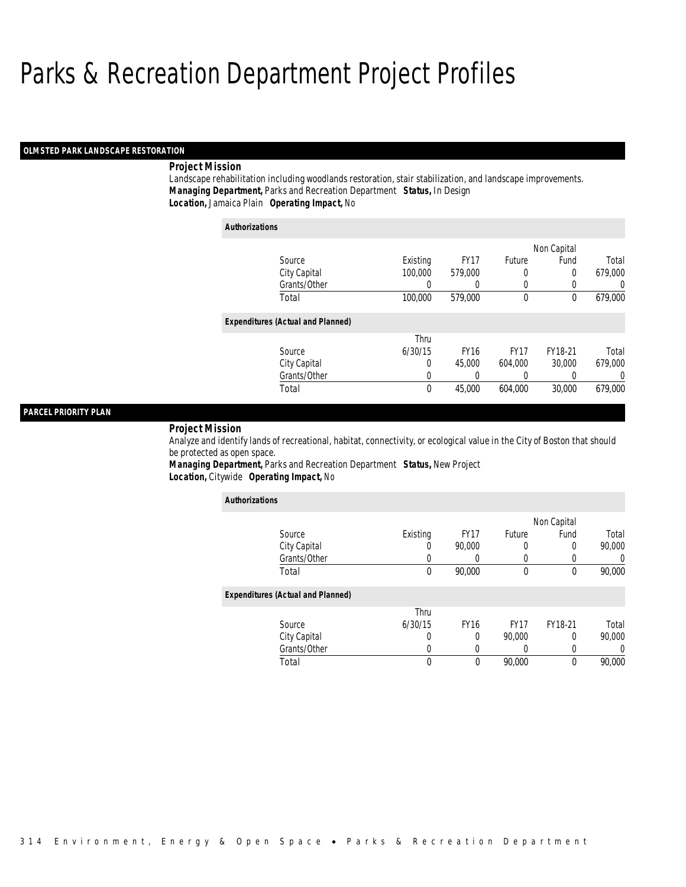# Parks & Recreation Department Project Profiles

## OLMSTED PARK LANDSCAPE RESTORATION

**Project Mission**

Landscape rehabilitation including woodlands restoration, stair stabilization, and landscape improvements.

***Managing Department,*** Parks and Recreation Department ***Status,*** In Design

***Location,*** Jamaica Plain ***Operating Impact,*** No

**Authorizations**

| Source | Existing | FY17 | Future | Non Capital Fund | Total |
|---|---|---|---|---|---|
| City Capital | 100,000 | 579,000 | 0 | 0 | 679,000 |
| Grants/Other | 0 | 0 | 0 | 0 | 0 |
| Total | 100,000 | 579,000 | 0 | 0 | 679,000 |

**Expenditures (Actual and Planned)**

| Source | Thru 6/30/15 | FY16 | FY17 | FY18-21 | Total |
|---|---|---|---|---|---|
| City Capital | 0 | 45,000 | 604,000 | 30,000 | 679,000 |
| Grants/Other | 0 | 0 | 0 | 0 | 0 |
| Total | 0 | 45,000 | 604,000 | 30,000 | 679,000 |

## PARCEL PRIORITY PLAN

**Project Mission**

Analyze and identify lands of recreational, habitat, connectivity, or ecological value in the City of Boston that should be protected as open space.

***Managing Department,*** Parks and Recreation Department ***Status,*** New Project

***Location,*** Citywide ***Operating Impact,*** No

**Authorizations**

| Source | Existing | FY17 | Future | Non Capital Fund | Total |
|---|---|---|---|---|---|
| City Capital | 0 | 90,000 | 0 | 0 | 90,000 |
| Grants/Other | 0 | 0 | 0 | 0 | 0 |
| Total | 0 | 90,000 | 0 | 0 | 90,000 |

**Expenditures (Actual and Planned)**

| Source | Thru 6/30/15 | FY16 | FY17 | FY18-21 | Total |
|---|---|---|---|---|---|
| City Capital | 0 | 0 | 90,000 | 0 | 90,000 |
| Grants/Other | 0 | 0 | 0 | 0 | 0 |
| Total | 0 | 0 | 90,000 | 0 | 90,000 |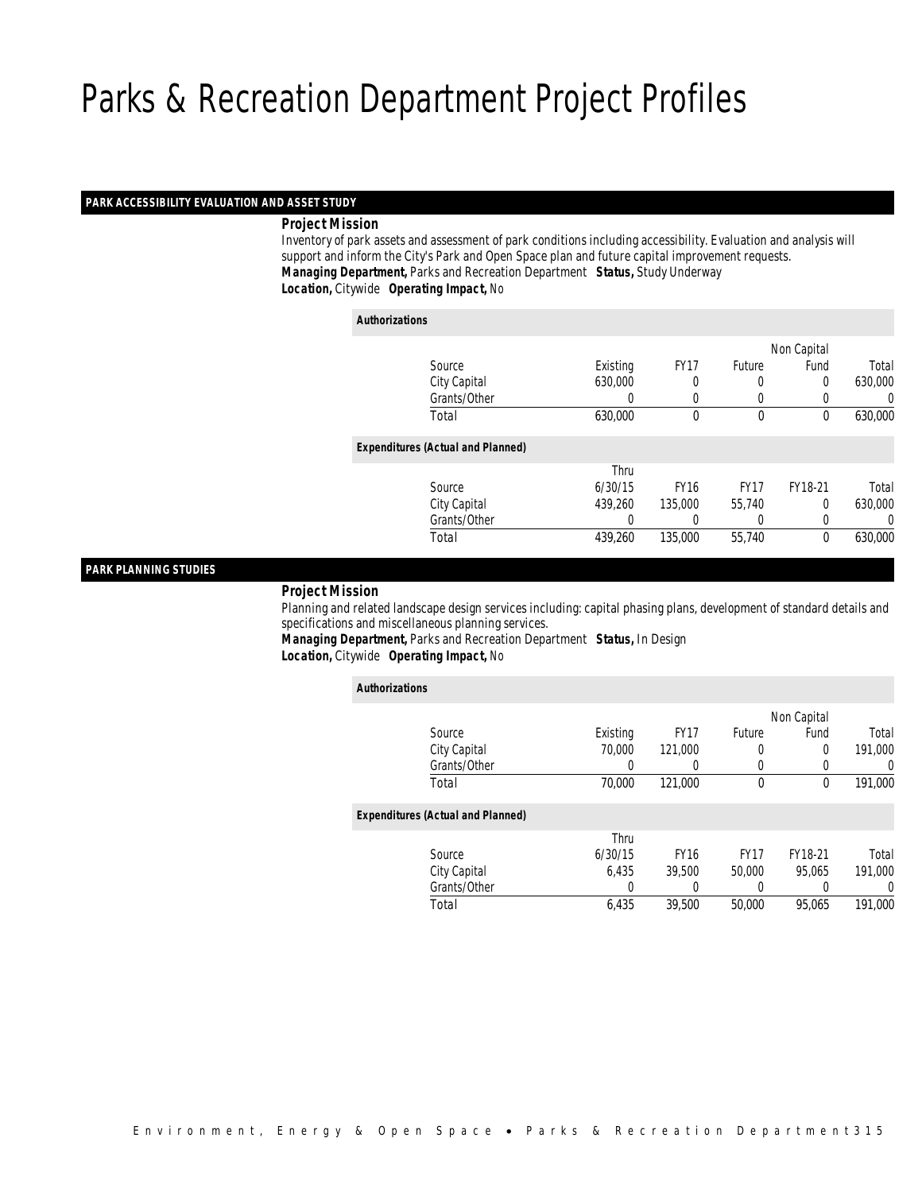# Parks & Recreation Department Project Profiles

## PARK ACCESSIBILITY EVALUATION AND ASSET STUDY

***Project Mission***

Inventory of park assets and assessment of park conditions including accessibility. Evaluation and analysis will support and inform the City's Park and Open Space plan and future capital improvement requests.

***Managing Department,*** Parks and Recreation Department ***Status,*** Study Underway

***Location,*** Citywide ***Operating Impact,*** No

***Authorizations***

| Source | Existing | FY17 | Future | Non Capital Fund | Total |
|---|---|---|---|---|---|
| City Capital | 630,000 | 0 | 0 | 0 | 630,000 |
| Grants/Other | 0 | 0 | 0 | 0 | 0 |
| Total | 630,000 | 0 | 0 | 0 | 630,000 |

***Expenditures (Actual and Planned)***

| Source | Thru 6/30/15 | FY16 | FY17 | FY18-21 | Total |
|---|---|---|---|---|---|
| City Capital | 439,260 | 135,000 | 55,740 | 0 | 630,000 |
| Grants/Other | 0 | 0 | 0 | 0 | 0 |
| Total | 439,260 | 135,000 | 55,740 | 0 | 630,000 |

## PARK PLANNING STUDIES

***Project Mission***

Planning and related landscape design services including: capital phasing plans, development of standard details and specifications and miscellaneous planning services.

***Managing Department,*** Parks and Recreation Department ***Status,*** In Design

***Location,*** Citywide ***Operating Impact,*** No

***Authorizations***

| Source | Existing | FY17 | Future | Non Capital Fund | Total |
|---|---|---|---|---|---|
| City Capital | 70,000 | 121,000 | 0 | 0 | 191,000 |
| Grants/Other | 0 | 0 | 0 | 0 | 0 |
| Total | 70,000 | 121,000 | 0 | 0 | 191,000 |

***Expenditures (Actual and Planned)***

| Source | Thru 6/30/15 | FY16 | FY17 | FY18-21 | Total |
|---|---|---|---|---|---|
| City Capital | 6,435 | 39,500 | 50,000 | 95,065 | 191,000 |
| Grants/Other | 0 | 0 | 0 | 0 | 0 |
| Total | 6,435 | 39,500 | 50,000 | 95,065 | 191,000 |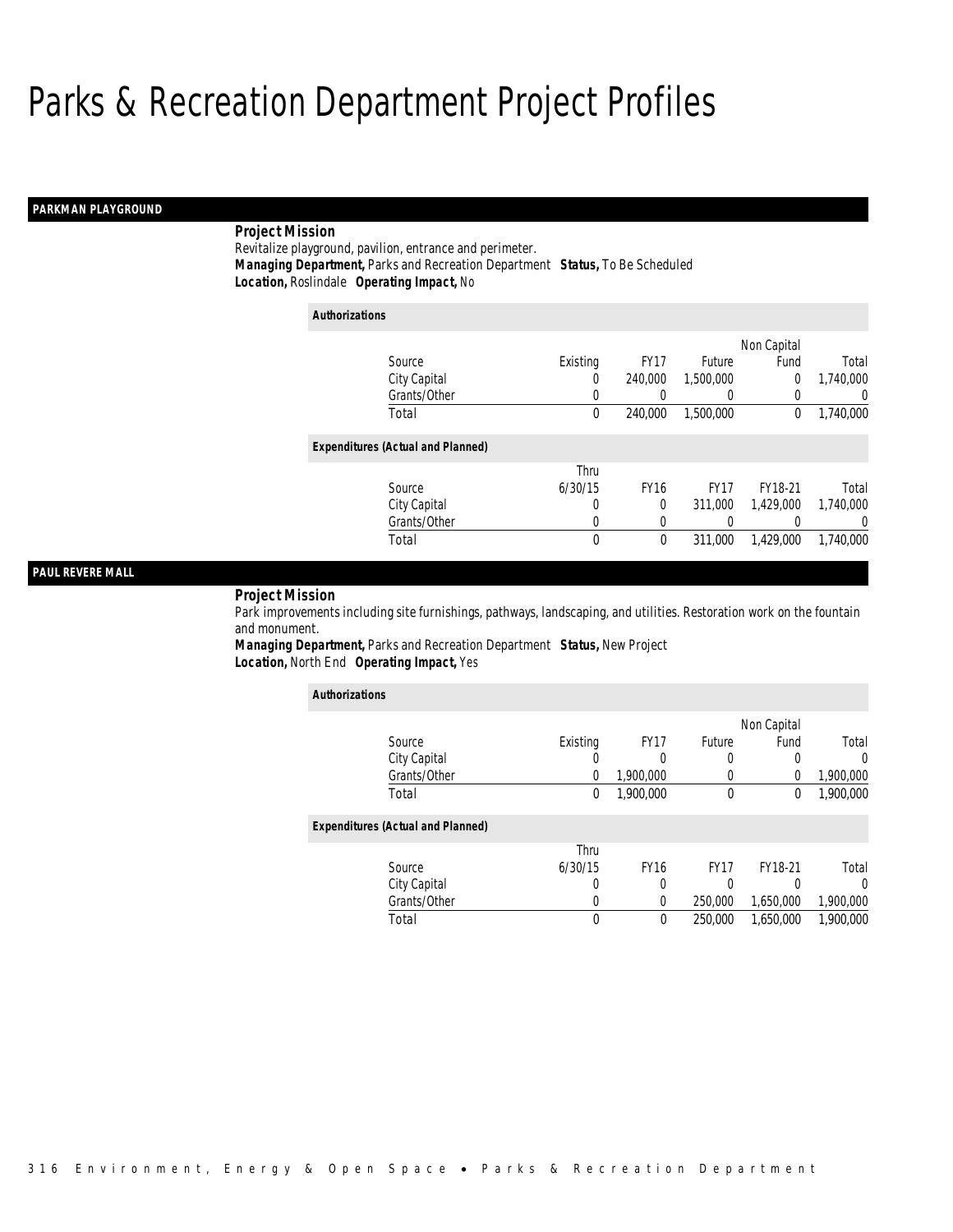# Parks & Recreation Department Project Profiles

## PARKMAN PLAYGROUND

***Project Mission***

Revitalize playground, pavilion, entrance and perimeter.

***Managing Department,*** Parks and Recreation Department ***Status,*** To Be Scheduled

***Location,*** Roslindale ***Operating Impact,*** No

***Authorizations***

| Source | Existing | FY17 | Future | Non Capital Fund | Total |
|---|---|---|---|---|---|
| City Capital | 0 | 240,000 | 1,500,000 | 0 | 1,740,000 |
| Grants/Other | 0 | 0 | 0 | 0 | 0 |
| Total | 0 | 240,000 | 1,500,000 | 0 | 1,740,000 |

***Expenditures (Actual and Planned)***

| Source | Thru 6/30/15 | FY16 | FY17 | FY18-21 | Total |
|---|---|---|---|---|---|
| City Capital | 0 | 0 | 311,000 | 1,429,000 | 1,740,000 |
| Grants/Other | 0 | 0 | 0 | 0 | 0 |
| Total | 0 | 0 | 311,000 | 1,429,000 | 1,740,000 |

## PAUL REVERE MALL

***Project Mission***

Park improvements including site furnishings, pathways, landscaping, and utilities. Restoration work on the fountain and monument.

***Managing Department,*** Parks and Recreation Department ***Status,*** New Project

***Location,*** North End ***Operating Impact,*** Yes

***Authorizations***

| Source | Existing | FY17 | Future | Non Capital Fund | Total |
|---|---|---|---|---|---|
| City Capital | 0 | 0 | 0 | 0 | 0 |
| Grants/Other | 0 | 1,900,000 | 0 | 0 | 1,900,000 |
| Total | 0 | 1,900,000 | 0 | 0 | 1,900,000 |

***Expenditures (Actual and Planned)***

| Source | Thru 6/30/15 | FY16 | FY17 | FY18-21 | Total |
|---|---|---|---|---|---|
| City Capital | 0 | 0 | 0 | 0 | 0 |
| Grants/Other | 0 | 0 | 250,000 | 1,650,000 | 1,900,000 |
| Total | 0 | 0 | 250,000 | 1,650,000 | 1,900,000 |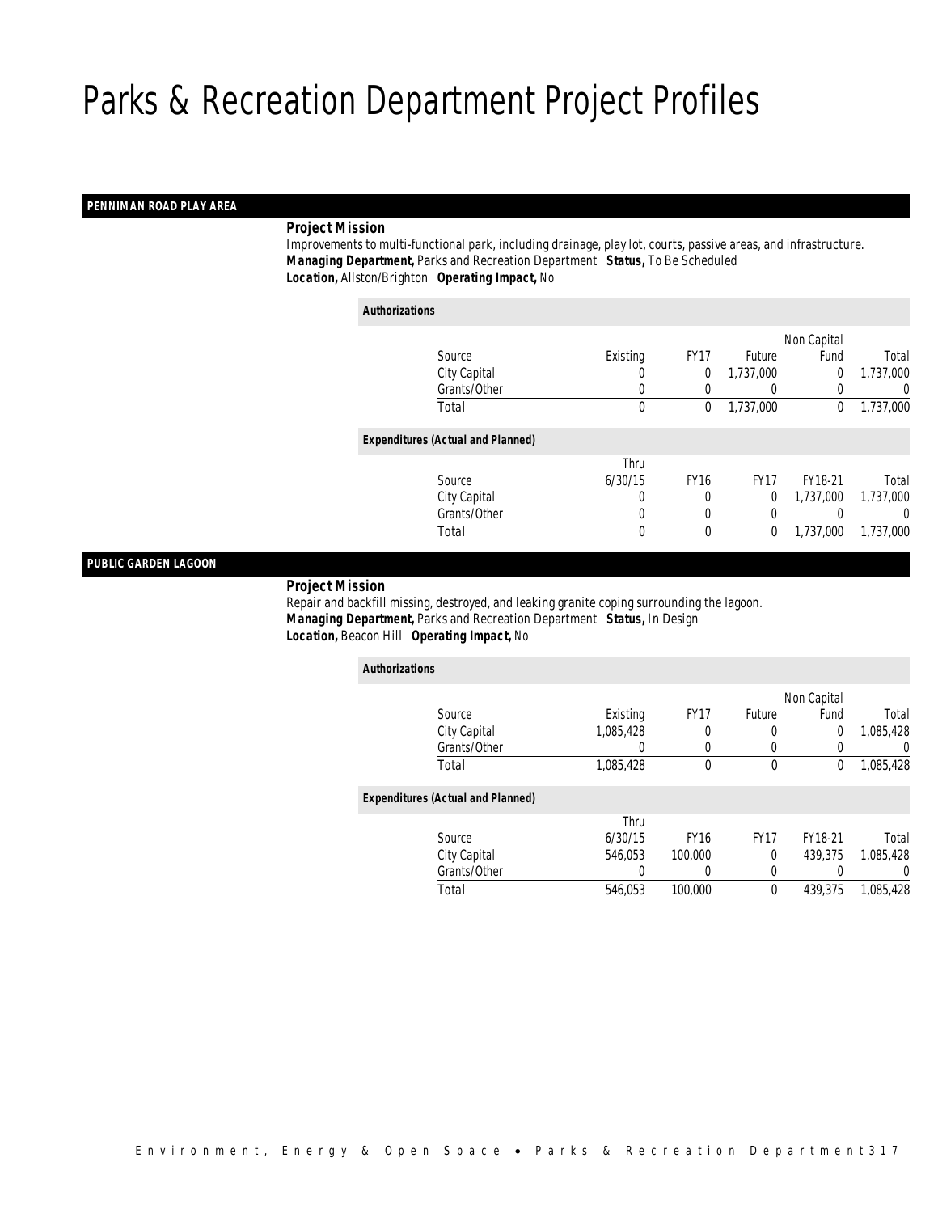# Parks & Recreation Department Project Profiles

## PENNIMAN ROAD PLAY AREA

**Project Mission**

Improvements to multi-functional park, including drainage, play lot, courts, passive areas, and infrastructure.

***Managing Department,*** Parks and Recreation Department ***Status,*** To Be Scheduled

***Location,*** Allston/Brighton ***Operating Impact,*** No

***Authorizations***

| Source | Existing | FY17 | Future | Non Capital Fund | Total |
|---|---|---|---|---|---|
| City Capital | 0 | 0 | 1,737,000 | 0 | 1,737,000 |
| Grants/Other | 0 | 0 | 0 | 0 | 0 |
| Total | 0 | 0 | 1,737,000 | 0 | 1,737,000 |

***Expenditures (Actual and Planned)***

| Source | Thru 6/30/15 | FY16 | FY17 | FY18-21 | Total |
|---|---|---|---|---|---|
| City Capital | 0 | 0 | 0 | 1,737,000 | 1,737,000 |
| Grants/Other | 0 | 0 | 0 | 0 | 0 |
| Total | 0 | 0 | 0 | 1,737,000 | 1,737,000 |

## PUBLIC GARDEN LAGOON

**Project Mission**

Repair and backfill missing, destroyed, and leaking granite coping surrounding the lagoon.

***Managing Department,*** Parks and Recreation Department ***Status,*** In Design

***Location,*** Beacon Hill ***Operating Impact,*** No

***Authorizations***

| Source | Existing | FY17 | Future | Non Capital Fund | Total |
|---|---|---|---|---|---|
| City Capital | 1,085,428 | 0 | 0 | 0 | 1,085,428 |
| Grants/Other | 0 | 0 | 0 | 0 | 0 |
| Total | 1,085,428 | 0 | 0 | 0 | 1,085,428 |

***Expenditures (Actual and Planned)***

| Source | Thru 6/30/15 | FY16 | FY17 | FY18-21 | Total |
|---|---|---|---|---|---|
| City Capital | 546,053 | 100,000 | 0 | 439,375 | 1,085,428 |
| Grants/Other | 0 | 0 | 0 | 0 | 0 |
| Total | 546,053 | 100,000 | 0 | 439,375 | 1,085,428 |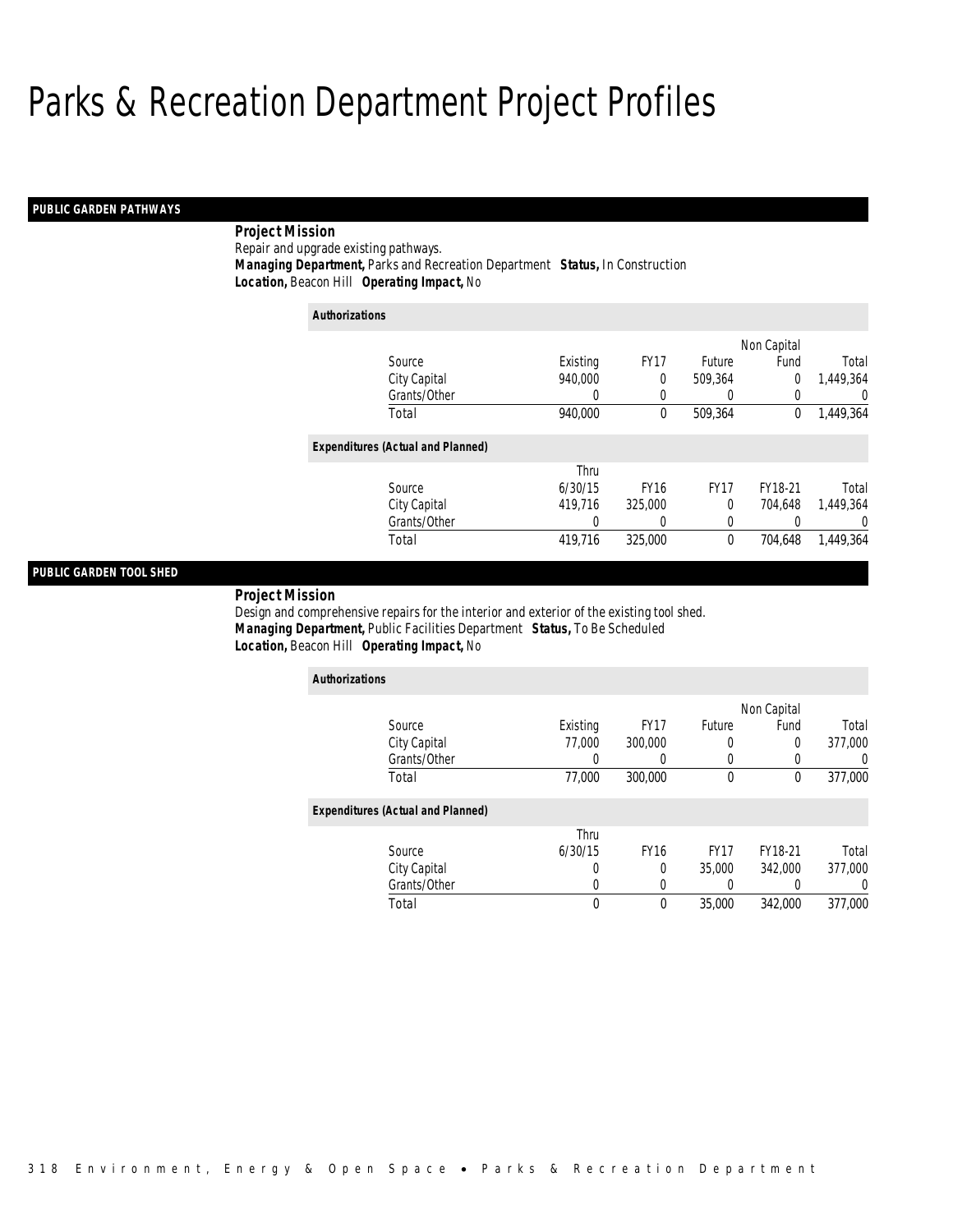# Parks & Recreation Department Project Profiles

## PUBLIC GARDEN PATHWAYS

**Project Mission**

Repair and upgrade existing pathways.

***Managing Department,*** Parks and Recreation Department ***Status,*** In Construction

***Location,*** Beacon Hill ***Operating Impact,*** No

***Authorizations***

| Source | Existing | FY17 | Future | Non Capital Fund | Total |
|---|---|---|---|---|---|
| City Capital | 940,000 | 0 | 509,364 | 0 | 1,449,364 |
| Grants/Other | 0 | 0 | 0 | 0 | 0 |
| Total | 940,000 | 0 | 509,364 | 0 | 1,449,364 |

***Expenditures (Actual and Planned)***

| Source | Thru 6/30/15 | FY16 | FY17 | FY18-21 | Total |
|---|---|---|---|---|---|
| City Capital | 419,716 | 325,000 | 0 | 704,648 | 1,449,364 |
| Grants/Other | 0 | 0 | 0 | 0 | 0 |
| Total | 419,716 | 325,000 | 0 | 704,648 | 1,449,364 |

## PUBLIC GARDEN TOOL SHED

**Project Mission**

Design and comprehensive repairs for the interior and exterior of the existing tool shed.

***Managing Department,*** Public Facilities Department ***Status,*** To Be Scheduled

***Location,*** Beacon Hill ***Operating Impact,*** No

***Authorizations***

| Source | Existing | FY17 | Future | Non Capital Fund | Total |
|---|---|---|---|---|---|
| City Capital | 77,000 | 300,000 | 0 | 0 | 377,000 |
| Grants/Other | 0 | 0 | 0 | 0 | 0 |
| Total | 77,000 | 300,000 | 0 | 0 | 377,000 |

***Expenditures (Actual and Planned)***

| Source | Thru 6/30/15 | FY16 | FY17 | FY18-21 | Total |
|---|---|---|---|---|---|
| City Capital | 0 | 0 | 35,000 | 342,000 | 377,000 |
| Grants/Other | 0 | 0 | 0 | 0 | 0 |
| Total | 0 | 0 | 35,000 | 342,000 | 377,000 |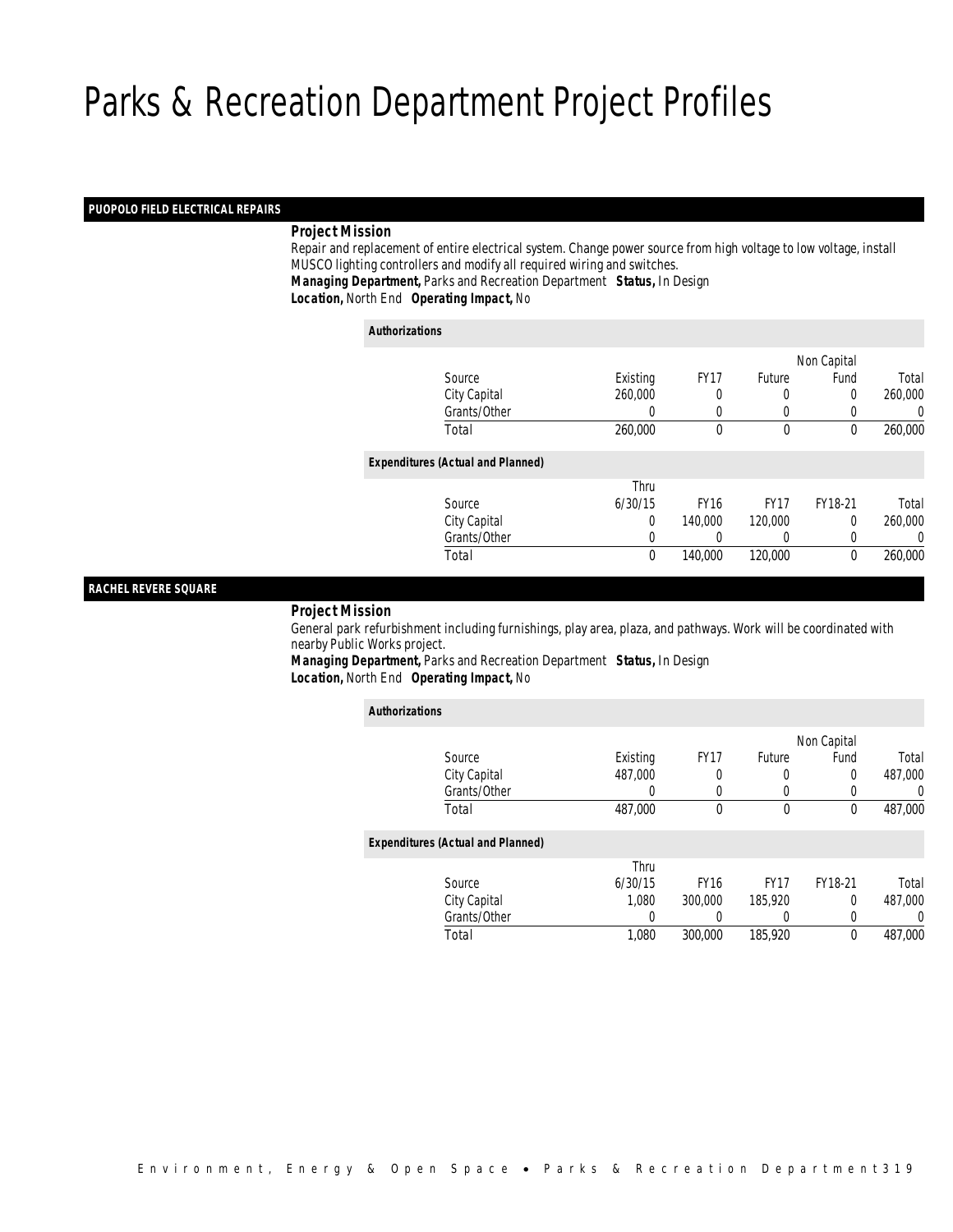# Parks & Recreation Department Project Profiles

## PUOPOLO FIELD ELECTRICAL REPAIRS

**Project Mission**

Repair and replacement of entire electrical system. Change power source from high voltage to low voltage, install MUSCO lighting controllers and modify all required wiring and switches.

**Managing Department,** Parks and Recreation Department **Status,** In Design

**Location,** North End **Operating Impact,** No

**Authorizations**

| Source | Existing | FY17 | Future | Non Capital Fund | Total |
|---|---|---|---|---|---|
| City Capital | 260,000 | 0 | 0 | 0 | 260,000 |
| Grants/Other | 0 | 0 | 0 | 0 | 0 |
| Total | 260,000 | 0 | 0 | 0 | 260,000 |

**Expenditures (Actual and Planned)**

| Source | Thru 6/30/15 | FY16 | FY17 | FY18-21 | Total |
|---|---|---|---|---|---|
| City Capital | 0 | 140,000 | 120,000 | 0 | 260,000 |
| Grants/Other | 0 | 0 | 0 | 0 | 0 |
| Total | 0 | 140,000 | 120,000 | 0 | 260,000 |

## RACHEL REVERE SQUARE

**Project Mission**

General park refurbishment including furnishings, play area, plaza, and pathways. Work will be coordinated with nearby Public Works project.

**Managing Department,** Parks and Recreation Department **Status,** In Design

**Location,** North End **Operating Impact,** No

**Authorizations**

| Source | Existing | FY17 | Future | Non Capital Fund | Total |
|---|---|---|---|---|---|
| City Capital | 487,000 | 0 | 0 | 0 | 487,000 |
| Grants/Other | 0 | 0 | 0 | 0 | 0 |
| Total | 487,000 | 0 | 0 | 0 | 487,000 |

**Expenditures (Actual and Planned)**

| Source | Thru 6/30/15 | FY16 | FY17 | FY18-21 | Total |
|---|---|---|---|---|---|
| City Capital | 1,080 | 300,000 | 185,920 | 0 | 487,000 |
| Grants/Other | 0 | 0 | 0 | 0 | 0 |
| Total | 1,080 | 300,000 | 185,920 | 0 | 487,000 |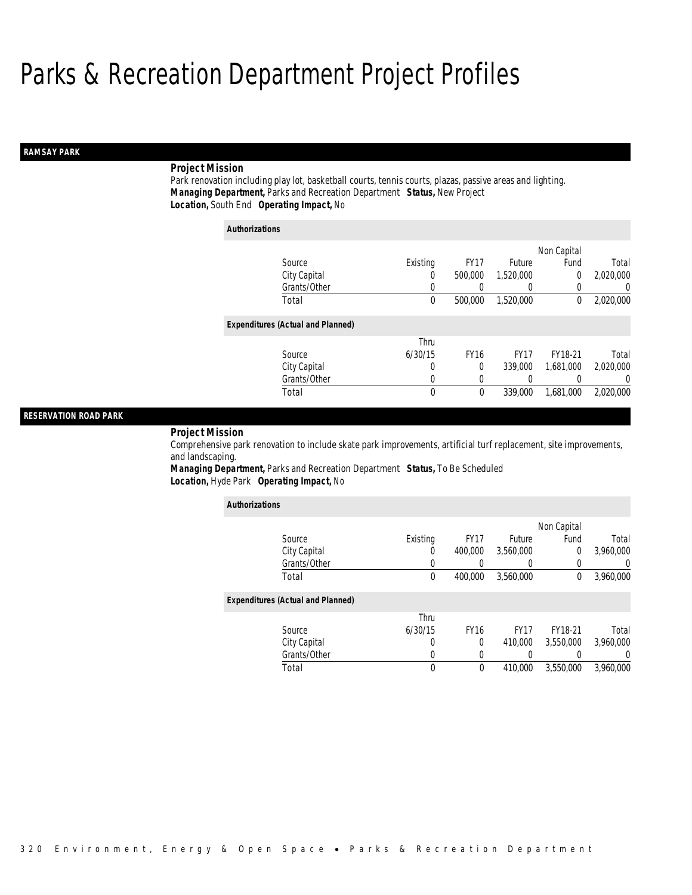# Parks & Recreation Department Project Profiles

## RAMSAY PARK

**Project Mission**
Park renovation including play lot, basketball courts, tennis courts, plazas, passive areas and lighting.
***Managing Department,*** Parks and Recreation Department ***Status,*** New Project
***Location,*** South End ***Operating Impact,*** No

**Authorizations**

| Source | Existing | FY17 | Future | Non Capital Fund | Total |
|---|---|---|---|---|---|
| City Capital | 0 | 500,000 | 1,520,000 | 0 | 2,020,000 |
| Grants/Other | 0 | 0 | 0 | 0 | 0 |
| Total | 0 | 500,000 | 1,520,000 | 0 | 2,020,000 |

**Expenditures (Actual and Planned)**

| Source | Thru 6/30/15 | FY16 | FY17 | FY18-21 | Total |
|---|---|---|---|---|---|
| City Capital | 0 | 0 | 339,000 | 1,681,000 | 2,020,000 |
| Grants/Other | 0 | 0 | 0 | 0 | 0 |
| Total | 0 | 0 | 339,000 | 1,681,000 | 2,020,000 |

## RESERVATION ROAD PARK

**Project Mission**
Comprehensive park renovation to include skate park improvements, artificial turf replacement, site improvements, and landscaping.
***Managing Department,*** Parks and Recreation Department ***Status,*** To Be Scheduled
***Location,*** Hyde Park ***Operating Impact,*** No

**Authorizations**

| Source | Existing | FY17 | Future | Non Capital Fund | Total |
|---|---|---|---|---|---|
| City Capital | 0 | 400,000 | 3,560,000 | 0 | 3,960,000 |
| Grants/Other | 0 | 0 | 0 | 0 | 0 |
| Total | 0 | 400,000 | 3,560,000 | 0 | 3,960,000 |

**Expenditures (Actual and Planned)**

| Source | Thru 6/30/15 | FY16 | FY17 | FY18-21 | Total |
|---|---|---|---|---|---|
| City Capital | 0 | 0 | 410,000 | 3,550,000 | 3,960,000 |
| Grants/Other | 0 | 0 | 0 | 0 | 0 |
| Total | 0 | 0 | 410,000 | 3,550,000 | 3,960,000 |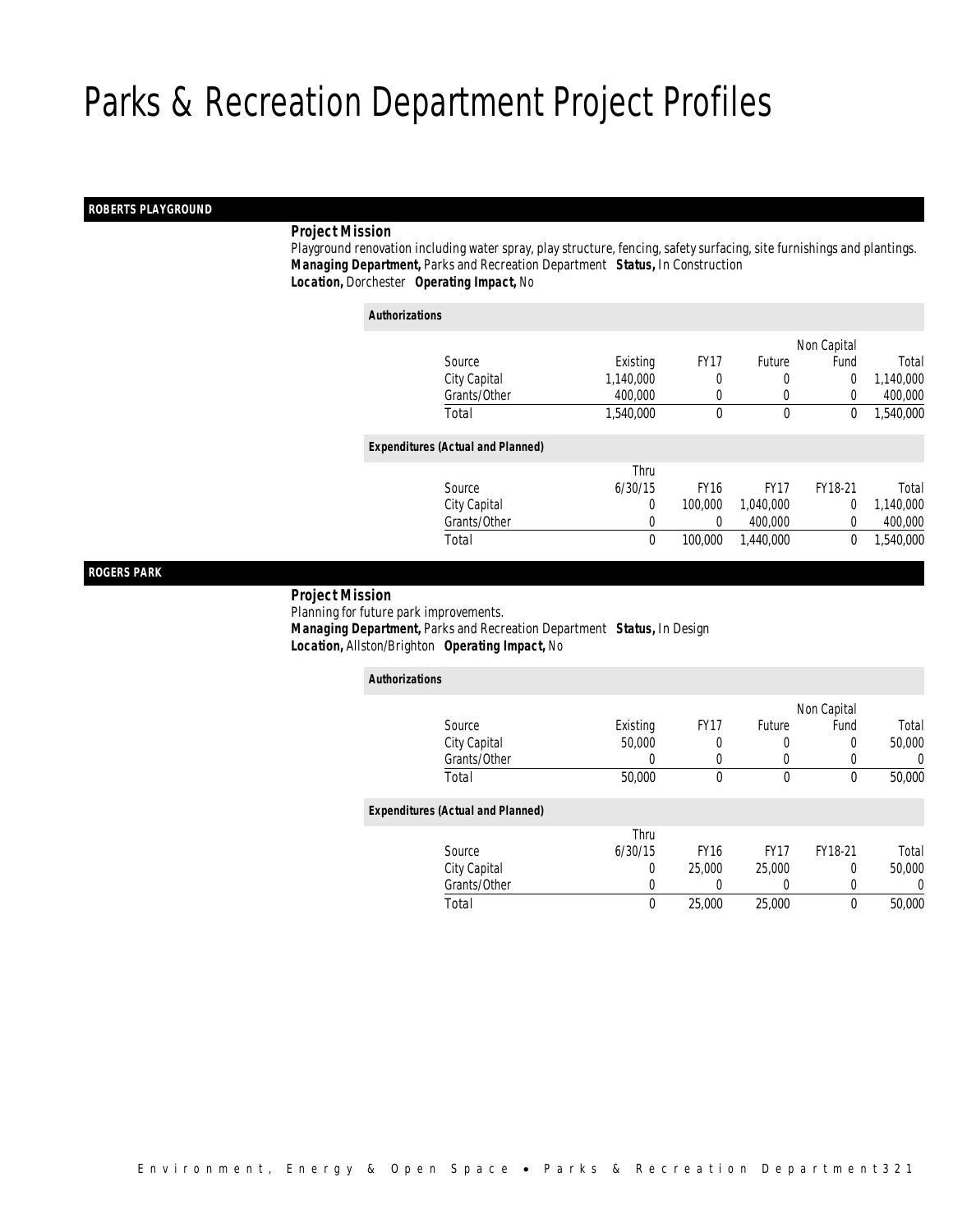# Parks & Recreation Department Project Profiles

## ROBERTS PLAYGROUND

**Project Mission**

Playground renovation including water spray, play structure, fencing, safety surfacing, site furnishings and plantings.

***Managing Department,*** Parks and Recreation Department ***Status,*** In Construction

***Location,*** Dorchester ***Operating Impact,*** No

**Authorizations**

| Source | Existing | FY17 | Future | Non Capital Fund | Total |
|---|---|---|---|---|---|
| City Capital | 1,140,000 | 0 | 0 | 0 | 1,140,000 |
| Grants/Other | 400,000 | 0 | 0 | 0 | 400,000 |
| Total | 1,540,000 | 0 | 0 | 0 | 1,540,000 |

**Expenditures (Actual and Planned)**

| Source | Thru 6/30/15 | FY16 | FY17 | FY18-21 | Total |
|---|---|---|---|---|---|
| City Capital | 0 | 100,000 | 1,040,000 | 0 | 1,140,000 |
| Grants/Other | 0 | 0 | 400,000 | 0 | 400,000 |
| Total | 0 | 100,000 | 1,440,000 | 0 | 1,540,000 |

## ROGERS PARK

**Project Mission**

Planning for future park improvements.

***Managing Department,*** Parks and Recreation Department ***Status,*** In Design

***Location,*** Allston/Brighton ***Operating Impact,*** No

**Authorizations**

| Source | Existing | FY17 | Future | Non Capital Fund | Total |
|---|---|---|---|---|---|
| City Capital | 50,000 | 0 | 0 | 0 | 50,000 |
| Grants/Other | 0 | 0 | 0 | 0 | 0 |
| Total | 50,000 | 0 | 0 | 0 | 50,000 |

**Expenditures (Actual and Planned)**

| Source | Thru 6/30/15 | FY16 | FY17 | FY18-21 | Total |
|---|---|---|---|---|---|
| City Capital | 0 | 25,000 | 25,000 | 0 | 50,000 |
| Grants/Other | 0 | 0 | 0 | 0 | 0 |
| Total | 0 | 25,000 | 25,000 | 0 | 50,000 |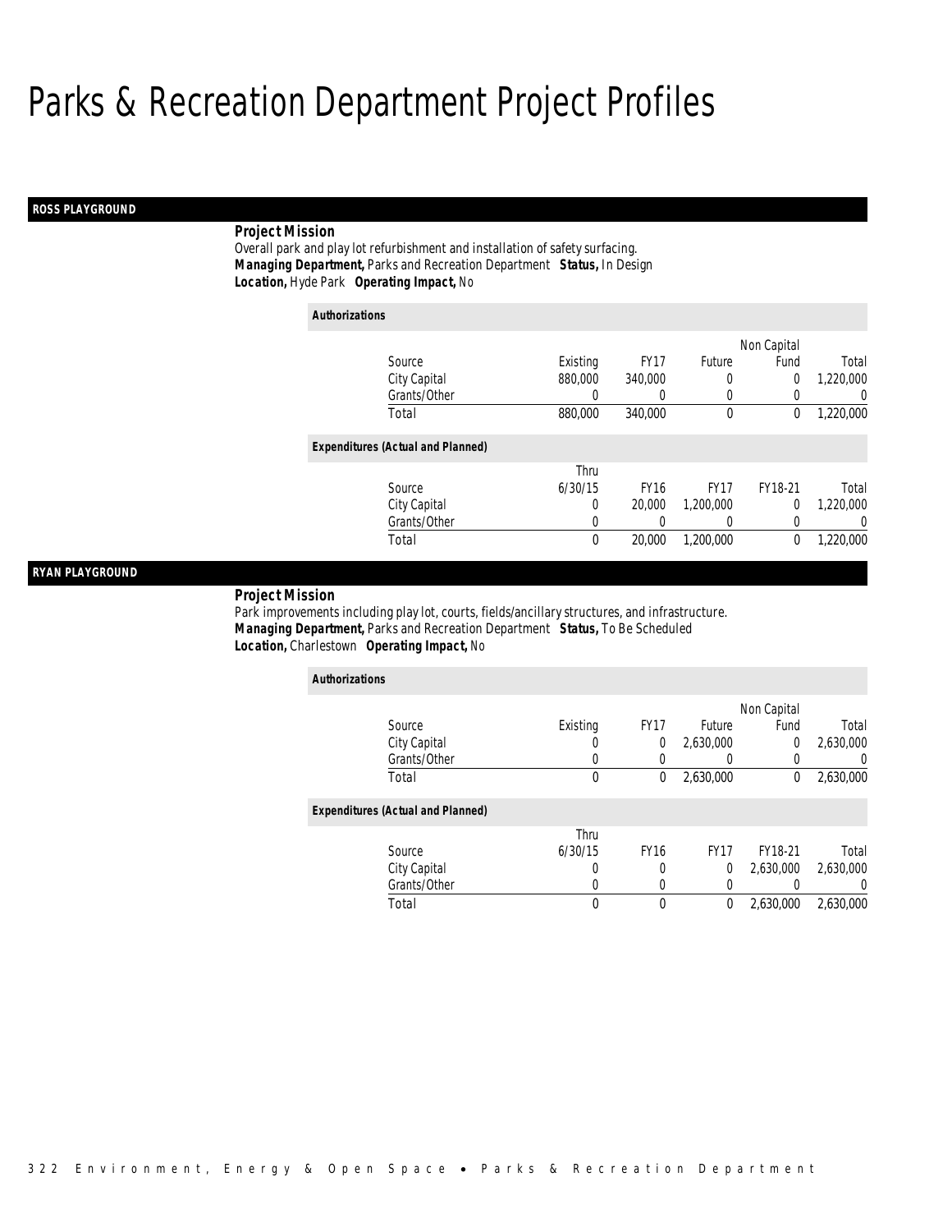# Parks & Recreation Department Project Profiles

## ROSS PLAYGROUND

**Project Mission**

Overall park and play lot refurbishment and installation of safety surfacing.

***Managing Department,*** Parks and Recreation Department ***Status,*** In Design

***Location,*** Hyde Park ***Operating Impact,*** No

***Authorizations***

| Source | Existing | FY17 | Future | Non Capital Fund | Total |
|---|---|---|---|---|---|
| City Capital | 880,000 | 340,000 | 0 | 0 | 1,220,000 |
| Grants/Other | 0 | 0 | 0 | 0 | 0 |
| Total | 880,000 | 340,000 | 0 | 0 | 1,220,000 |

***Expenditures (Actual and Planned)***

| Source | Thru 6/30/15 | FY16 | FY17 | FY18-21 | Total |
|---|---|---|---|---|---|
| City Capital | 0 | 20,000 | 1,200,000 | 0 | 1,220,000 |
| Grants/Other | 0 | 0 | 0 | 0 | 0 |
| Total | 0 | 20,000 | 1,200,000 | 0 | 1,220,000 |

## RYAN PLAYGROUND

**Project Mission**

Park improvements including play lot, courts, fields/ancillary structures, and infrastructure.

***Managing Department,*** Parks and Recreation Department ***Status,*** To Be Scheduled

***Location,*** Charlestown ***Operating Impact,*** No

***Authorizations***

| Source | Existing | FY17 | Future | Non Capital Fund | Total |
|---|---|---|---|---|---|
| City Capital | 0 | 0 | 2,630,000 | 0 | 2,630,000 |
| Grants/Other | 0 | 0 | 0 | 0 | 0 |
| Total | 0 | 0 | 2,630,000 | 0 | 2,630,000 |

***Expenditures (Actual and Planned)***

| Source | Thru 6/30/15 | FY16 | FY17 | FY18-21 | Total |
|---|---|---|---|---|---|
| City Capital | 0 | 0 | 0 | 2,630,000 | 2,630,000 |
| Grants/Other | 0 | 0 | 0 | 0 | 0 |
| Total | 0 | 0 | 0 | 2,630,000 | 2,630,000 |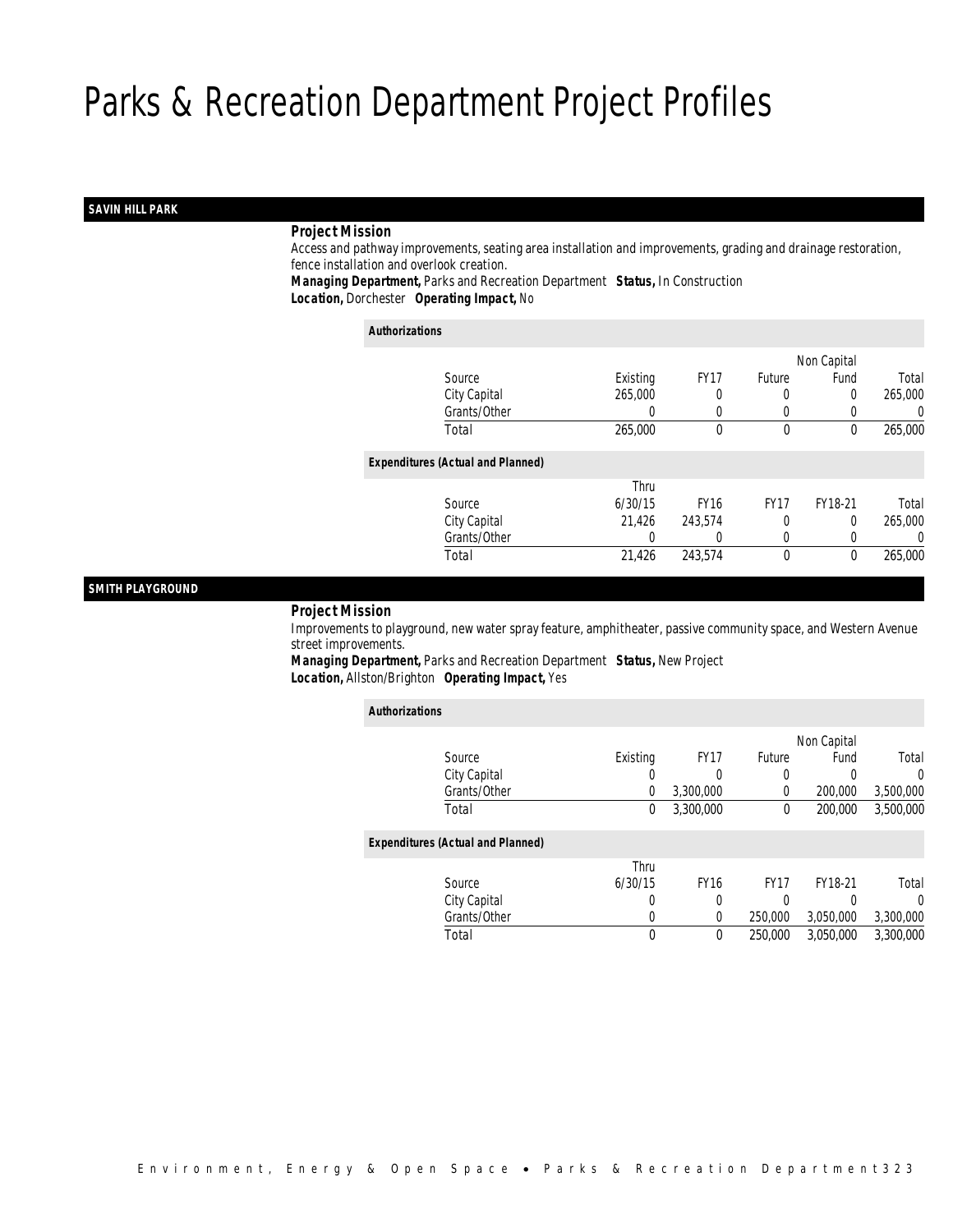# Parks & Recreation Department Project Profiles

## SAVIN HILL PARK

**Project Mission**

Access and pathway improvements, seating area installation and improvements, grading and drainage restoration, fence installation and overlook creation.

**Managing Department,** Parks and Recreation Department **Status,** In Construction

**Location,** Dorchester **Operating Impact,** No

**Authorizations**

| Source | Existing | FY17 | Future | Non Capital Fund | Total |
|---|---|---|---|---|---|
| City Capital | 265,000 | 0 | 0 | 0 | 265,000 |
| Grants/Other | 0 | 0 | 0 | 0 | 0 |
| Total | 265,000 | 0 | 0 | 0 | 265,000 |

**Expenditures (Actual and Planned)**

| Source | Thru 6/30/15 | FY16 | FY17 | FY18-21 | Total |
|---|---|---|---|---|---|
| City Capital | 21,426 | 243,574 | 0 | 0 | 265,000 |
| Grants/Other | 0 | 0 | 0 | 0 | 0 |
| Total | 21,426 | 243,574 | 0 | 0 | 265,000 |

## SMITH PLAYGROUND

**Project Mission**

Improvements to playground, new water spray feature, amphitheater, passive community space, and Western Avenue street improvements.

**Managing Department,** Parks and Recreation Department **Status,** New Project

**Location,** Allston/Brighton **Operating Impact,** Yes

**Authorizations**

| Source | Existing | FY17 | Future | Non Capital Fund | Total |
|---|---|---|---|---|---|
| City Capital | 0 | 0 | 0 | 0 | 0 |
| Grants/Other | 0 | 3,300,000 | 0 | 200,000 | 3,500,000 |
| Total | 0 | 3,300,000 | 0 | 200,000 | 3,500,000 |

**Expenditures (Actual and Planned)**

| Source | Thru 6/30/15 | FY16 | FY17 | FY18-21 | Total |
|---|---|---|---|---|---|
| City Capital | 0 | 0 | 0 | 0 | 0 |
| Grants/Other | 0 | 0 | 250,000 | 3,050,000 | 3,300,000 |
| Total | 0 | 0 | 250,000 | 3,050,000 | 3,300,000 |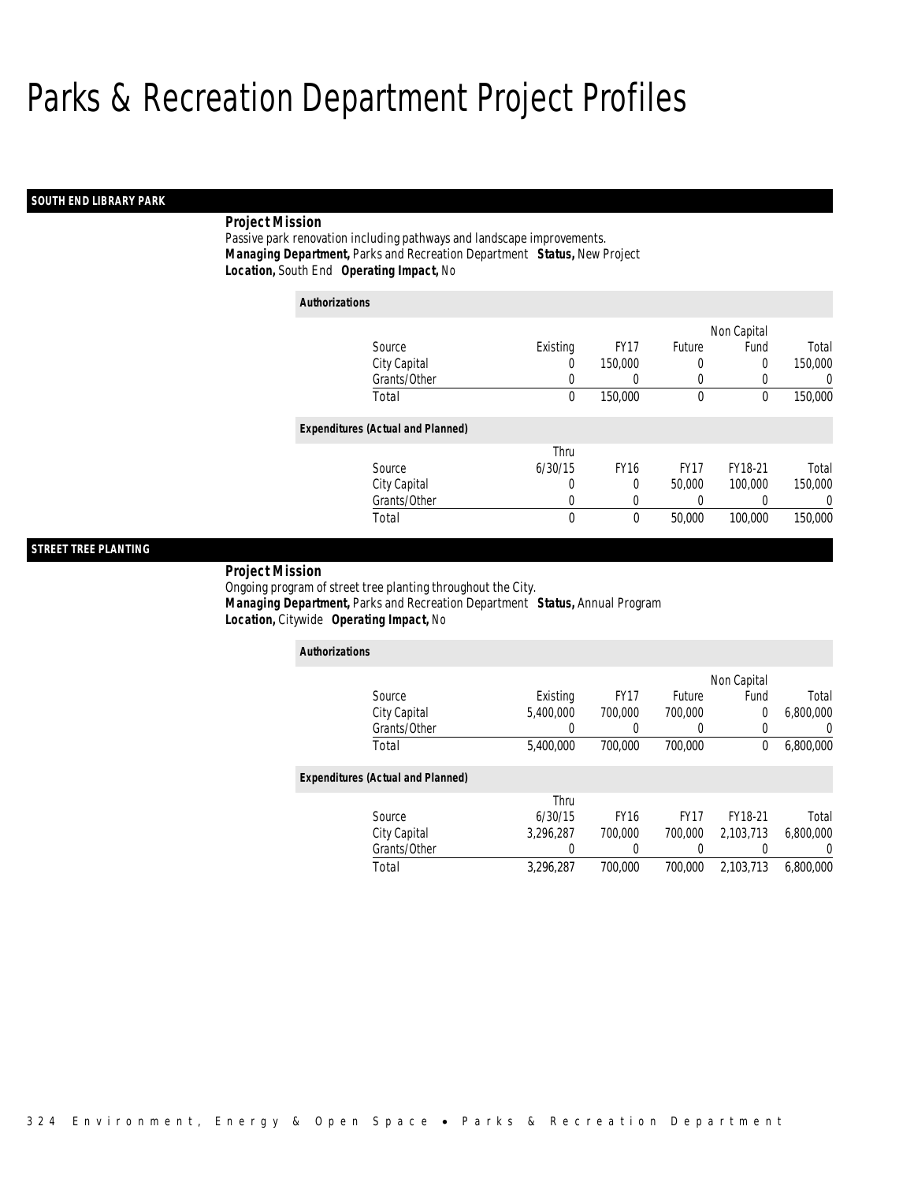# Parks & Recreation Department Project Profiles

## SOUTH END LIBRARY PARK

***Project Mission***

Passive park renovation including pathways and landscape improvements.

***Managing Department,*** Parks and Recreation Department ***Status,*** New Project

***Location,*** South End ***Operating Impact,*** No

***Authorizations***

| Source | Existing | FY17 | Future | Non Capital Fund | Total |
|---|---|---|---|---|---|
| City Capital | 0 | 150,000 | 0 | 0 | 150,000 |
| Grants/Other | 0 | 0 | 0 | 0 | 0 |
| Total | 0 | 150,000 | 0 | 0 | 150,000 |

***Expenditures (Actual and Planned)***

| Source | Thru 6/30/15 | FY16 | FY17 | FY18-21 | Total |
|---|---|---|---|---|---|
| City Capital | 0 | 0 | 50,000 | 100,000 | 150,000 |
| Grants/Other | 0 | 0 | 0 | 0 | 0 |
| Total | 0 | 0 | 50,000 | 100,000 | 150,000 |

## STREET TREE PLANTING

***Project Mission***

Ongoing program of street tree planting throughout the City.

***Managing Department,*** Parks and Recreation Department ***Status,*** Annual Program

***Location,*** Citywide ***Operating Impact,*** No

***Authorizations***

| Source | Existing | FY17 | Future | Non Capital Fund | Total |
|---|---|---|---|---|---|
| City Capital | 5,400,000 | 700,000 | 700,000 | 0 | 6,800,000 |
| Grants/Other | 0 | 0 | 0 | 0 | 0 |
| Total | 5,400,000 | 700,000 | 700,000 | 0 | 6,800,000 |

***Expenditures (Actual and Planned)***

| Source | Thru 6/30/15 | FY16 | FY17 | FY18-21 | Total |
|---|---|---|---|---|---|
| City Capital | 3,296,287 | 700,000 | 700,000 | 2,103,713 | 6,800,000 |
| Grants/Other | 0 | 0 | 0 | 0 | 0 |
| Total | 3,296,287 | 700,000 | 700,000 | 2,103,713 | 6,800,000 |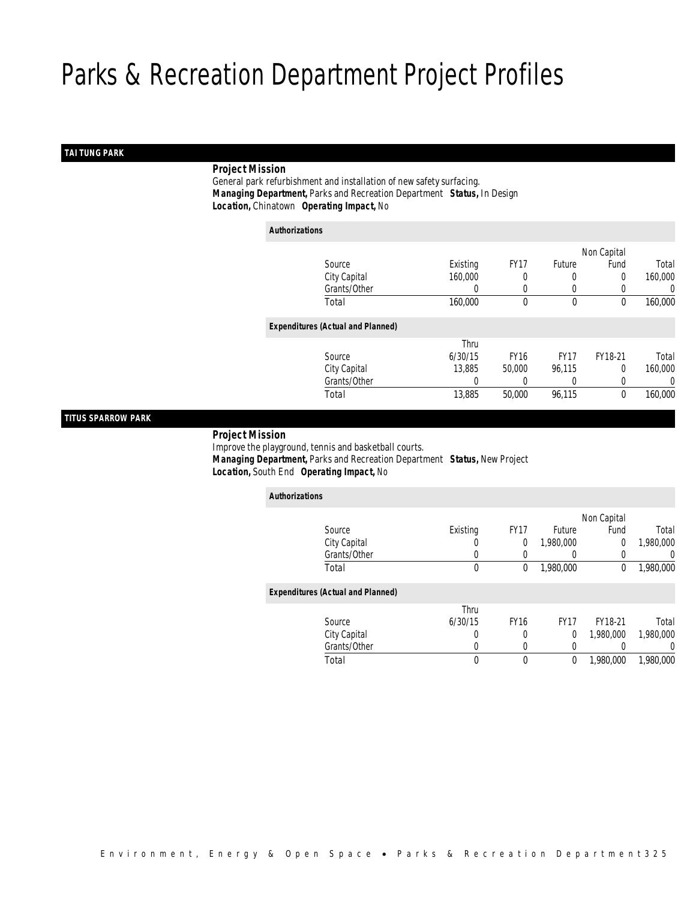# Parks & Recreation Department Project Profiles

## TAI TUNG PARK

**Project Mission**

General park refurbishment and installation of new safety surfacing.

***Managing Department,*** Parks and Recreation Department ***Status,*** In Design

***Location,*** Chinatown ***Operating Impact,*** No

***Authorizations***

| Source | Existing | FY17 | Future | Non Capital Fund | Total |
|---|---|---|---|---|---|
| City Capital | 160,000 | 0 | 0 | 0 | 160,000 |
| Grants/Other | 0 | 0 | 0 | 0 | 0 |
| Total | 160,000 | 0 | 0 | 0 | 160,000 |

***Expenditures (Actual and Planned)***

| Source | Thru 6/30/15 | FY16 | FY17 | FY18-21 | Total |
|---|---|---|---|---|---|
| City Capital | 13,885 | 50,000 | 96,115 | 0 | 160,000 |
| Grants/Other | 0 | 0 | 0 | 0 | 0 |
| Total | 13,885 | 50,000 | 96,115 | 0 | 160,000 |

## TITUS SPARROW PARK

**Project Mission**

Improve the playground, tennis and basketball courts.

***Managing Department,*** Parks and Recreation Department ***Status,*** New Project

***Location,*** South End ***Operating Impact,*** No

***Authorizations***

| Source | Existing | FY17 | Future | Non Capital Fund | Total |
|---|---|---|---|---|---|
| City Capital | 0 | 0 | 1,980,000 | 0 | 1,980,000 |
| Grants/Other | 0 | 0 | 0 | 0 | 0 |
| Total | 0 | 0 | 1,980,000 | 0 | 1,980,000 |

***Expenditures (Actual and Planned)***

| Source | Thru 6/30/15 | FY16 | FY17 | FY18-21 | Total |
|---|---|---|---|---|---|
| City Capital | 0 | 0 | 0 | 1,980,000 | 1,980,000 |
| Grants/Other | 0 | 0 | 0 | 0 | 0 |
| Total | 0 | 0 | 0 | 1,980,000 | 1,980,000 |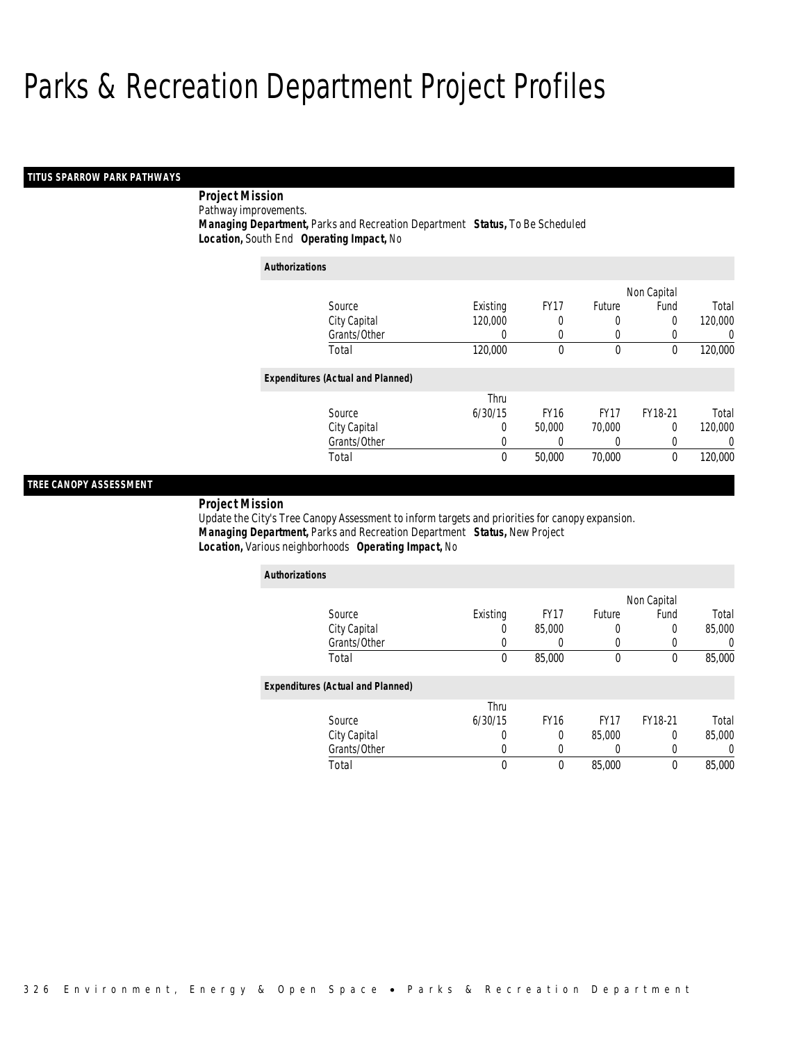# Parks & Recreation Department Project Profiles

## TITUS SPARROW PARK PATHWAYS

**Project Mission**
Pathway improvements.
***Managing Department,*** Parks and Recreation Department ***Status,*** To Be Scheduled
***Location,*** South End ***Operating Impact,*** No

**Authorizations**

| Source | Existing | FY17 | Future | Non Capital Fund | Total |
|---|---|---|---|---|---|
| City Capital | 120,000 | 0 | 0 | 0 | 120,000 |
| Grants/Other | 0 | 0 | 0 | 0 | 0 |
| Total | 120,000 | 0 | 0 | 0 | 120,000 |

**Expenditures (Actual and Planned)**

| Source | Thru 6/30/15 | FY16 | FY17 | FY18-21 | Total |
|---|---|---|---|---|---|
| City Capital | 0 | 50,000 | 70,000 | 0 | 120,000 |
| Grants/Other | 0 | 0 | 0 | 0 | 0 |
| Total | 0 | 50,000 | 70,000 | 0 | 120,000 |

## TREE CANOPY ASSESSMENT

**Project Mission**
Update the City's Tree Canopy Assessment to inform targets and priorities for canopy expansion.
***Managing Department,*** Parks and Recreation Department ***Status,*** New Project
***Location,*** Various neighborhoods ***Operating Impact,*** No

**Authorizations**

| Source | Existing | FY17 | Future | Non Capital Fund | Total |
|---|---|---|---|---|---|
| City Capital | 0 | 85,000 | 0 | 0 | 85,000 |
| Grants/Other | 0 | 0 | 0 | 0 | 0 |
| Total | 0 | 85,000 | 0 | 0 | 85,000 |

**Expenditures (Actual and Planned)**

| Source | Thru 6/30/15 | FY16 | FY17 | FY18-21 | Total |
|---|---|---|---|---|---|
| City Capital | 0 | 0 | 85,000 | 0 | 85,000 |
| Grants/Other | 0 | 0 | 0 | 0 | 0 |
| Total | 0 | 0 | 85,000 | 0 | 85,000 |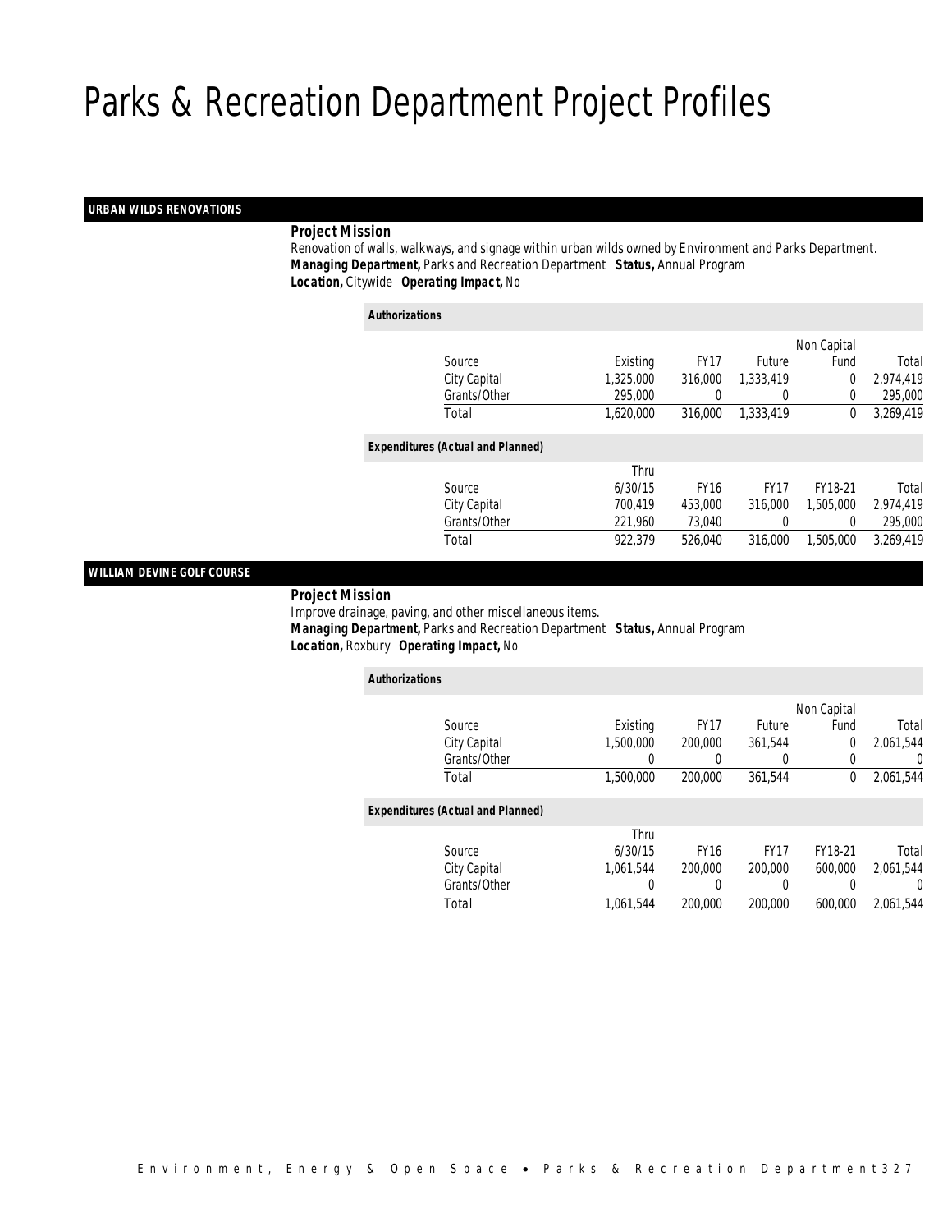# Parks & Recreation Department Project Profiles

## URBAN WILDS RENOVATIONS

**Project Mission**

Renovation of walls, walkways, and signage within urban wilds owned by Environment and Parks Department.

***Managing Department,*** Parks and Recreation Department ***Status,*** Annual Program

***Location,*** Citywide ***Operating Impact,*** No

**Authorizations**

| Source | Existing | FY17 | Future | Non Capital Fund | Total |
|---|---|---|---|---|---|
| City Capital | 1,325,000 | 316,000 | 1,333,419 | 0 | 2,974,419 |
| Grants/Other | 295,000 | 0 | 0 | 0 | 295,000 |
| Total | 1,620,000 | 316,000 | 1,333,419 | 0 | 3,269,419 |

**Expenditures (Actual and Planned)**

| Source | Thru 6/30/15 | FY16 | FY17 | FY18-21 | Total |
|---|---|---|---|---|---|
| City Capital | 700,419 | 453,000 | 316,000 | 1,505,000 | 2,974,419 |
| Grants/Other | 221,960 | 73,040 | 0 | 0 | 295,000 |
| Total | 922,379 | 526,040 | 316,000 | 1,505,000 | 3,269,419 |

## WILLIAM DEVINE GOLF COURSE

**Project Mission**

Improve drainage, paving, and other miscellaneous items.

***Managing Department,*** Parks and Recreation Department ***Status,*** Annual Program

***Location,*** Roxbury ***Operating Impact,*** No

**Authorizations**

| Source | Existing | FY17 | Future | Non Capital Fund | Total |
|---|---|---|---|---|---|
| City Capital | 1,500,000 | 200,000 | 361,544 | 0 | 2,061,544 |
| Grants/Other | 0 | 0 | 0 | 0 | 0 |
| Total | 1,500,000 | 200,000 | 361,544 | 0 | 2,061,544 |

**Expenditures (Actual and Planned)**

| Source | Thru 6/30/15 | FY16 | FY17 | FY18-21 | Total |
|---|---|---|---|---|---|
| City Capital | 1,061,544 | 200,000 | 200,000 | 600,000 | 2,061,544 |
| Grants/Other | 0 | 0 | 0 | 0 | 0 |
| Total | 1,061,544 | 200,000 | 200,000 | 600,000 | 2,061,544 |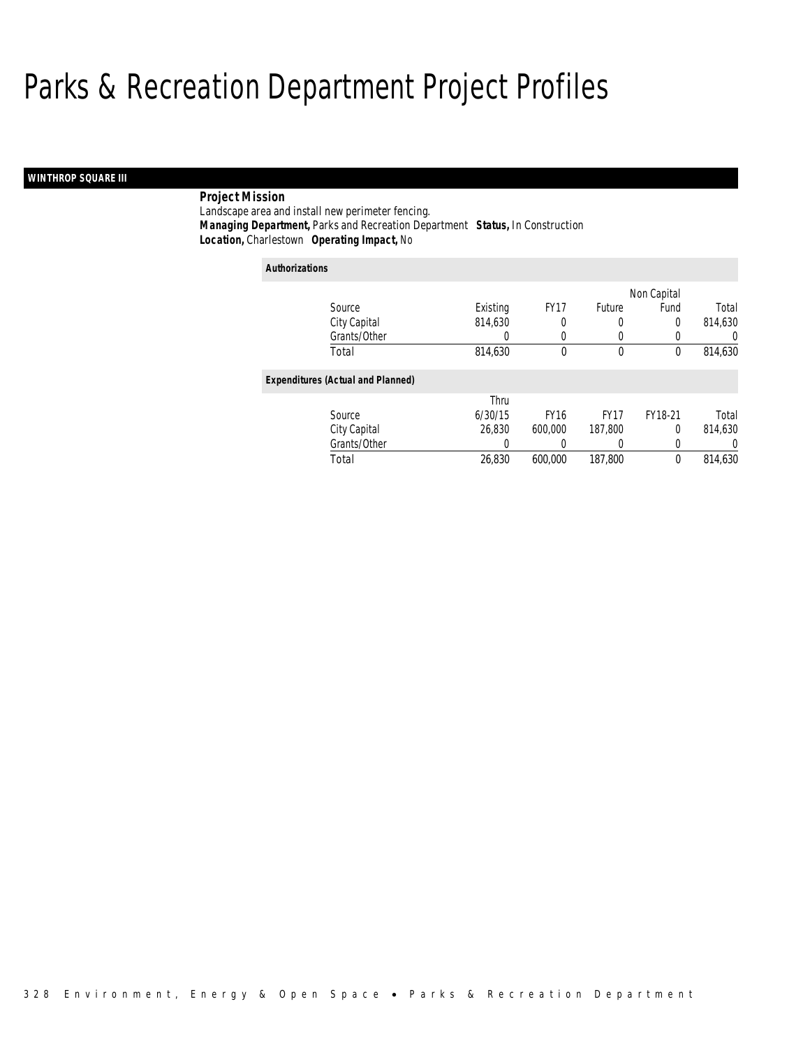# Parks & Recreation Department Project Profiles

## WINTHROP SQUARE III

***Project Mission***

Landscape area and install new perimeter fencing.

***Managing Department,*** Parks and Recreation Department ***Status,*** In Construction

***Location,*** Charlestown ***Operating Impact,*** No

***Authorizations***

| Source | Existing | FY17 | Future | Non Capital Fund | Total |
|---|---|---|---|---|---|
| City Capital | 814,630 | 0 | 0 | 0 | 814,630 |
| Grants/Other | 0 | 0 | 0 | 0 | 0 |
| Total | 814,630 | 0 | 0 | 0 | 814,630 |

***Expenditures (Actual and Planned)***

| Source | Thru 6/30/15 | FY16 | FY17 | FY18-21 | Total |
|---|---|---|---|---|---|
| City Capital | 26,830 | 600,000 | 187,800 | 0 | 814,630 |
| Grants/Other | 0 | 0 | 0 | 0 | 0 |
| Total | 26,830 | 600,000 | 187,800 | 0 | 814,630 |